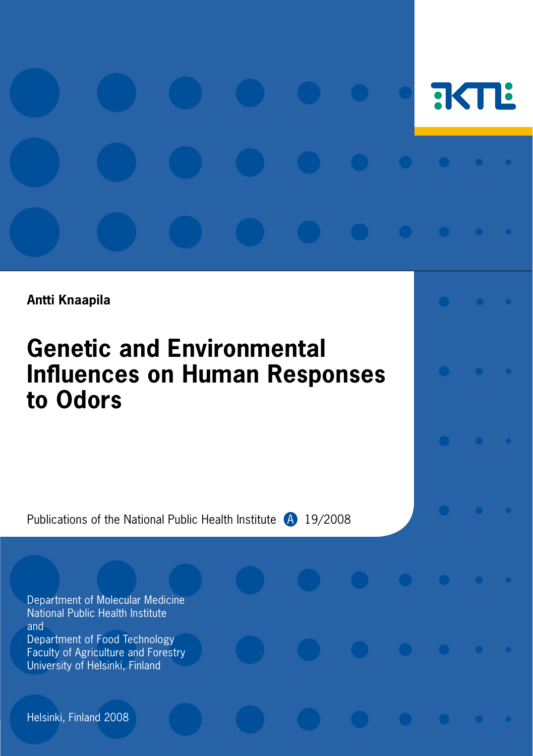Antti Knaapila

# Genetic and Environmental Influences on Human Responses to Odors

Publications of the National Public Health Institute A 19/2008

Department of Molecular Medicine
National Public Health Institute
and
Department of Food Technology
Faculty of Agriculture and Forestry
University of Helsinki, Finland

Helsinki, Finland 2008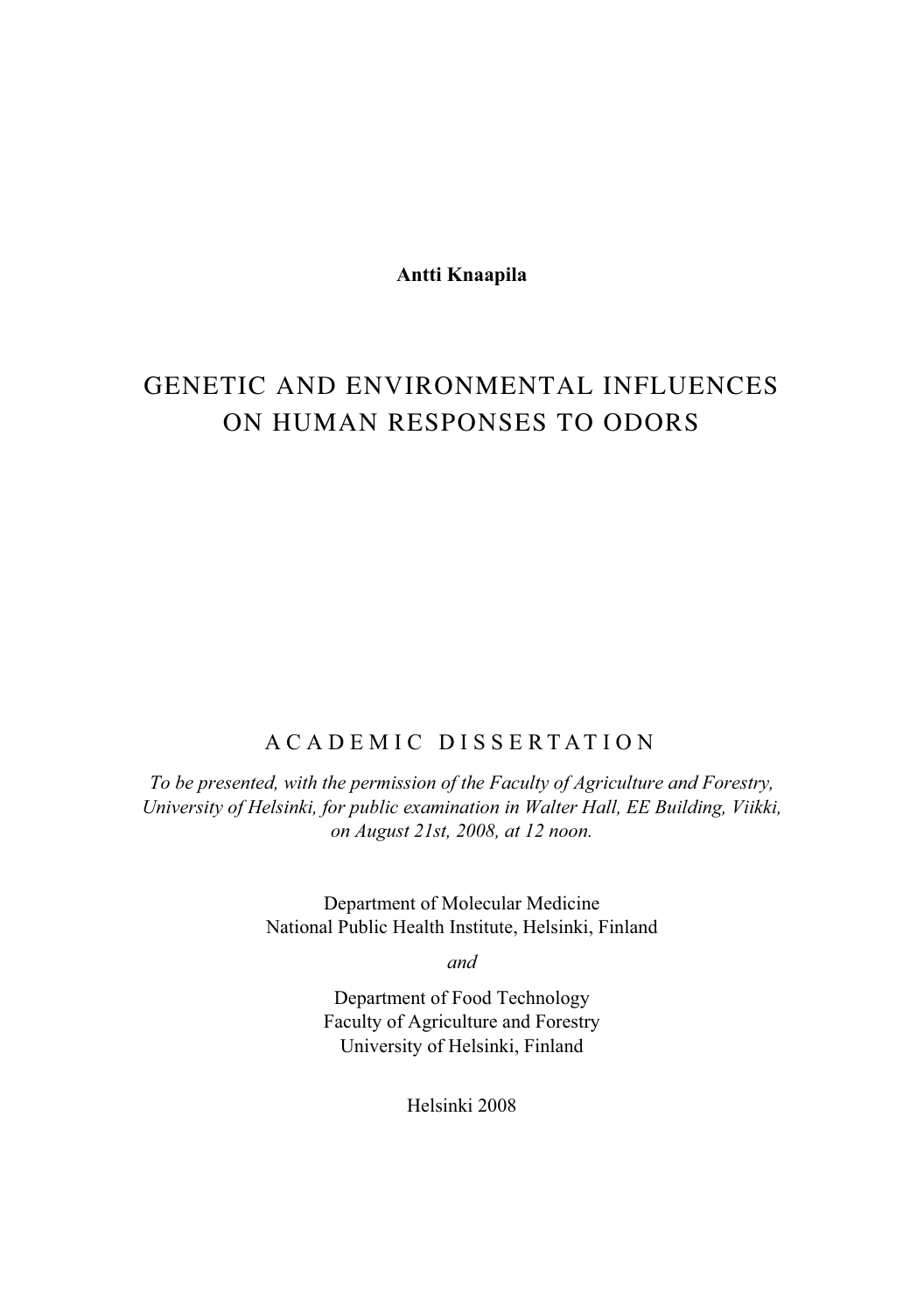**Antti Knaapila**

# GENETIC AND ENVIRONMENTAL INFLUENCES ON HUMAN RESPONSES TO ODORS

ACADEMIC DISSERTATION

*To be presented, with the permission of the Faculty of Agriculture and Forestry, University of Helsinki, for public examination in Walter Hall, EE Building, Viikki, on August 21st, 2008, at 12 noon.*

Department of Molecular Medicine
National Public Health Institute, Helsinki, Finland

*and*

Department of Food Technology
Faculty of Agriculture and Forestry
University of Helsinki, Finland

Helsinki 2008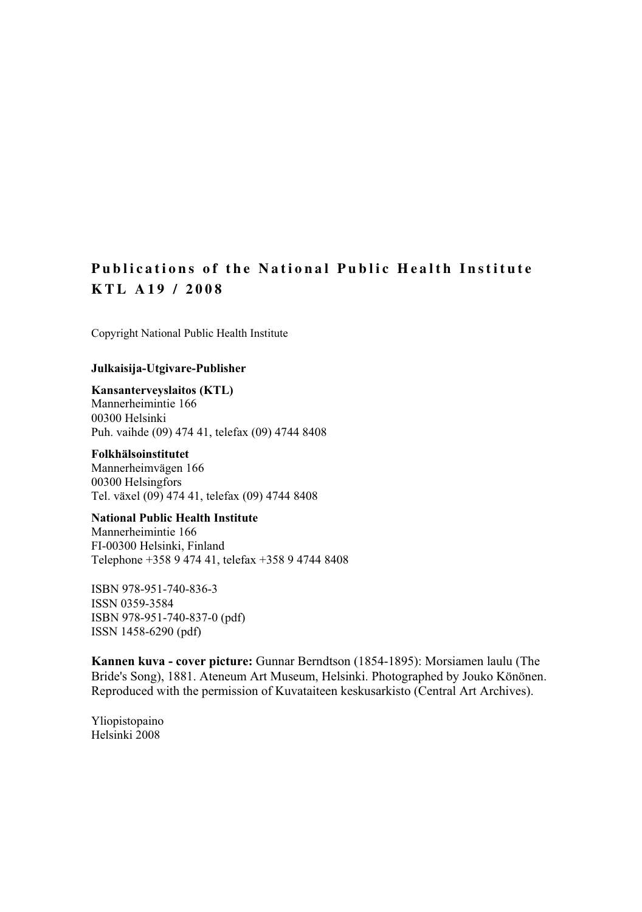**Publications of the National Public Health Institute**
**KTL A19 / 2008**

Copyright National Public Health Institute

**Julkaisija-Utgivare-Publisher**

**Kansanterveyslaitos (KTL)**
Mannerheimintie 166
00300 Helsinki
Puh. vaihde (09) 474 41, telefax (09) 4744 8408

**Folkhälsoinstitutet**
Mannerheimvägen 166
00300 Helsingfors
Tel. växel (09) 474 41, telefax (09) 4744 8408

**National Public Health Institute**
Mannerheimintie 166
FI-00300 Helsinki, Finland
Telephone +358 9 474 41, telefax +358 9 4744 8408

ISBN 978-951-740-836-3
ISSN 0359-3584
ISBN 978-951-740-837-0 (pdf)
ISSN 1458-6290 (pdf)

**Kannen kuva - cover picture:** Gunnar Berndtson (1854-1895): Morsiamen laulu (The Bride's Song), 1881. Ateneum Art Museum, Helsinki. Photographed by Jouko Könönen. Reproduced with the permission of Kuvataiteen keskusarkisto (Central Art Archives).

Yliopistopaino
Helsinki 2008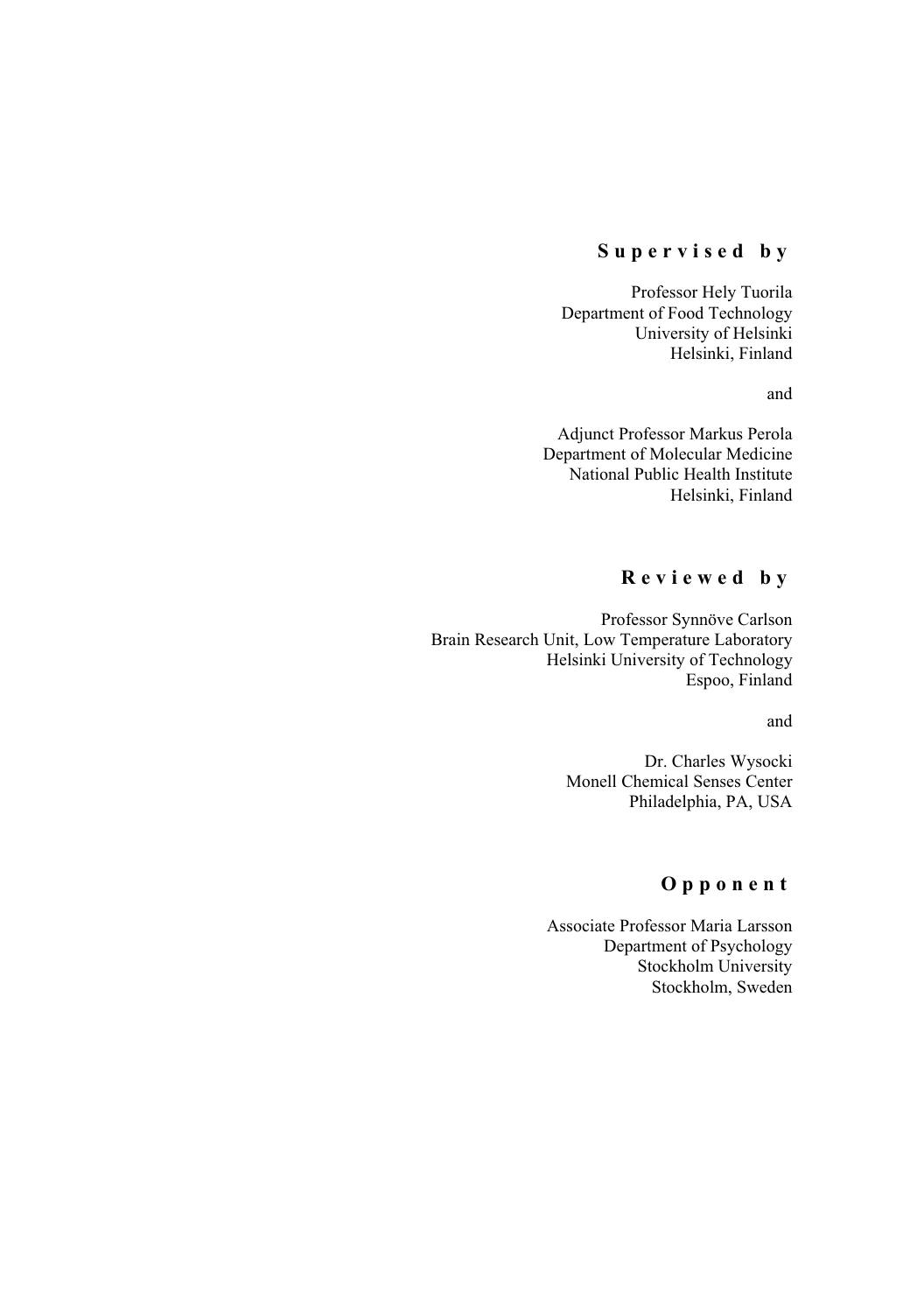**Supervised by**

Professor Hely Tuorila
Department of Food Technology
University of Helsinki
Helsinki, Finland

and

Adjunct Professor Markus Perola
Department of Molecular Medicine
National Public Health Institute
Helsinki, Finland

**Reviewed by**

Professor Synnöve Carlson
Brain Research Unit, Low Temperature Laboratory
Helsinki University of Technology
Espoo, Finland

and

Dr. Charles Wysocki
Monell Chemical Senses Center
Philadelphia, PA, USA

**Opponent**

Associate Professor Maria Larsson
Department of Psychology
Stockholm University
Stockholm, Sweden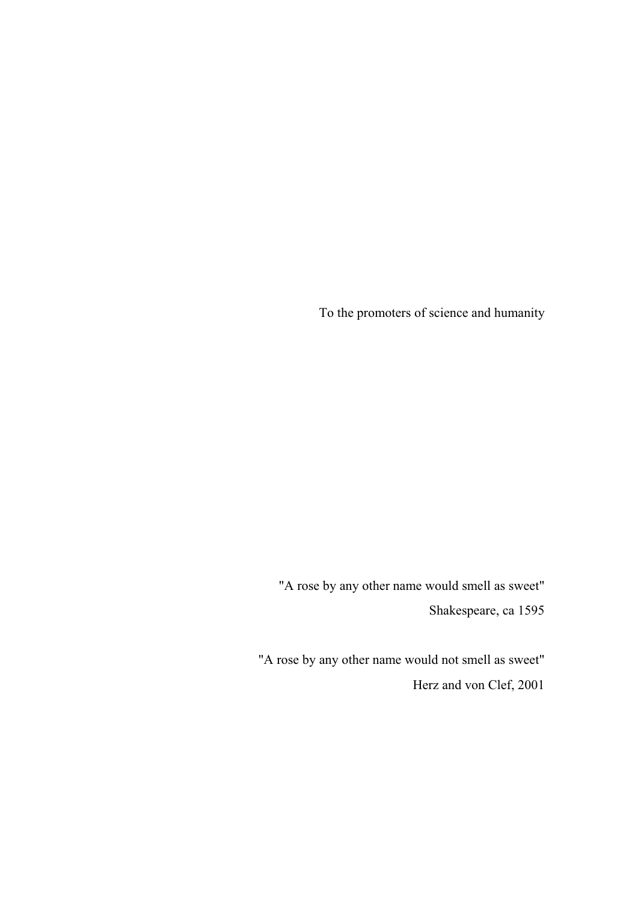To the promoters of science and humanity

"A rose by any other name would smell as sweet"

Shakespeare, ca 1595

"A rose by any other name would not smell as sweet"

Herz and von Clef, 2001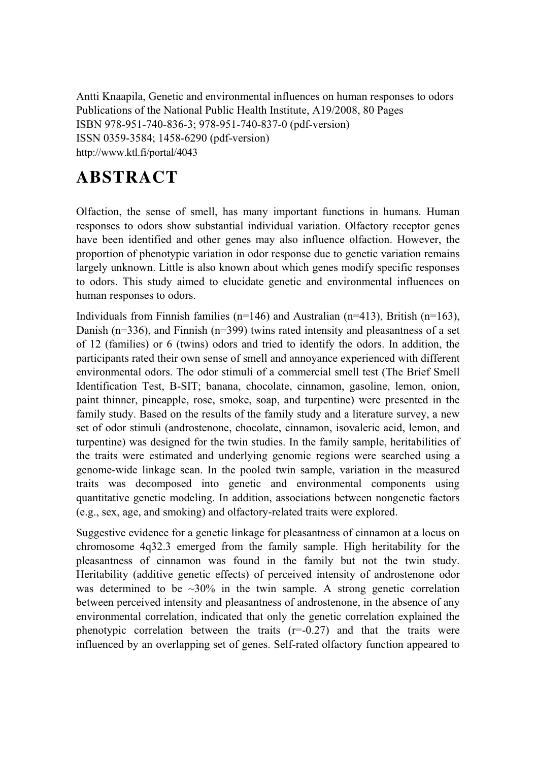Antti Knaapila, Genetic and environmental influences on human responses to odors
Publications of the National Public Health Institute, A19/2008, 80 Pages
ISBN 978-951-740-836-3; 978-951-740-837-0 (pdf-version)
ISSN 0359-3584; 1458-6290 (pdf-version)
http://www.ktl.fi/portal/4043

# ABSTRACT

Olfaction, the sense of smell, has many important functions in humans. Human responses to odors show substantial individual variation. Olfactory receptor genes have been identified and other genes may also influence olfaction. However, the proportion of phenotypic variation in odor response due to genetic variation remains largely unknown. Little is also known about which genes modify specific responses to odors. This study aimed to elucidate genetic and environmental influences on human responses to odors.

Individuals from Finnish families (n=146) and Australian (n=413), British (n=163), Danish (n=336), and Finnish (n=399) twins rated intensity and pleasantness of a set of 12 (families) or 6 (twins) odors and tried to identify the odors. In addition, the participants rated their own sense of smell and annoyance experienced with different environmental odors. The odor stimuli of a commercial smell test (The Brief Smell Identification Test, B-SIT; banana, chocolate, cinnamon, gasoline, lemon, onion, paint thinner, pineapple, rose, smoke, soap, and turpentine) were presented in the family study. Based on the results of the family study and a literature survey, a new set of odor stimuli (androstenone, chocolate, cinnamon, isovaleric acid, lemon, and turpentine) was designed for the twin studies. In the family sample, heritabilities of the traits were estimated and underlying genomic regions were searched using a genome-wide linkage scan. In the pooled twin sample, variation in the measured traits was decomposed into genetic and environmental components using quantitative genetic modeling. In addition, associations between nongenetic factors (e.g., sex, age, and smoking) and olfactory-related traits were explored.

Suggestive evidence for a genetic linkage for pleasantness of cinnamon at a locus on chromosome 4q32.3 emerged from the family sample. High heritability for the pleasantness of cinnamon was found in the family but not the twin study. Heritability (additive genetic effects) of perceived intensity of androstenone odor was determined to be ~30% in the twin sample. A strong genetic correlation between perceived intensity and pleasantness of androstenone, in the absence of any environmental correlation, indicated that only the genetic correlation explained the phenotypic correlation between the traits (r=-0.27) and that the traits were influenced by an overlapping set of genes. Self-rated olfactory function appeared to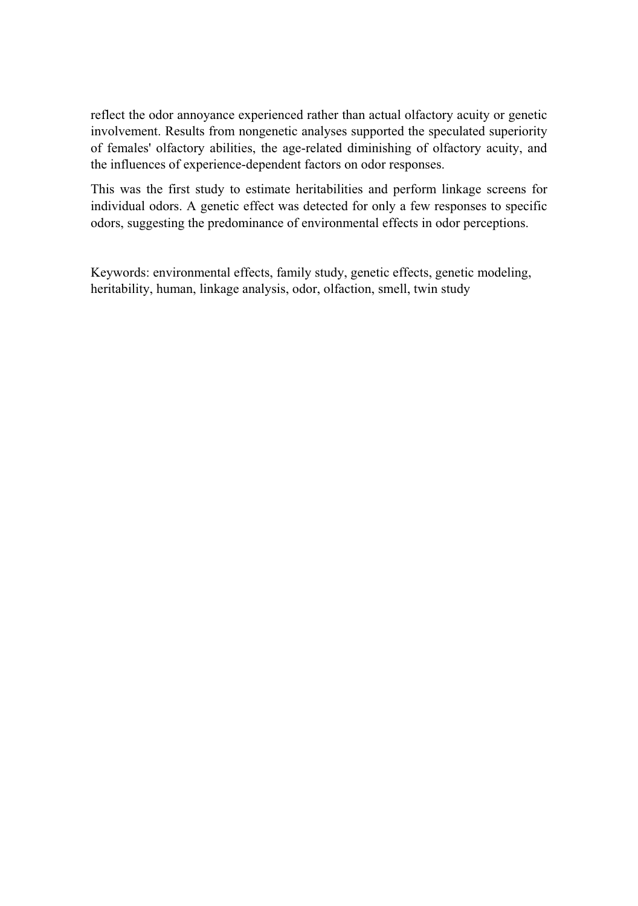reflect the odor annoyance experienced rather than actual olfactory acuity or genetic involvement. Results from nongenetic analyses supported the speculated superiority of females' olfactory abilities, the age-related diminishing of olfactory acuity, and the influences of experience-dependent factors on odor responses.

This was the first study to estimate heritabilities and perform linkage screens for individual odors. A genetic effect was detected for only a few responses to specific odors, suggesting the predominance of environmental effects in odor perceptions.

Keywords: environmental effects, family study, genetic effects, genetic modeling, heritability, human, linkage analysis, odor, olfaction, smell, twin study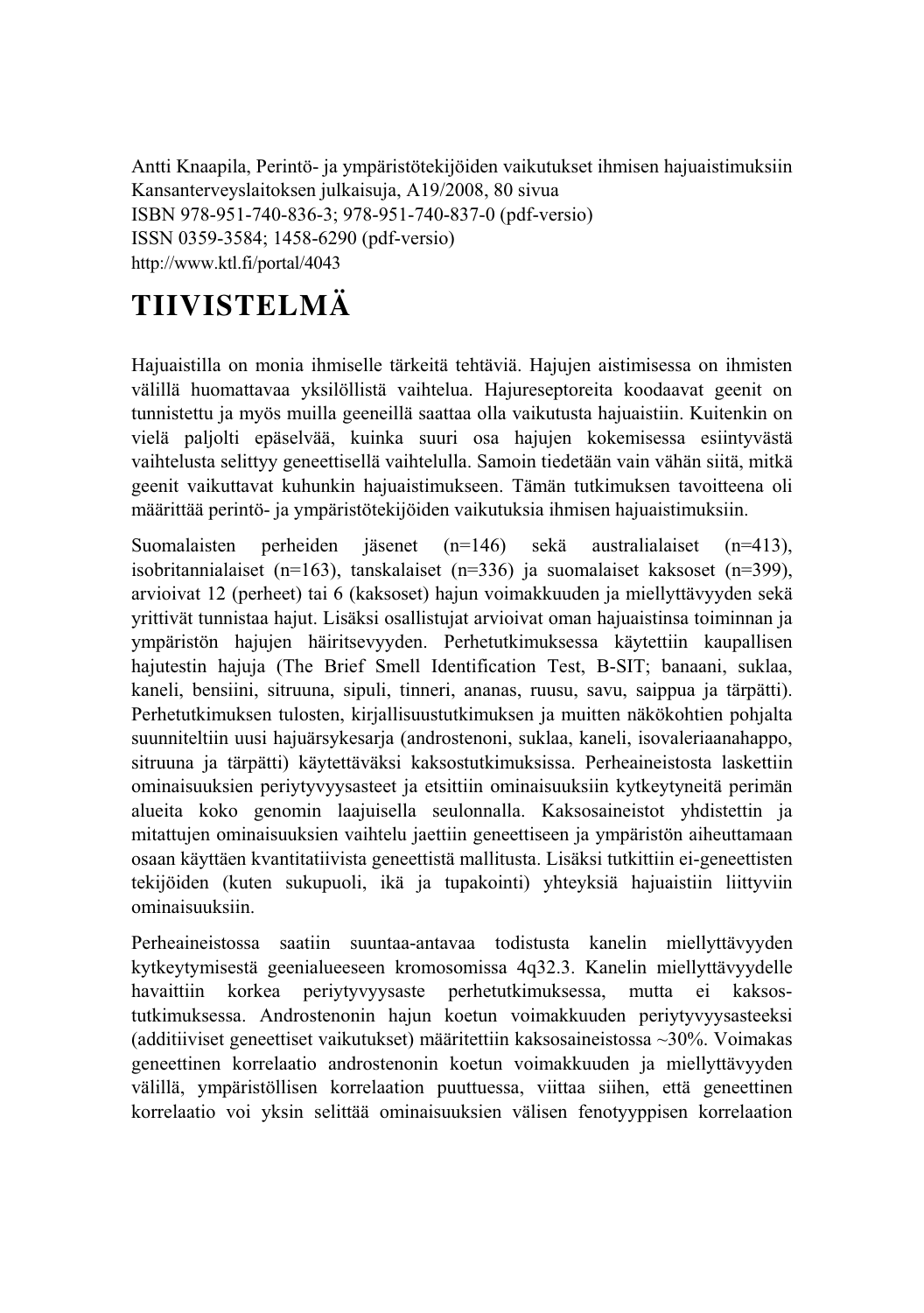Antti Knaapila, Perintö- ja ympäristötekijöiden vaikutukset ihmisen hajuaistimuksiin
Kansanterveyslaitoksen julkaisuja, A19/2008, 80 sivua
ISBN 978-951-740-836-3; 978-951-740-837-0 (pdf-versio)
ISSN 0359-3584; 1458-6290 (pdf-versio)
http://www.ktl.fi/portal/4043

# TIIVISTELMÄ

Hajuaistilla on monia ihmiselle tärkeitä tehtäviä. Hajujen aistimisessa on ihmisten välillä huomattavaa yksilöllistä vaihtelua. Hajureseptoreita koodaavat geenit on tunnistettu ja myös muilla geeneillä saattaa olla vaikutusta hajuaistiin. Kuitenkin on vielä paljolti epäselvää, kuinka suuri osa hajujen kokemisessa esiintyvästä vaihtelusta selittyy geneettisellä vaihtelulla. Samoin tiedetään vain vähän siitä, mitkä geenit vaikuttavat kuhunkin hajuaistimukseen. Tämän tutkimuksen tavoitteena oli määrittää perintö- ja ympäristötekijöiden vaikutuksia ihmisen hajuaistimuksiin.

Suomalaisten perheiden jäsenet (n=146) sekä australialaiset (n=413), isobritannialaiset (n=163), tanskalaiset (n=336) ja suomalaiset kaksoset (n=399), arvioivat 12 (perheet) tai 6 (kaksoset) hajun voimakkuuden ja miellyttävyyden sekä yrittivät tunnistaa hajut. Lisäksi osallistujat arvioivat oman hajuaistinsa toiminnan ja ympäristön hajujen häiritsevyyden. Perhetutkimuksessa käytettiin kaupallisen hajutestin hajuja (The Brief Smell Identification Test, B-SIT; banaani, suklaa, kaneli, bensiini, sitruuna, sipuli, tinneri, ananas, ruusu, savu, saippua ja tärpätti). Perhetutkimuksen tulosten, kirjallisuustutkimuksen ja muitten näkökohtien pohjalta suunniteltiin uusi hajuärsykesarja (androstenoni, suklaa, kaneli, isovaleriaanahappo, sitruuna ja tärpätti) käytettäväksi kaksostutkimuksissa. Perheaineistosta laskettiin ominaisuuksien periytyvyysasteet ja etsittiin ominaisuuksiin kytkeytyneitä perimän alueita koko genomin laajuisella seulonnalla. Kaksosaineistot yhdistettin ja mitattujen ominaisuuksien vaihtelu jaettiin geneettiseen ja ympäristön aiheuttamaan osaan käyttäen kvantitatiivista geneettistä mallitusta. Lisäksi tutkittiin ei-geneettisten tekijöiden (kuten sukupuoli, ikä ja tupakointi) yhteyksiä hajuaistiin liittyviin ominaisuuksiin.

Perheaineistossa saatiin suuntaa-antavaa todistusta kanelin miellyttävyyden kytkeytymisestä geenialueeseen kromosomissa 4q32.3. Kanelin miellyttävyydelle havaittiin korkea periytyvyysaste perhetutkimuksessa, mutta ei kaksos-tutkimuksessa. Androstenonin hajun koetun voimakkuuden periytyvyysasteeksi (additiiviset geneettiset vaikutukset) määritettiin kaksosaineistossa ~30%. Voimakas geneettinen korrelaatio androstenonin koetun voimakkuuden ja miellyttävyyden välillä, ympäristöllisen korrelaation puuttuessa, viittaa siihen, että geneettinen korrelaatio voi yksin selittää ominaisuuksien välisen fenotyyppisen korrelaation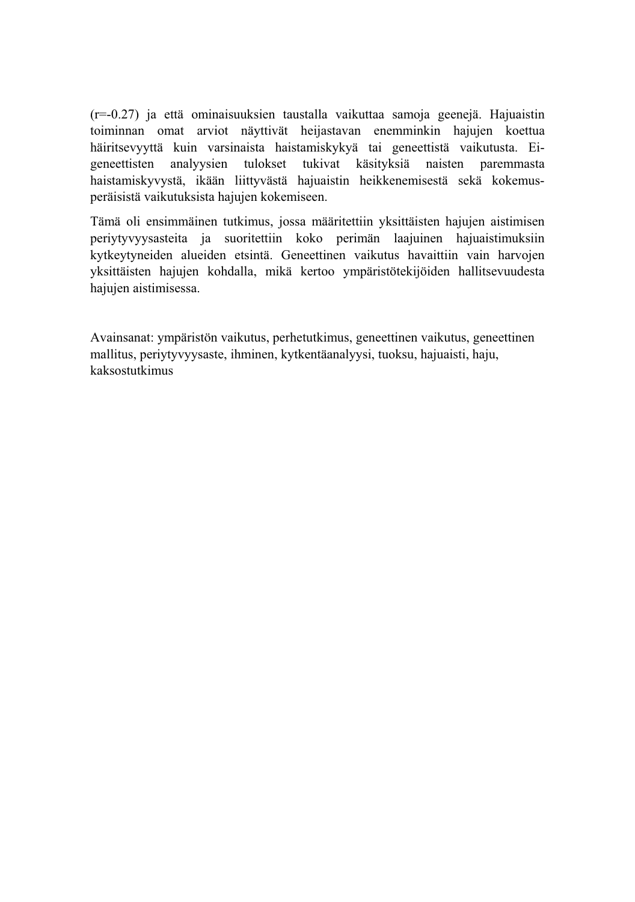($r=-0.27$) ja että ominaisuuksien taustalla vaikuttaa samoja geenejä. Hajuaistin toiminnan omat arviot näyttivät heijastavan enemminkin hajujen koettua häiritsevyyttä kuin varsinaista haistamiskykyä tai geneettistä vaikutusta. Ei-geneettisten analyysien tulokset tukivat käsityksiä naisten paremmasta haistamiskyvystä, ikään liittyvästä hajuaistin heikkenemisestä sekä kokemus-peräisistä vaikutuksista hajujen kokemiseen.

Tämä oli ensimmäinen tutkimus, jossa määritettiin yksittäisten hajujen aistimisen periytyvyysasteita ja suoritettiin koko perimän laajuinen hajuaistimuksiin kytkeytyneiden alueiden etsintä. Geneettinen vaikutus havaittiin vain harvojen yksittäisten hajujen kohdalla, mikä kertoo ympäristötekijöiden hallitsevuudesta hajujen aistimisessa.

Avainsanat: ympäristön vaikutus, perhetutkimus, geneettinen vaikutus, geneettinen mallitus, periytyvyysaste, ihminen, kytkentäanalyysi, tuoksu, hajuaisti, haju, kaksostutkimus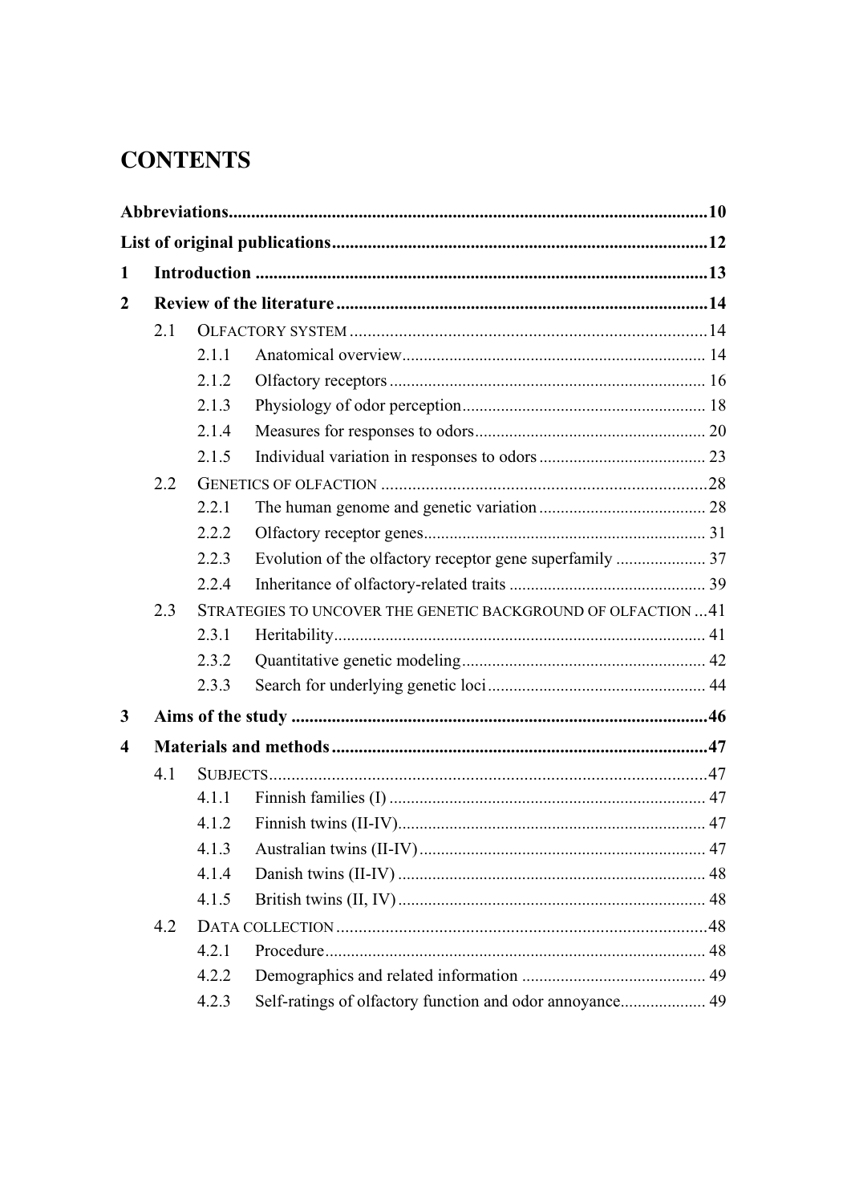# CONTENTS

**Abbreviations** .......... **10**

**List of original publications** .......... **12**

**1 Introduction** .......... **13**

**2 Review of the literature** .......... **14**

- 2.1 OLFACTORY SYSTEM .......... 14
  - 2.1.1 Anatomical overview .......... 14
  - 2.1.2 Olfactory receptors .......... 16
  - 2.1.3 Physiology of odor perception .......... 18
  - 2.1.4 Measures for responses to odors .......... 20
  - 2.1.5 Individual variation in responses to odors .......... 23
- 2.2 GENETICS OF OLFACTION .......... 28
  - 2.2.1 The human genome and genetic variation .......... 28
  - 2.2.2 Olfactory receptor genes .......... 31
  - 2.2.3 Evolution of the olfactory receptor gene superfamily .......... 37
  - 2.2.4 Inheritance of olfactory-related traits .......... 39
- 2.3 STRATEGIES TO UNCOVER THE GENETIC BACKGROUND OF OLFACTION .......... 41
  - 2.3.1 Heritability .......... 41
  - 2.3.2 Quantitative genetic modeling .......... 42
  - 2.3.3 Search for underlying genetic loci .......... 44

**3 Aims of the study** .......... **46**

**4 Materials and methods** .......... **47**

- 4.1 SUBJECTS .......... 47
  - 4.1.1 Finnish families (I) .......... 47
  - 4.1.2 Finnish twins (II-IV) .......... 47
  - 4.1.3 Australian twins (II-IV) .......... 47
  - 4.1.4 Danish twins (II-IV) .......... 48
  - 4.1.5 British twins (II, IV) .......... 48
- 4.2 DATA COLLECTION .......... 48
  - 4.2.1 Procedure .......... 48
  - 4.2.2 Demographics and related information .......... 49
  - 4.2.3 Self-ratings of olfactory function and odor annoyance .......... 49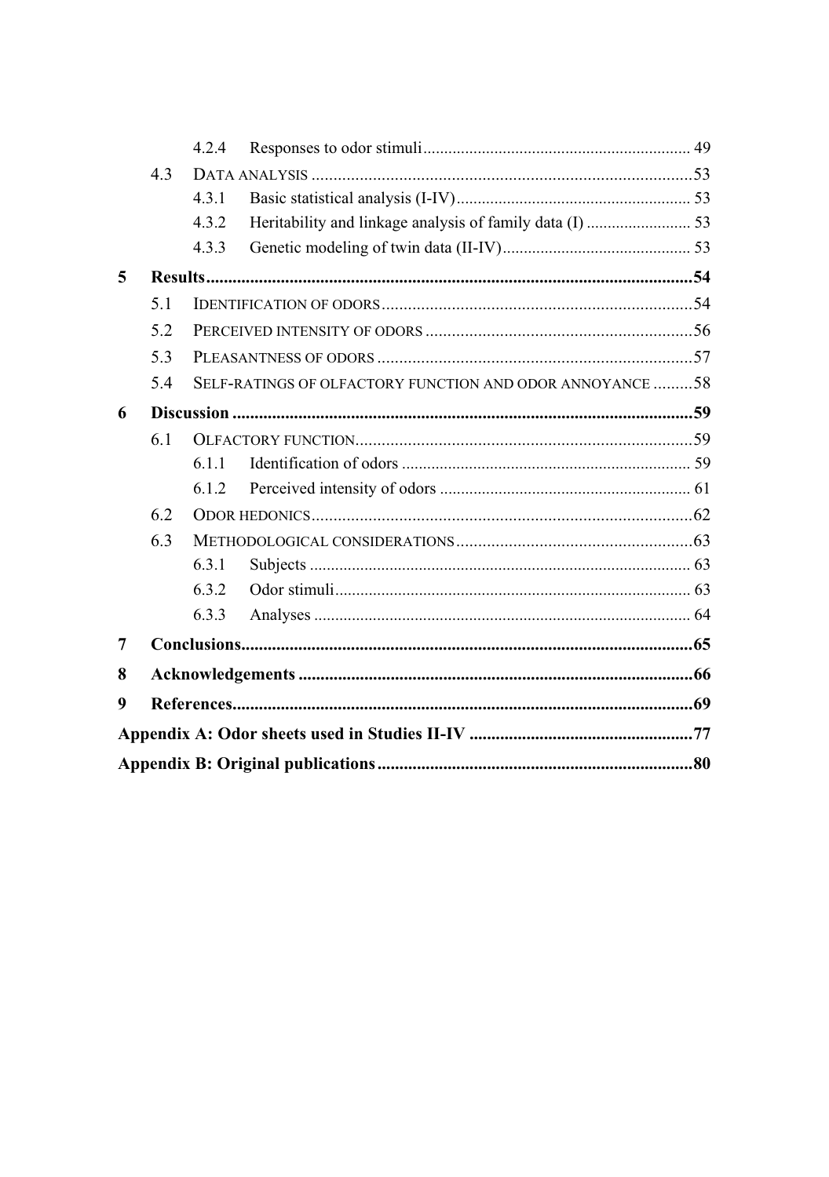- 4.2.4 Responses to odor stimuli ............ 49
- 4.3 DATA ANALYSIS ............ 53
  - 4.3.1 Basic statistical analysis (I-IV) ............ 53
  - 4.3.2 Heritability and linkage analysis of family data (I) ............ 53
  - 4.3.3 Genetic modeling of twin data (II-IV) ............ 53

**5 Results ............ 54**

- 5.1 IDENTIFICATION OF ODORS ............ 54
- 5.2 PERCEIVED INTENSITY OF ODORS ............ 56
- 5.3 PLEASANTNESS OF ODORS ............ 57
- 5.4 SELF-RATINGS OF OLFACTORY FUNCTION AND ODOR ANNOYANCE ............ 58

**6 Discussion ............ 59**

- 6.1 OLFACTORY FUNCTION ............ 59
  - 6.1.1 Identification of odors ............ 59
  - 6.1.2 Perceived intensity of odors ............ 61
- 6.2 ODOR HEDONICS ............ 62
- 6.3 METHODOLOGICAL CONSIDERATIONS ............ 63
  - 6.3.1 Subjects ............ 63
  - 6.3.2 Odor stimuli ............ 63
  - 6.3.3 Analyses ............ 64

**7 Conclusions ............ 65**

**8 Acknowledgements ............ 66**

**9 References ............ 69**

**Appendix A: Odor sheets used in Studies II-IV ............ 77**

**Appendix B: Original publications ............ 80**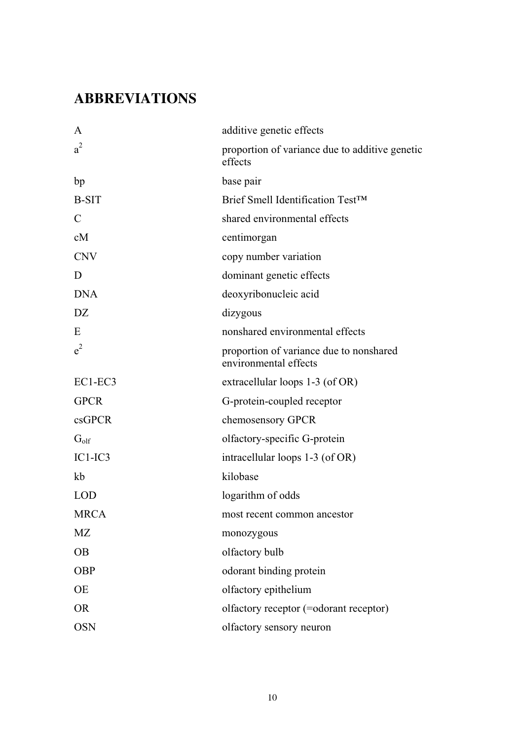# ABBREVIATIONS

| | |
|---|---|
| A | additive genetic effects |
| $a^2$ | proportion of variance due to additive genetic effects |
| bp | base pair |
| B-SIT | Brief Smell Identification Test™ |
| C | shared environmental effects |
| cM | centimorgan |
| CNV | copy number variation |
| D | dominant genetic effects |
| DNA | deoxyribonucleic acid |
| DZ | dizygous |
| E | nonshared environmental effects |
| $e^2$ | proportion of variance due to nonshared environmental effects |
| EC1-EC3 | extracellular loops 1-3 (of OR) |
| GPCR | G-protein-coupled receptor |
| csGPCR | chemosensory GPCR |
| $G_{olf}$ | olfactory-specific G-protein |
| IC1-IC3 | intracellular loops 1-3 (of OR) |
| kb | kilobase |
| LOD | logarithm of odds |
| MRCA | most recent common ancestor |
| MZ | monozygous |
| OB | olfactory bulb |
| OBP | odorant binding protein |
| OE | olfactory epithelium |
| OR | olfactory receptor (=odorant receptor) |
| OSN | olfactory sensory neuron |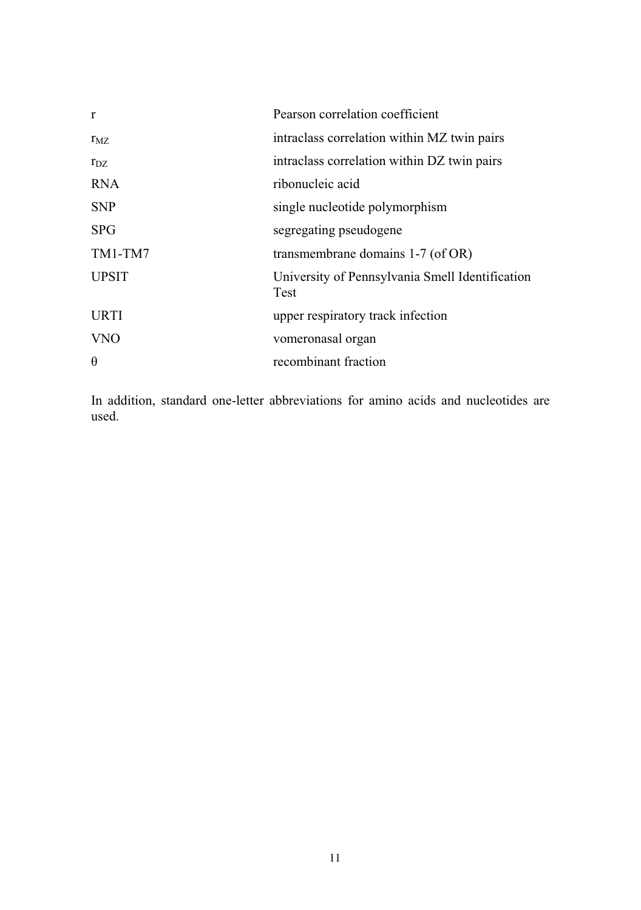| | |
|---|---|
| r | Pearson correlation coefficient |
| $r_{MZ}$ | intraclass correlation within MZ twin pairs |
| $r_{DZ}$ | intraclass correlation within DZ twin pairs |
| RNA | ribonucleic acid |
| SNP | single nucleotide polymorphism |
| SPG | segregating pseudogene |
| TM1-TM7 | transmembrane domains 1-7 (of OR) |
| UPSIT | University of Pennsylvania Smell Identification Test |
| URTI | upper respiratory track infection |
| VNO | vomeronasal organ |
| $\theta$ | recombinant fraction |

In addition, standard one-letter abbreviations for amino acids and nucleotides are used.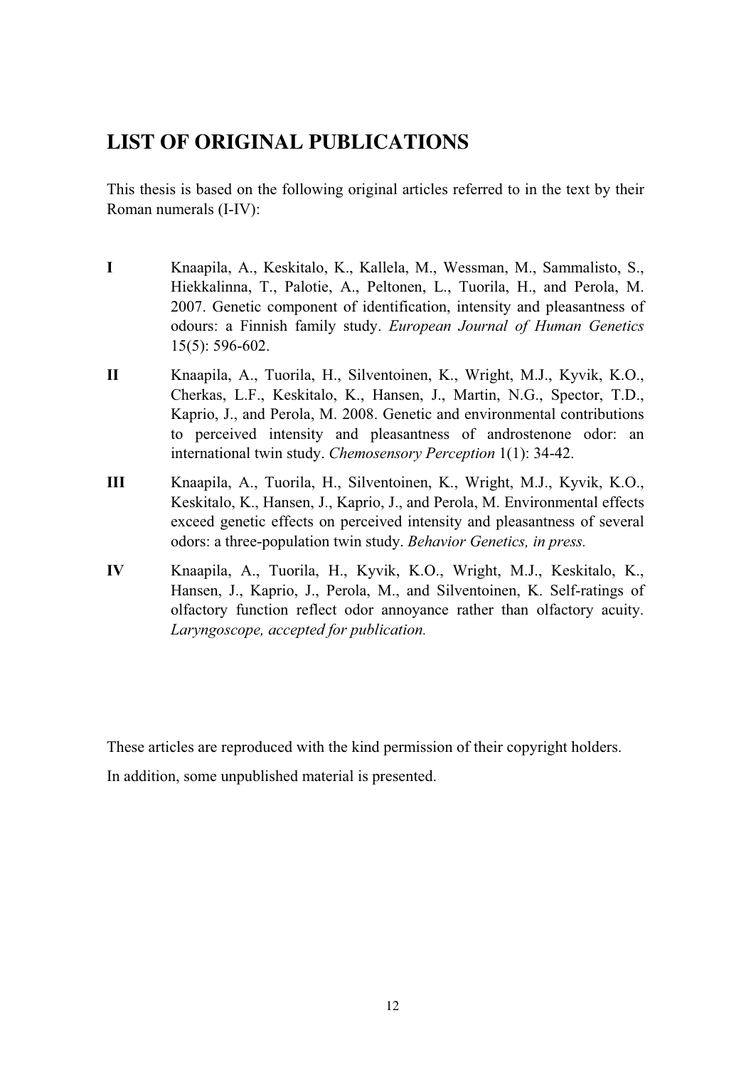# LIST OF ORIGINAL PUBLICATIONS

This thesis is based on the following original articles referred to in the text by their Roman numerals (I-IV):

**I** Knaapila, A., Keskitalo, K., Kallela, M., Wessman, M., Sammalisto, S., Hiekkalinna, T., Palotie, A., Peltonen, L., Tuorila, H., and Perola, M. 2007. Genetic component of identification, intensity and pleasantness of odours: a Finnish family study. *European Journal of Human Genetics* 15(5): 596-602.

**II** Knaapila, A., Tuorila, H., Silventoinen, K., Wright, M.J., Kyvik, K.O., Cherkas, L.F., Keskitalo, K., Hansen, J., Martin, N.G., Spector, T.D., Kaprio, J., and Perola, M. 2008. Genetic and environmental contributions to perceived intensity and pleasantness of androstenone odor: an international twin study. *Chemosensory Perception* 1(1): 34-42.

**III** Knaapila, A., Tuorila, H., Silventoinen, K., Wright, M.J., Kyvik, K.O., Keskitalo, K., Hansen, J., Kaprio, J., and Perola, M. Environmental effects exceed genetic effects on perceived intensity and pleasantness of several odors: a three-population twin study. *Behavior Genetics, in press.*

**IV** Knaapila, A., Tuorila, H., Kyvik, K.O., Wright, M.J., Keskitalo, K., Hansen, J., Kaprio, J., Perola, M., and Silventoinen, K. Self-ratings of olfactory function reflect odor annoyance rather than olfactory acuity. *Laryngoscope, accepted for publication.*

These articles are reproduced with the kind permission of their copyright holders.

In addition, some unpublished material is presented.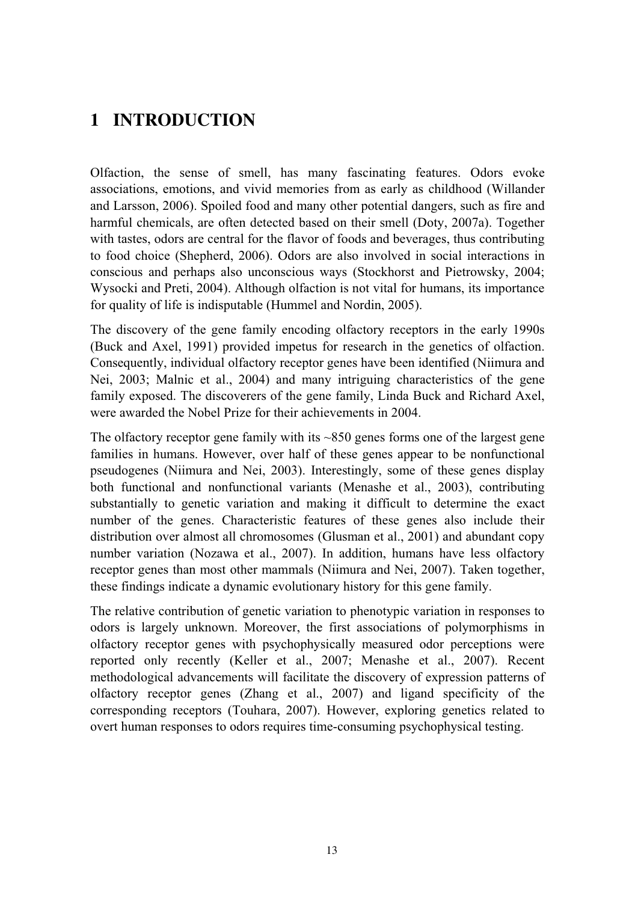# 1 INTRODUCTION

Olfaction, the sense of smell, has many fascinating features. Odors evoke associations, emotions, and vivid memories from as early as childhood (Willander and Larsson, 2006). Spoiled food and many other potential dangers, such as fire and harmful chemicals, are often detected based on their smell (Doty, 2007a). Together with tastes, odors are central for the flavor of foods and beverages, thus contributing to food choice (Shepherd, 2006). Odors are also involved in social interactions in conscious and perhaps also unconscious ways (Stockhorst and Pietrowsky, 2004; Wysocki and Preti, 2004). Although olfaction is not vital for humans, its importance for quality of life is indisputable (Hummel and Nordin, 2005).

The discovery of the gene family encoding olfactory receptors in the early 1990s (Buck and Axel, 1991) provided impetus for research in the genetics of olfaction. Consequently, individual olfactory receptor genes have been identified (Niimura and Nei, 2003; Malnic et al., 2004) and many intriguing characteristics of the gene family exposed. The discoverers of the gene family, Linda Buck and Richard Axel, were awarded the Nobel Prize for their achievements in 2004.

The olfactory receptor gene family with its ~850 genes forms one of the largest gene families in humans. However, over half of these genes appear to be nonfunctional pseudogenes (Niimura and Nei, 2003). Interestingly, some of these genes display both functional and nonfunctional variants (Menashe et al., 2003), contributing substantially to genetic variation and making it difficult to determine the exact number of the genes. Characteristic features of these genes also include their distribution over almost all chromosomes (Glusman et al., 2001) and abundant copy number variation (Nozawa et al., 2007). In addition, humans have less olfactory receptor genes than most other mammals (Niimura and Nei, 2007). Taken together, these findings indicate a dynamic evolutionary history for this gene family.

The relative contribution of genetic variation to phenotypic variation in responses to odors is largely unknown. Moreover, the first associations of polymorphisms in olfactory receptor genes with psychophysically measured odor perceptions were reported only recently (Keller et al., 2007; Menashe et al., 2007). Recent methodological advancements will facilitate the discovery of expression patterns of olfactory receptor genes (Zhang et al., 2007) and ligand specificity of the corresponding receptors (Touhara, 2007). However, exploring genetics related to overt human responses to odors requires time-consuming psychophysical testing.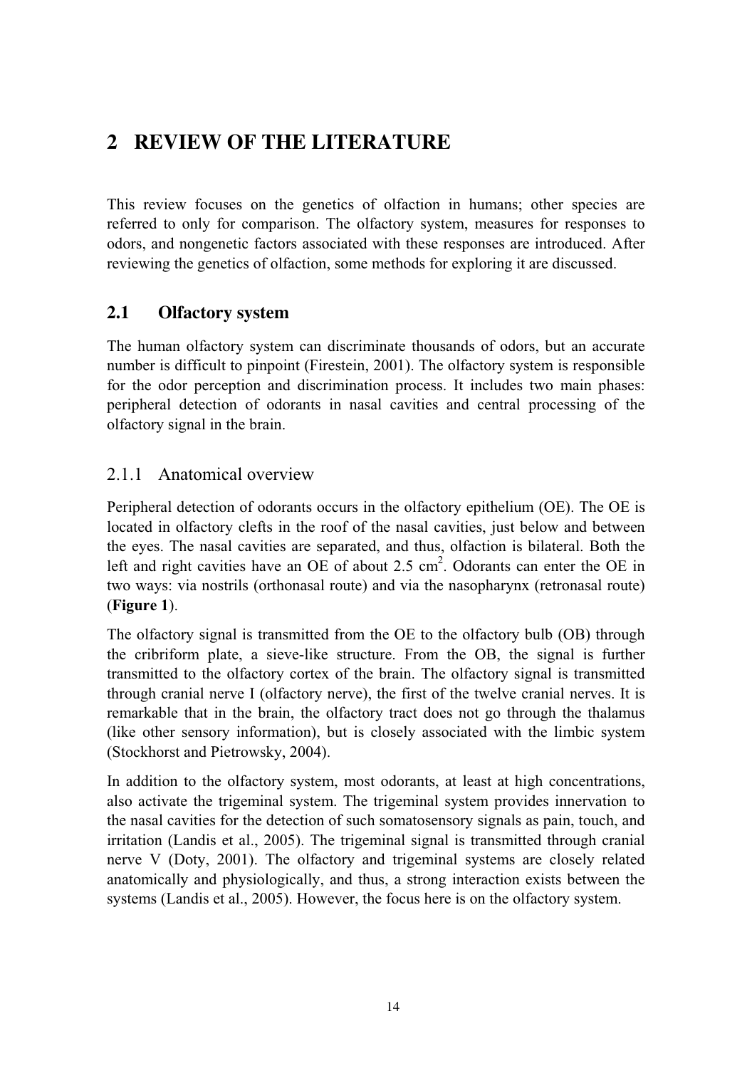# 2 REVIEW OF THE LITERATURE

This review focuses on the genetics of olfaction in humans; other species are referred to only for comparison. The olfactory system, measures for responses to odors, and nongenetic factors associated with these responses are introduced. After reviewing the genetics of olfaction, some methods for exploring it are discussed.

## 2.1 Olfactory system

The human olfactory system can discriminate thousands of odors, but an accurate number is difficult to pinpoint (Firestein, 2001). The olfactory system is responsible for the odor perception and discrimination process. It includes two main phases: peripheral detection of odorants in nasal cavities and central processing of the olfactory signal in the brain.

### 2.1.1 Anatomical overview

Peripheral detection of odorants occurs in the olfactory epithelium (OE). The OE is located in olfactory clefts in the roof of the nasal cavities, just below and between the eyes. The nasal cavities are separated, and thus, olfaction is bilateral. Both the left and right cavities have an OE of about 2.5 $cm^2$. Odorants can enter the OE in two ways: via nostrils (orthonasal route) and via the nasopharynx (retronasal route) (**Figure 1**).

The olfactory signal is transmitted from the OE to the olfactory bulb (OB) through the cribriform plate, a sieve-like structure. From the OB, the signal is further transmitted to the olfactory cortex of the brain. The olfactory signal is transmitted through cranial nerve I (olfactory nerve), the first of the twelve cranial nerves. It is remarkable that in the brain, the olfactory tract does not go through the thalamus (like other sensory information), but is closely associated with the limbic system (Stockhorst and Pietrowsky, 2004).

In addition to the olfactory system, most odorants, at least at high concentrations, also activate the trigeminal system. The trigeminal system provides innervation to the nasal cavities for the detection of such somatosensory signals as pain, touch, and irritation (Landis et al., 2005). The trigeminal signal is transmitted through cranial nerve V (Doty, 2001). The olfactory and trigeminal systems are closely related anatomically and physiologically, and thus, a strong interaction exists between the systems (Landis et al., 2005). However, the focus here is on the olfactory system.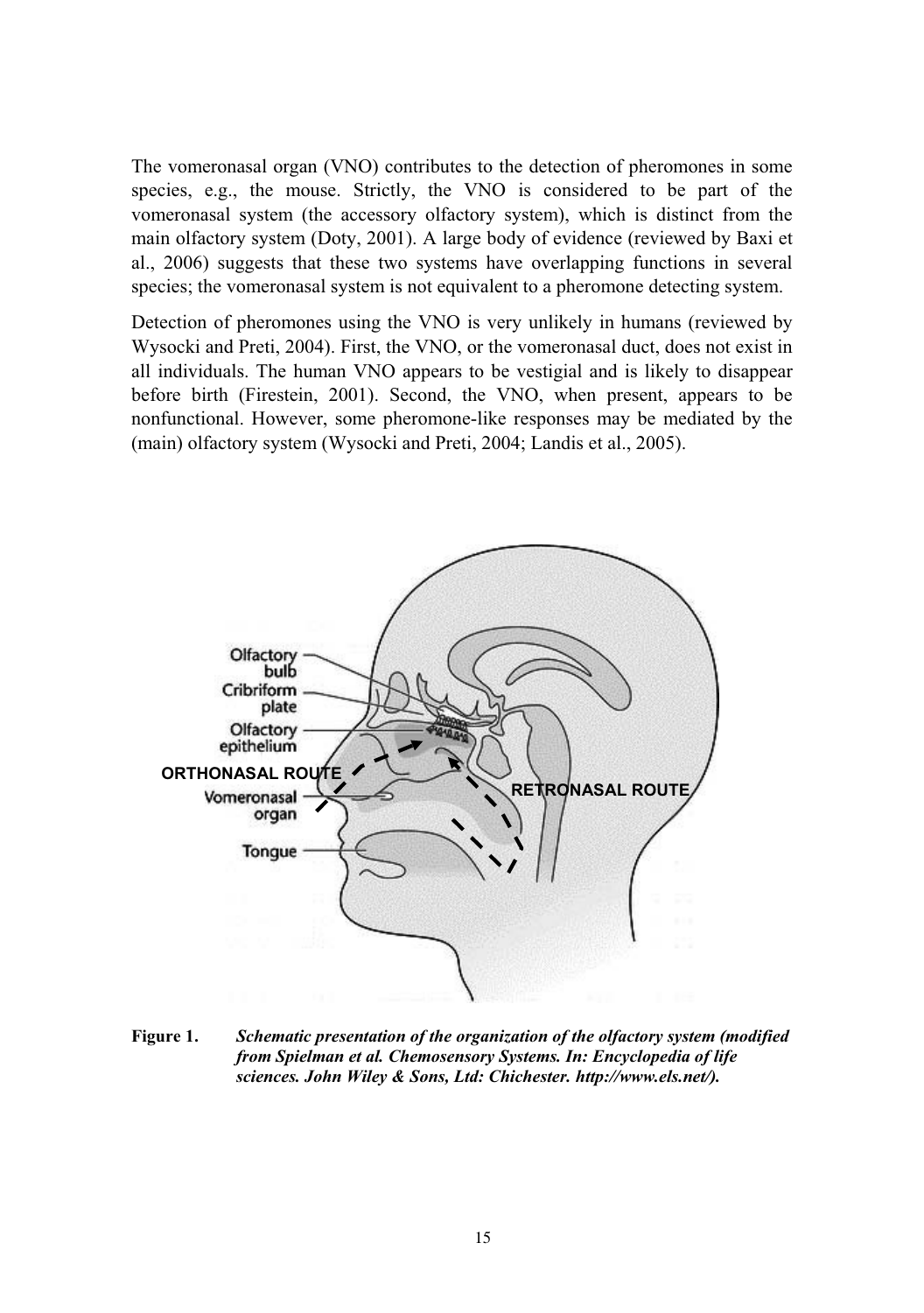The vomeronasal organ (VNO) contributes to the detection of pheromones in some species, e.g., the mouse. Strictly, the VNO is considered to be part of the vomeronasal system (the accessory olfactory system), which is distinct from the main olfactory system (Doty, 2001). A large body of evidence (reviewed by Baxi et al., 2006) suggests that these two systems have overlapping functions in several species; the vomeronasal system is not equivalent to a pheromone detecting system.

Detection of pheromones using the VNO is very unlikely in humans (reviewed by Wysocki and Preti, 2004). First, the VNO, or the vomeronasal duct, does not exist in all individuals. The human VNO appears to be vestigial and is likely to disappear before birth (Firestein, 2001). Second, the VNO, when present, appears to be nonfunctional. However, some pheromone-like responses may be mediated by the (main) olfactory system (Wysocki and Preti, 2004; Landis et al., 2005).

**Figure 1.** ***Schematic presentation of the organization of the olfactory system (modified from Spielman et al. Chemosensory Systems. In: Encyclopedia of life sciences. John Wiley & Sons, Ltd: Chichester. http://www.els.net/).***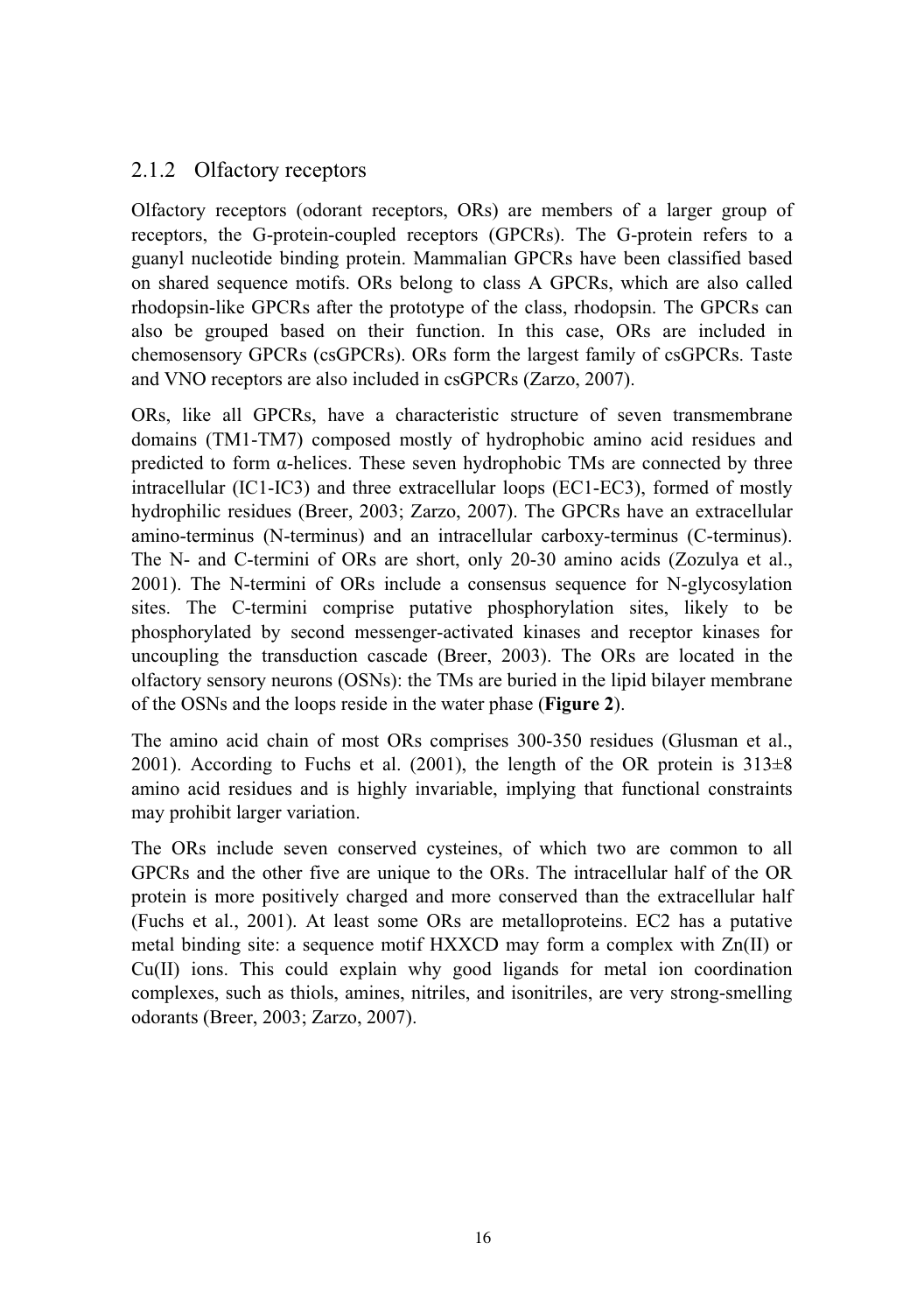### 2.1.2 Olfactory receptors

Olfactory receptors (odorant receptors, ORs) are members of a larger group of receptors, the G-protein-coupled receptors (GPCRs). The G-protein refers to a guanyl nucleotide binding protein. Mammalian GPCRs have been classified based on shared sequence motifs. ORs belong to class A GPCRs, which are also called rhodopsin-like GPCRs after the prototype of the class, rhodopsin. The GPCRs can also be grouped based on their function. In this case, ORs are included in chemosensory GPCRs (csGPCRs). ORs form the largest family of csGPCRs. Taste and VNO receptors are also included in csGPCRs (Zarzo, 2007).

ORs, like all GPCRs, have a characteristic structure of seven transmembrane domains (TM1-TM7) composed mostly of hydrophobic amino acid residues and predicted to form α-helices. These seven hydrophobic TMs are connected by three intracellular (IC1-IC3) and three extracellular loops (EC1-EC3), formed of mostly hydrophilic residues (Breer, 2003; Zarzo, 2007). The GPCRs have an extracellular amino-terminus (N-terminus) and an intracellular carboxy-terminus (C-terminus). The N- and C-termini of ORs are short, only 20-30 amino acids (Zozulya et al., 2001). The N-termini of ORs include a consensus sequence for N-glycosylation sites. The C-termini comprise putative phosphorylation sites, likely to be phosphorylated by second messenger-activated kinases and receptor kinases for uncoupling the transduction cascade (Breer, 2003). The ORs are located in the olfactory sensory neurons (OSNs): the TMs are buried in the lipid bilayer membrane of the OSNs and the loops reside in the water phase (**Figure 2**).

The amino acid chain of most ORs comprises 300-350 residues (Glusman et al., 2001). According to Fuchs et al. (2001), the length of the OR protein is $313 \pm 8$ amino acid residues and is highly invariable, implying that functional constraints may prohibit larger variation.

The ORs include seven conserved cysteines, of which two are common to all GPCRs and the other five are unique to the ORs. The intracellular half of the OR protein is more positively charged and more conserved than the extracellular half (Fuchs et al., 2001). At least some ORs are metalloproteins. EC2 has a putative metal binding site: a sequence motif HXXCD may form a complex with Zn(II) or Cu(II) ions. This could explain why good ligands for metal ion coordination complexes, such as thiols, amines, nitriles, and isonitriles, are very strong-smelling odorants (Breer, 2003; Zarzo, 2007).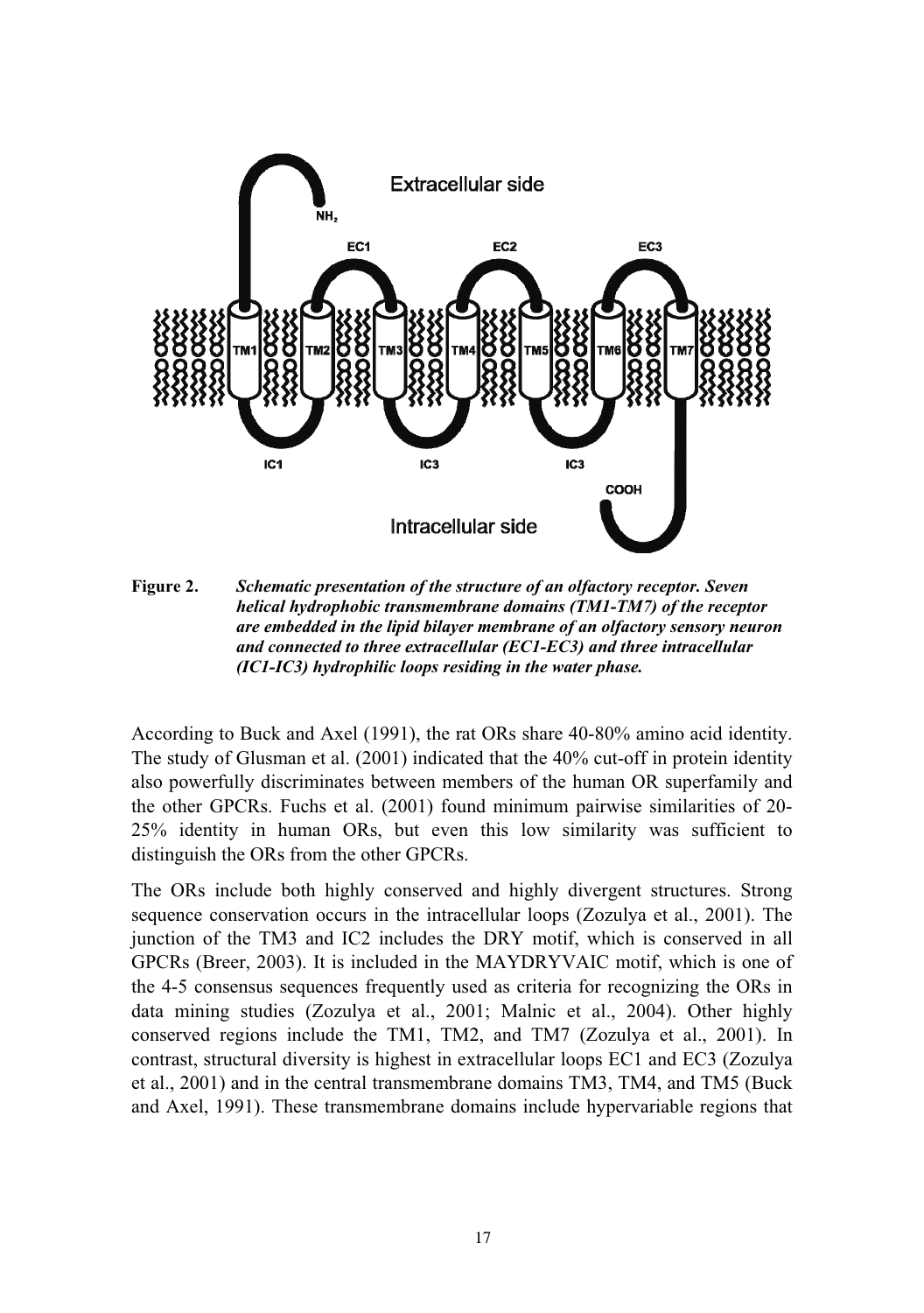**Figure 2.** ***Schematic presentation of the structure of an olfactory receptor. Seven helical hydrophobic transmembrane domains (TM1-TM7) of the receptor are embedded in the lipid bilayer membrane of an olfactory sensory neuron and connected to three extracellular (EC1-EC3) and three intracellular (IC1-IC3) hydrophilic loops residing in the water phase.***

According to Buck and Axel (1991), the rat ORs share 40-80% amino acid identity. The study of Glusman et al. (2001) indicated that the 40% cut-off in protein identity also powerfully discriminates between members of the human OR superfamily and the other GPCRs. Fuchs et al. (2001) found minimum pairwise similarities of 20-25% identity in human ORs, but even this low similarity was sufficient to distinguish the ORs from the other GPCRs.

The ORs include both highly conserved and highly divergent structures. Strong sequence conservation occurs in the intracellular loops (Zozulya et al., 2001). The junction of the TM3 and IC2 includes the DRY motif, which is conserved in all GPCRs (Breer, 2003). It is included in the MAYDRYVAIC motif, which is one of the 4-5 consensus sequences frequently used as criteria for recognizing the ORs in data mining studies (Zozulya et al., 2001; Malnic et al., 2004). Other highly conserved regions include the TM1, TM2, and TM7 (Zozulya et al., 2001). In contrast, structural diversity is highest in extracellular loops EC1 and EC3 (Zozulya et al., 2001) and in the central transmembrane domains TM3, TM4, and TM5 (Buck and Axel, 1991). These transmembrane domains include hypervariable regions that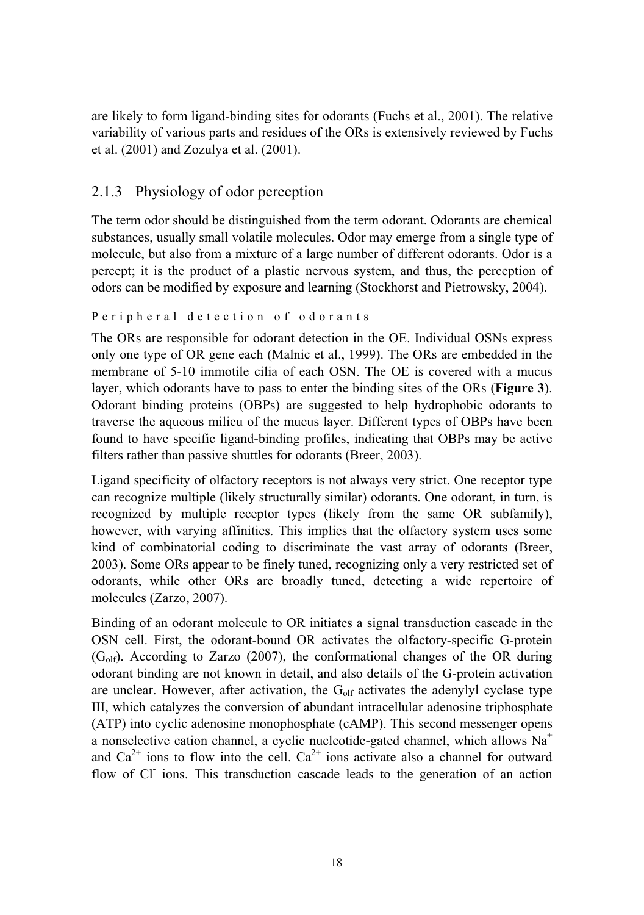are likely to form ligand-binding sites for odorants (Fuchs et al., 2001). The relative variability of various parts and residues of the ORs is extensively reviewed by Fuchs et al. (2001) and Zozulya et al. (2001).

### 2.1.3 Physiology of odor perception

The term odor should be distinguished from the term odorant. Odorants are chemical substances, usually small volatile molecules. Odor may emerge from a single type of molecule, but also from a mixture of a large number of different odorants. Odor is a percept; it is the product of a plastic nervous system, and thus, the perception of odors can be modified by exposure and learning (Stockhorst and Pietrowsky, 2004).

#### Peripheral detection of odorants

The ORs are responsible for odorant detection in the OE. Individual OSNs express only one type of OR gene each (Malnic et al., 1999). The ORs are embedded in the membrane of 5-10 immotile cilia of each OSN. The OE is covered with a mucus layer, which odorants have to pass to enter the binding sites of the ORs (**Figure 3**). Odorant binding proteins (OBPs) are suggested to help hydrophobic odorants to traverse the aqueous milieu of the mucus layer. Different types of OBPs have been found to have specific ligand-binding profiles, indicating that OBPs may be active filters rather than passive shuttles for odorants (Breer, 2003).

Ligand specificity of olfactory receptors is not always very strict. One receptor type can recognize multiple (likely structurally similar) odorants. One odorant, in turn, is recognized by multiple receptor types (likely from the same OR subfamily), however, with varying affinities. This implies that the olfactory system uses some kind of combinatorial coding to discriminate the vast array of odorants (Breer, 2003). Some ORs appear to be finely tuned, recognizing only a very restricted set of odorants, while other ORs are broadly tuned, detecting a wide repertoire of molecules (Zarzo, 2007).

Binding of an odorant molecule to OR initiates a signal transduction cascade in the OSN cell. First, the odorant-bound OR activates the olfactory-specific G-protein ($G_{olf}$). According to Zarzo (2007), the conformational changes of the OR during odorant binding are not known in detail, and also details of the G-protein activation are unclear. However, after activation, the $G_{olf}$ activates the adenylyl cyclase type III, which catalyzes the conversion of abundant intracellular adenosine triphosphate (ATP) into cyclic adenosine monophosphate (cAMP). This second messenger opens a nonselective cation channel, a cyclic nucleotide-gated channel, which allows $Na^+$ and $Ca^{2+}$ ions to flow into the cell. $Ca^{2+}$ ions activate also a channel for outward flow of $Cl^-$ ions. This transduction cascade leads to the generation of an action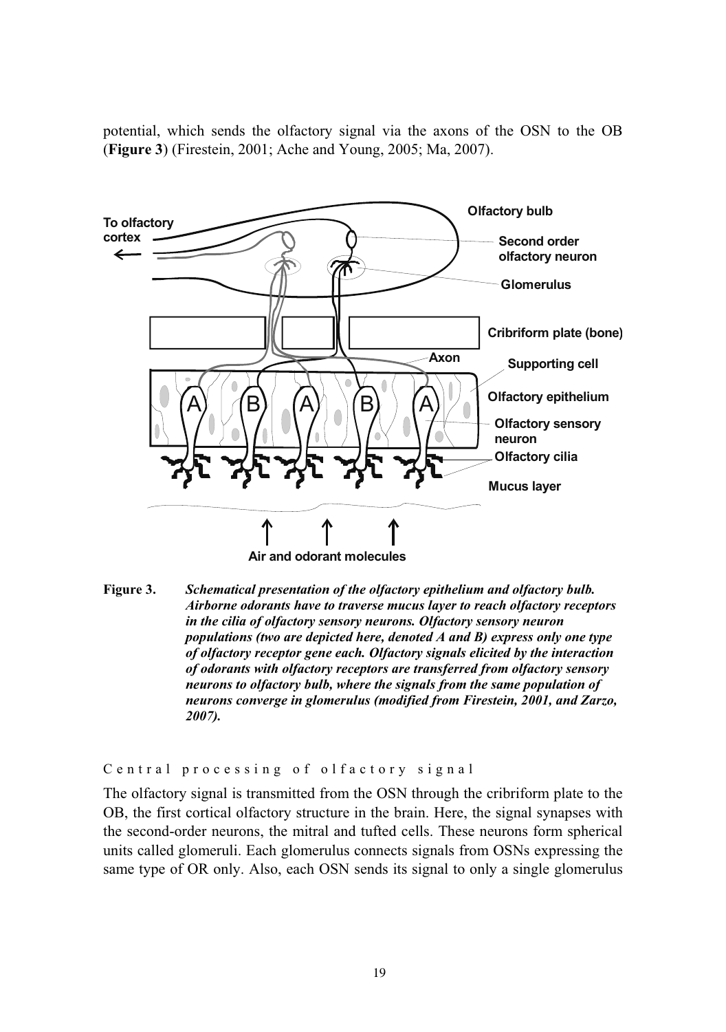potential, which sends the olfactory signal via the axons of the OSN to the OB (**Figure 3**) (Firestein, 2001; Ache and Young, 2005; Ma, 2007).

**Figure 3.** ***Schematical presentation of the olfactory epithelium and olfactory bulb. Airborne odorants have to traverse mucus layer to reach olfactory receptors in the cilia of olfactory sensory neurons. Olfactory sensory neuron populations (two are depicted here, denoted A and B) express only one type of olfactory receptor gene each. Olfactory signals elicited by the interaction of odorants with olfactory receptors are transferred from olfactory sensory neurons to olfactory bulb, where the signals from the same population of neurons converge in glomerulus (modified from Firestein, 2001, and Zarzo, 2007).***

### Central processing of olfactory signal

The olfactory signal is transmitted from the OSN through the cribriform plate to the OB, the first cortical olfactory structure in the brain. Here, the signal synapses with the second-order neurons, the mitral and tufted cells. These neurons form spherical units called glomeruli. Each glomerulus connects signals from OSNs expressing the same type of OR only. Also, each OSN sends its signal to only a single glomerulus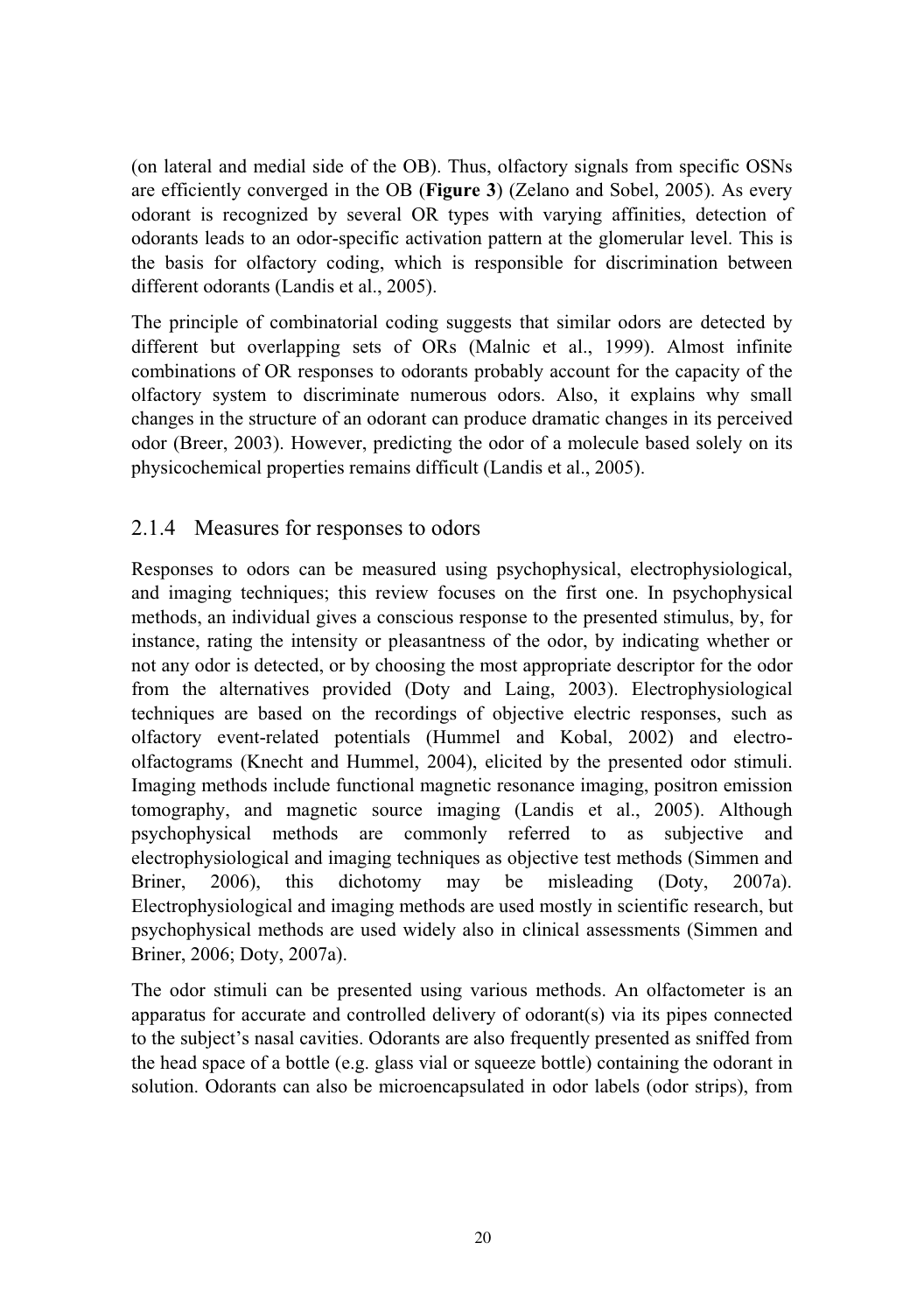(on lateral and medial side of the OB). Thus, olfactory signals from specific OSNs are efficiently converged in the OB (**Figure 3**) (Zelano and Sobel, 2005). As every odorant is recognized by several OR types with varying affinities, detection of odorants leads to an odor-specific activation pattern at the glomerular level. This is the basis for olfactory coding, which is responsible for discrimination between different odorants (Landis et al., 2005).

The principle of combinatorial coding suggests that similar odors are detected by different but overlapping sets of ORs (Malnic et al., 1999). Almost infinite combinations of OR responses to odorants probably account for the capacity of the olfactory system to discriminate numerous odors. Also, it explains why small changes in the structure of an odorant can produce dramatic changes in its perceived odor (Breer, 2003). However, predicting the odor of a molecule based solely on its physicochemical properties remains difficult (Landis et al., 2005).

### 2.1.4 Measures for responses to odors

Responses to odors can be measured using psychophysical, electrophysiological, and imaging techniques; this review focuses on the first one. In psychophysical methods, an individual gives a conscious response to the presented stimulus, by, for instance, rating the intensity or pleasantness of the odor, by indicating whether or not any odor is detected, or by choosing the most appropriate descriptor for the odor from the alternatives provided (Doty and Laing, 2003). Electrophysiological techniques are based on the recordings of objective electric responses, such as olfactory event-related potentials (Hummel and Kobal, 2002) and electro-olfactograms (Knecht and Hummel, 2004), elicited by the presented odor stimuli. Imaging methods include functional magnetic resonance imaging, positron emission tomography, and magnetic source imaging (Landis et al., 2005). Although psychophysical methods are commonly referred to as subjective and electrophysiological and imaging techniques as objective test methods (Simmen and Briner, 2006), this dichotomy may be misleading (Doty, 2007a). Electrophysiological and imaging methods are used mostly in scientific research, but psychophysical methods are used widely also in clinical assessments (Simmen and Briner, 2006; Doty, 2007a).

The odor stimuli can be presented using various methods. An olfactometer is an apparatus for accurate and controlled delivery of odorant(s) via its pipes connected to the subject's nasal cavities. Odorants are also frequently presented as sniffed from the head space of a bottle (e.g. glass vial or squeeze bottle) containing the odorant in solution. Odorants can also be microencapsulated in odor labels (odor strips), from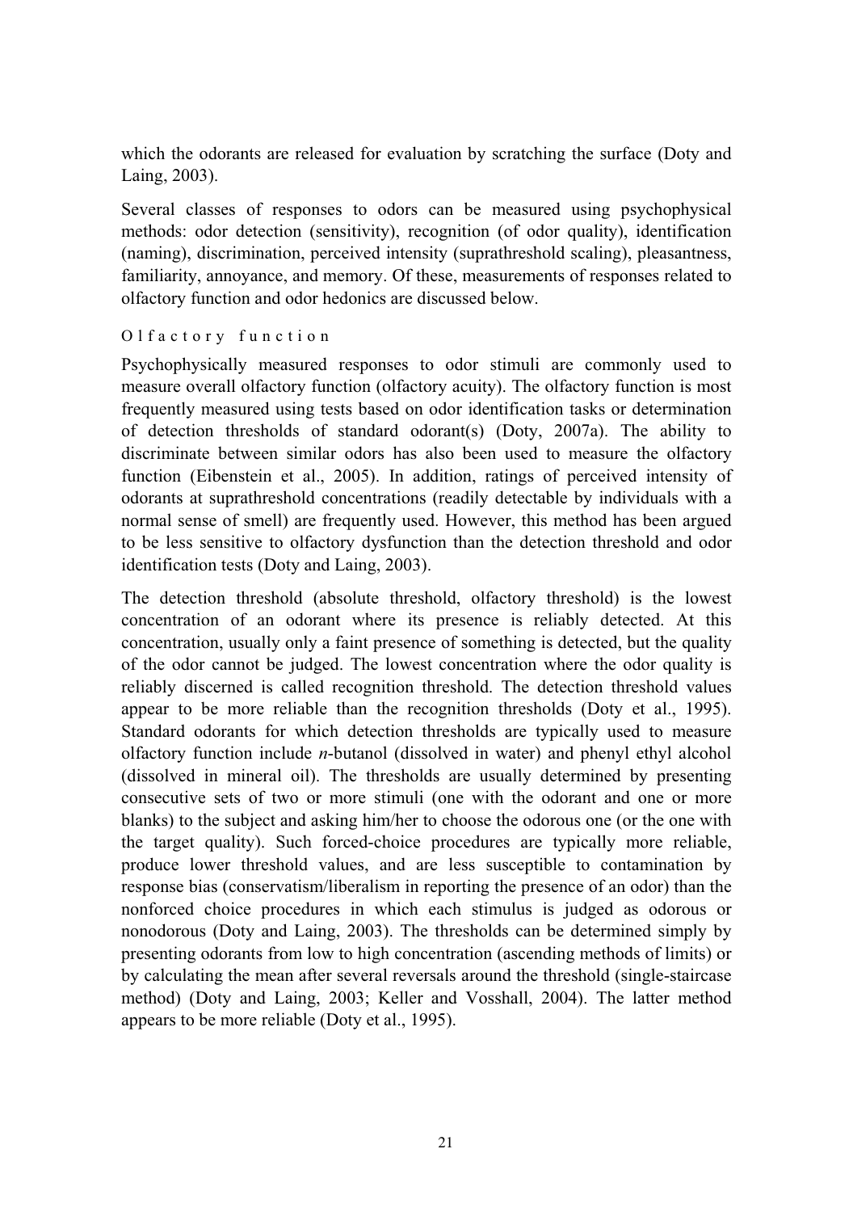which the odorants are released for evaluation by scratching the surface (Doty and Laing, 2003).

Several classes of responses to odors can be measured using psychophysical methods: odor detection (sensitivity), recognition (of odor quality), identification (naming), discrimination, perceived intensity (suprathreshold scaling), pleasantness, familiarity, annoyance, and memory. Of these, measurements of responses related to olfactory function and odor hedonics are discussed below.

### Olfactory function

Psychophysically measured responses to odor stimuli are commonly used to measure overall olfactory function (olfactory acuity). The olfactory function is most frequently measured using tests based on odor identification tasks or determination of detection thresholds of standard odorant(s) (Doty, 2007a). The ability to discriminate between similar odors has also been used to measure the olfactory function (Eibenstein et al., 2005). In addition, ratings of perceived intensity of odorants at suprathreshold concentrations (readily detectable by individuals with a normal sense of smell) are frequently used. However, this method has been argued to be less sensitive to olfactory dysfunction than the detection threshold and odor identification tests (Doty and Laing, 2003).

The detection threshold (absolute threshold, olfactory threshold) is the lowest concentration of an odorant where its presence is reliably detected. At this concentration, usually only a faint presence of something is detected, but the quality of the odor cannot be judged. The lowest concentration where the odor quality is reliably discerned is called recognition threshold. The detection threshold values appear to be more reliable than the recognition thresholds (Doty et al., 1995). Standard odorants for which detection thresholds are typically used to measure olfactory function include *n*-butanol (dissolved in water) and phenyl ethyl alcohol (dissolved in mineral oil). The thresholds are usually determined by presenting consecutive sets of two or more stimuli (one with the odorant and one or more blanks) to the subject and asking him/her to choose the odorous one (or the one with the target quality). Such forced-choice procedures are typically more reliable, produce lower threshold values, and are less susceptible to contamination by response bias (conservatism/liberalism in reporting the presence of an odor) than the nonforced choice procedures in which each stimulus is judged as odorous or nonodorous (Doty and Laing, 2003). The thresholds can be determined simply by presenting odorants from low to high concentration (ascending methods of limits) or by calculating the mean after several reversals around the threshold (single-staircase method) (Doty and Laing, 2003; Keller and Vosshall, 2004). The latter method appears to be more reliable (Doty et al., 1995).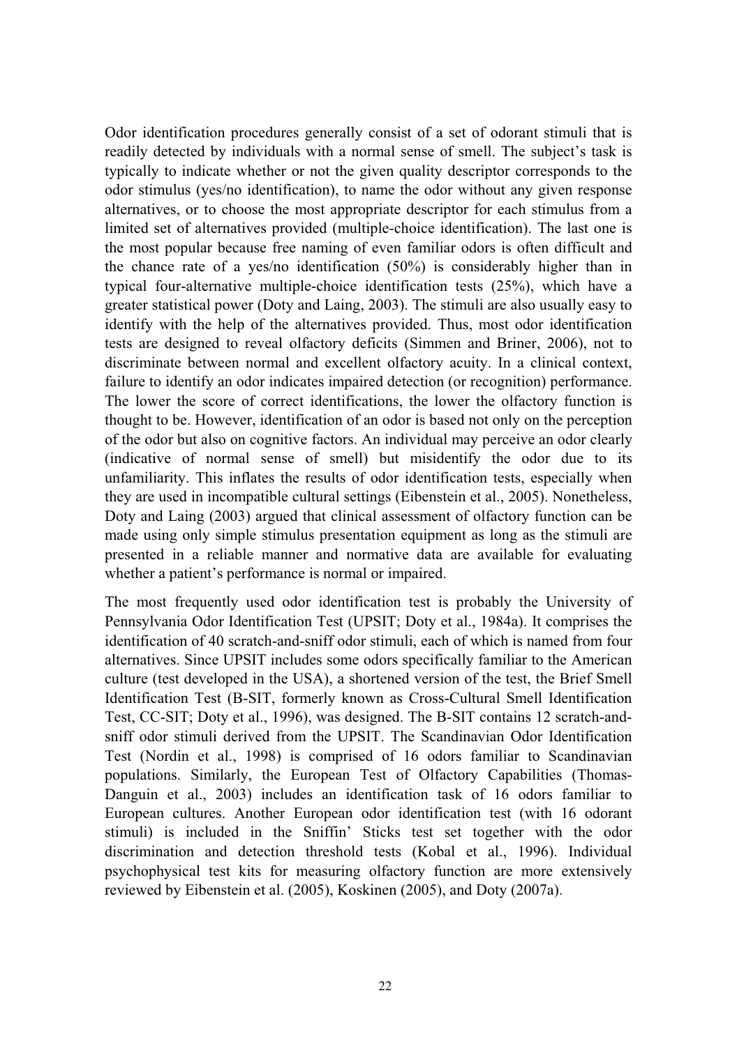Odor identification procedures generally consist of a set of odorant stimuli that is readily detected by individuals with a normal sense of smell. The subject's task is typically to indicate whether or not the given quality descriptor corresponds to the odor stimulus (yes/no identification), to name the odor without any given response alternatives, or to choose the most appropriate descriptor for each stimulus from a limited set of alternatives provided (multiple-choice identification). The last one is the most popular because free naming of even familiar odors is often difficult and the chance rate of a yes/no identification (50%) is considerably higher than in typical four-alternative multiple-choice identification tests (25%), which have a greater statistical power (Doty and Laing, 2003). The stimuli are also usually easy to identify with the help of the alternatives provided. Thus, most odor identification tests are designed to reveal olfactory deficits (Simmen and Briner, 2006), not to discriminate between normal and excellent olfactory acuity. In a clinical context, failure to identify an odor indicates impaired detection (or recognition) performance. The lower the score of correct identifications, the lower the olfactory function is thought to be. However, identification of an odor is based not only on the perception of the odor but also on cognitive factors. An individual may perceive an odor clearly (indicative of normal sense of smell) but misidentify the odor due to its unfamiliarity. This inflates the results of odor identification tests, especially when they are used in incompatible cultural settings (Eibenstein et al., 2005). Nonetheless, Doty and Laing (2003) argued that clinical assessment of olfactory function can be made using only simple stimulus presentation equipment as long as the stimuli are presented in a reliable manner and normative data are available for evaluating whether a patient's performance is normal or impaired.

The most frequently used odor identification test is probably the University of Pennsylvania Odor Identification Test (UPSIT; Doty et al., 1984a). It comprises the identification of 40 scratch-and-sniff odor stimuli, each of which is named from four alternatives. Since UPSIT includes some odors specifically familiar to the American culture (test developed in the USA), a shortened version of the test, the Brief Smell Identification Test (B-SIT, formerly known as Cross-Cultural Smell Identification Test, CC-SIT; Doty et al., 1996), was designed. The B-SIT contains 12 scratch-and-sniff odor stimuli derived from the UPSIT. The Scandinavian Odor Identification Test (Nordin et al., 1998) is comprised of 16 odors familiar to Scandinavian populations. Similarly, the European Test of Olfactory Capabilities (Thomas-Danguin et al., 2003) includes an identification task of 16 odors familiar to European cultures. Another European odor identification test (with 16 odorant stimuli) is included in the Sniffin' Sticks test set together with the odor discrimination and detection threshold tests (Kobal et al., 1996). Individual psychophysical test kits for measuring olfactory function are more extensively reviewed by Eibenstein et al. (2005), Koskinen (2005), and Doty (2007a).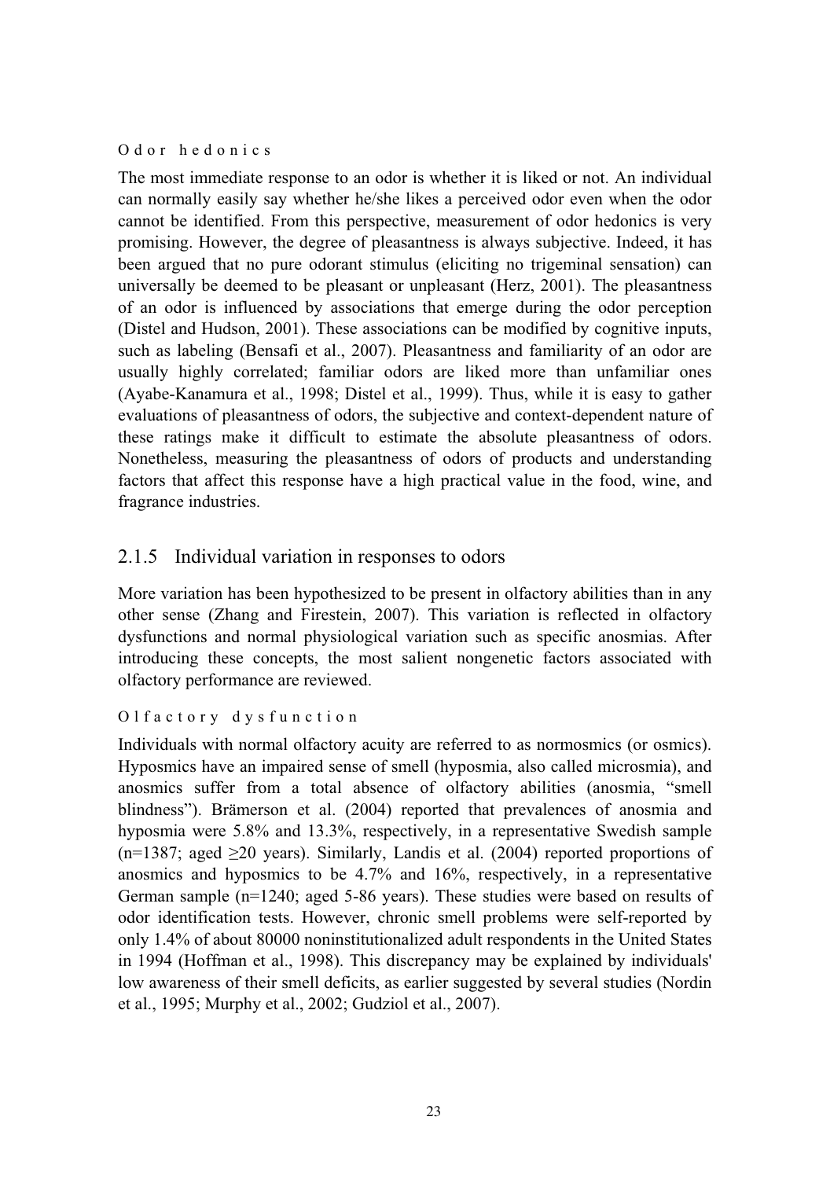#### Odor hedonics

The most immediate response to an odor is whether it is liked or not. An individual can normally easily say whether he/she likes a perceived odor even when the odor cannot be identified. From this perspective, measurement of odor hedonics is very promising. However, the degree of pleasantness is always subjective. Indeed, it has been argued that no pure odorant stimulus (eliciting no trigeminal sensation) can universally be deemed to be pleasant or unpleasant (Herz, 2001). The pleasantness of an odor is influenced by associations that emerge during the odor perception (Distel and Hudson, 2001). These associations can be modified by cognitive inputs, such as labeling (Bensafi et al., 2007). Pleasantness and familiarity of an odor are usually highly correlated; familiar odors are liked more than unfamiliar ones (Ayabe-Kanamura et al., 1998; Distel et al., 1999). Thus, while it is easy to gather evaluations of pleasantness of odors, the subjective and context-dependent nature of these ratings make it difficult to estimate the absolute pleasantness of odors. Nonetheless, measuring the pleasantness of odors of products and understanding factors that affect this response have a high practical value in the food, wine, and fragrance industries.

### 2.1.5 Individual variation in responses to odors

More variation has been hypothesized to be present in olfactory abilities than in any other sense (Zhang and Firestein, 2007). This variation is reflected in olfactory dysfunctions and normal physiological variation such as specific anosmias. After introducing these concepts, the most salient nongenetic factors associated with olfactory performance are reviewed.

#### Olfactory dysfunction

Individuals with normal olfactory acuity are referred to as normosmics (or osmics). Hyposmics have an impaired sense of smell (hyposmia, also called microsmia), and anosmics suffer from a total absence of olfactory abilities (anosmia, "smell blindness"). Brämerson et al. (2004) reported that prevalences of anosmia and hyposmia were 5.8% and 13.3%, respectively, in a representative Swedish sample (n=1387; aged ≥20 years). Similarly, Landis et al. (2004) reported proportions of anosmics and hyposmics to be 4.7% and 16%, respectively, in a representative German sample (n=1240; aged 5-86 years). These studies were based on results of odor identification tests. However, chronic smell problems were self-reported by only 1.4% of about 80000 noninstitutionalized adult respondents in the United States in 1994 (Hoffman et al., 1998). This discrepancy may be explained by individuals' low awareness of their smell deficits, as earlier suggested by several studies (Nordin et al., 1995; Murphy et al., 2002; Gudziol et al., 2007).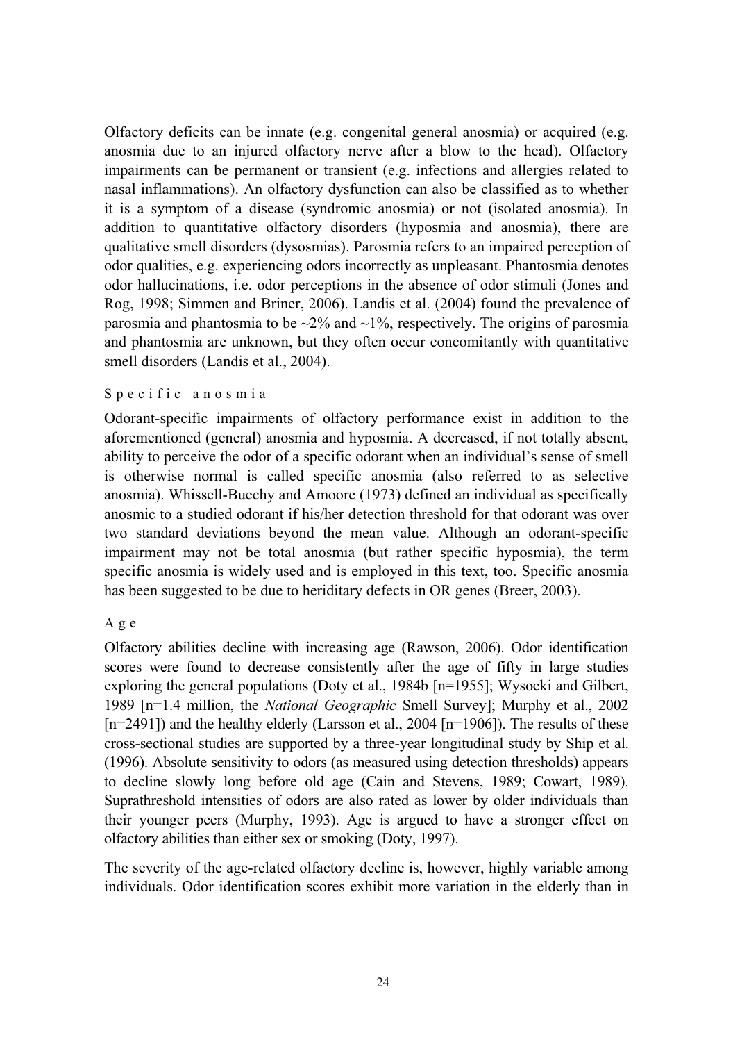Olfactory deficits can be innate (e.g. congenital general anosmia) or acquired (e.g. anosmia due to an injured olfactory nerve after a blow to the head). Olfactory impairments can be permanent or transient (e.g. infections and allergies related to nasal inflammations). An olfactory dysfunction can also be classified as to whether it is a symptom of a disease (syndromic anosmia) or not (isolated anosmia). In addition to quantitative olfactory disorders (hyposmia and anosmia), there are qualitative smell disorders (dysosmias). Parosmia refers to an impaired perception of odor qualities, e.g. experiencing odors incorrectly as unpleasant. Phantosmia denotes odor hallucinations, i.e. odor perceptions in the absence of odor stimuli (Jones and Rog, 1998; Simmen and Briner, 2006). Landis et al. (2004) found the prevalence of parosmia and phantosmia to be ~2% and ~1%, respectively. The origins of parosmia and phantosmia are unknown, but they often occur concomitantly with quantitative smell disorders (Landis et al., 2004).

### Specific anosmia

Odorant-specific impairments of olfactory performance exist in addition to the aforementioned (general) anosmia and hyposmia. A decreased, if not totally absent, ability to perceive the odor of a specific odorant when an individual's sense of smell is otherwise normal is called specific anosmia (also referred to as selective anosmia). Whissell-Buechy and Amoore (1973) defined an individual as specifically anosmic to a studied odorant if his/her detection threshold for that odorant was over two standard deviations beyond the mean value. Although an odorant-specific impairment may not be total anosmia (but rather specific hyposmia), the term specific anosmia is widely used and is employed in this text, too. Specific anosmia has been suggested to be due to heriditary defects in OR genes (Breer, 2003).

### Age

Olfactory abilities decline with increasing age (Rawson, 2006). Odor identification scores were found to decrease consistently after the age of fifty in large studies exploring the general populations (Doty et al., 1984b [n=1955]; Wysocki and Gilbert, 1989 [n=1.4 million, the *National Geographic* Smell Survey]; Murphy et al., 2002 [n=2491]) and the healthy elderly (Larsson et al., 2004 [n=1906]). The results of these cross-sectional studies are supported by a three-year longitudinal study by Ship et al. (1996). Absolute sensitivity to odors (as measured using detection thresholds) appears to decline slowly long before old age (Cain and Stevens, 1989; Cowart, 1989). Suprathreshold intensities of odors are also rated as lower by older individuals than their younger peers (Murphy, 1993). Age is argued to have a stronger effect on olfactory abilities than either sex or smoking (Doty, 1997).

The severity of the age-related olfactory decline is, however, highly variable among individuals. Odor identification scores exhibit more variation in the elderly than in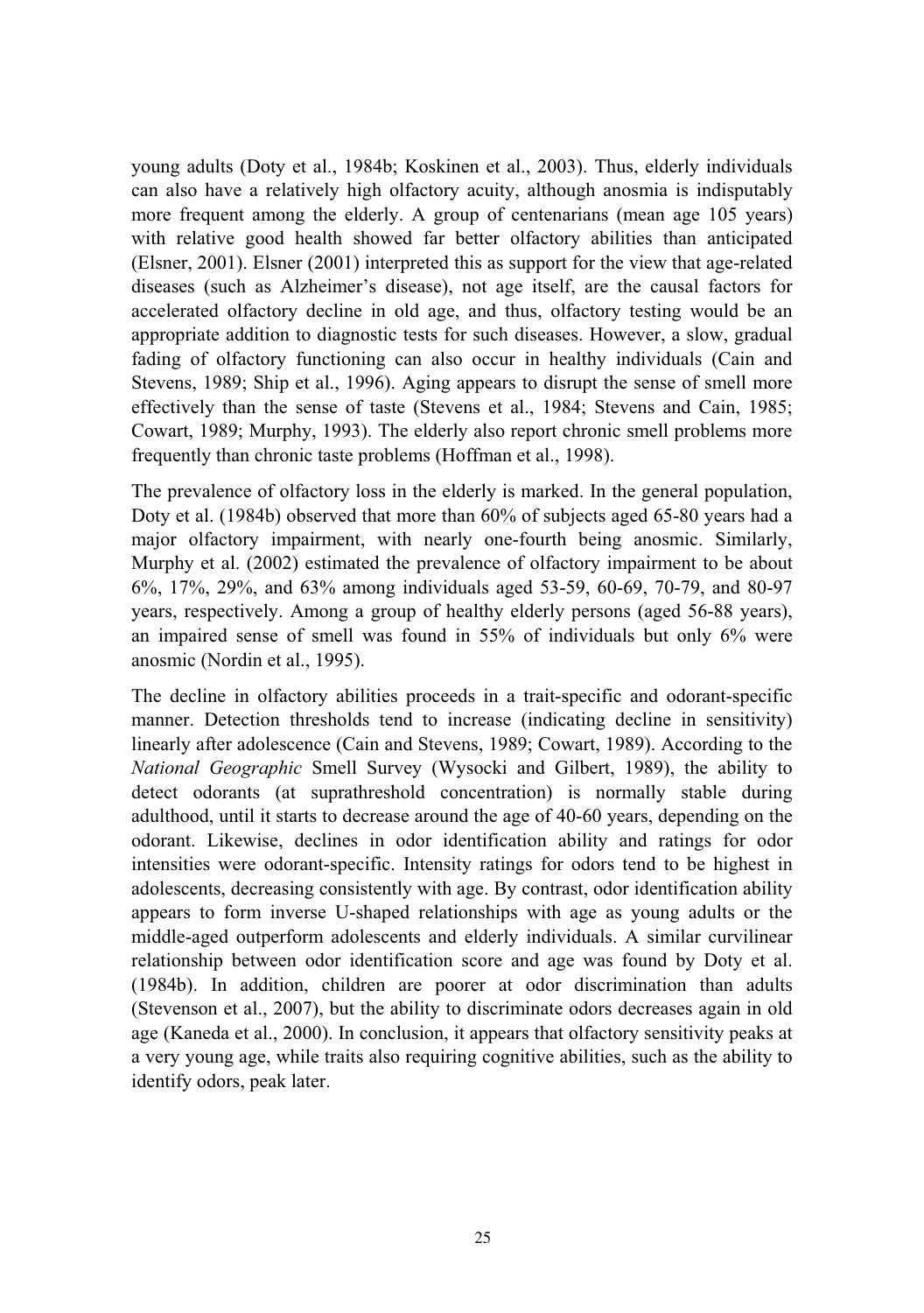young adults (Doty et al., 1984b; Koskinen et al., 2003). Thus, elderly individuals can also have a relatively high olfactory acuity, although anosmia is indisputably more frequent among the elderly. A group of centenarians (mean age 105 years) with relative good health showed far better olfactory abilities than anticipated (Elsner, 2001). Elsner (2001) interpreted this as support for the view that age-related diseases (such as Alzheimer's disease), not age itself, are the causal factors for accelerated olfactory decline in old age, and thus, olfactory testing would be an appropriate addition to diagnostic tests for such diseases. However, a slow, gradual fading of olfactory functioning can also occur in healthy individuals (Cain and Stevens, 1989; Ship et al., 1996). Aging appears to disrupt the sense of smell more effectively than the sense of taste (Stevens et al., 1984; Stevens and Cain, 1985; Cowart, 1989; Murphy, 1993). The elderly also report chronic smell problems more frequently than chronic taste problems (Hoffman et al., 1998).

The prevalence of olfactory loss in the elderly is marked. In the general population, Doty et al. (1984b) observed that more than 60% of subjects aged 65-80 years had a major olfactory impairment, with nearly one-fourth being anosmic. Similarly, Murphy et al. (2002) estimated the prevalence of olfactory impairment to be about 6%, 17%, 29%, and 63% among individuals aged 53-59, 60-69, 70-79, and 80-97 years, respectively. Among a group of healthy elderly persons (aged 56-88 years), an impaired sense of smell was found in 55% of individuals but only 6% were anosmic (Nordin et al., 1995).

The decline in olfactory abilities proceeds in a trait-specific and odorant-specific manner. Detection thresholds tend to increase (indicating decline in sensitivity) linearly after adolescence (Cain and Stevens, 1989; Cowart, 1989). According to the *National Geographic* Smell Survey (Wysocki and Gilbert, 1989), the ability to detect odorants (at suprathreshold concentration) is normally stable during adulthood, until it starts to decrease around the age of 40-60 years, depending on the odorant. Likewise, declines in odor identification ability and ratings for odor intensities were odorant-specific. Intensity ratings for odors tend to be highest in adolescents, decreasing consistently with age. By contrast, odor identification ability appears to form inverse U-shaped relationships with age as young adults or the middle-aged outperform adolescents and elderly individuals. A similar curvilinear relationship between odor identification score and age was found by Doty et al. (1984b). In addition, children are poorer at odor discrimination than adults (Stevenson et al., 2007), but the ability to discriminate odors decreases again in old age (Kaneda et al., 2000). In conclusion, it appears that olfactory sensitivity peaks at a very young age, while traits also requiring cognitive abilities, such as the ability to identify odors, peak later.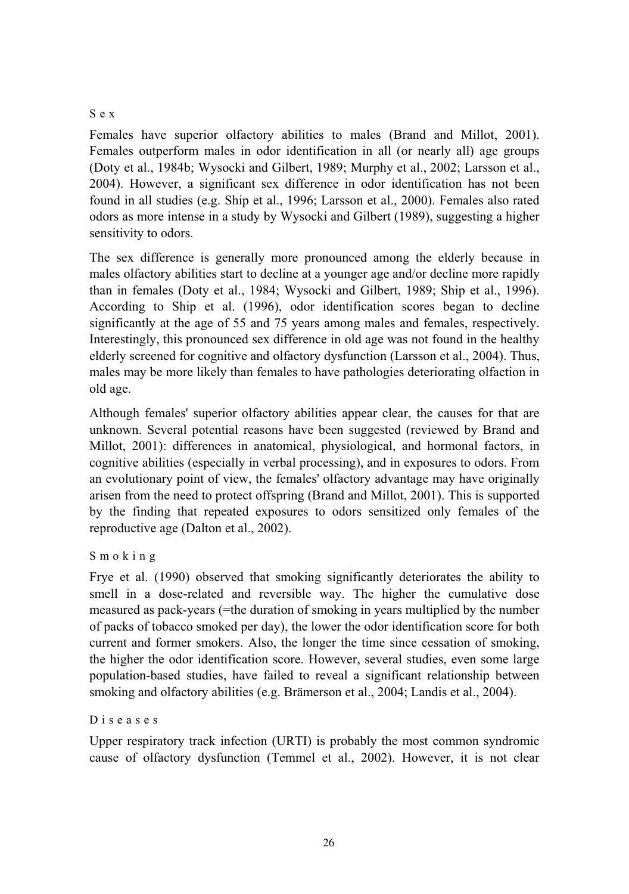### Sex

Females have superior olfactory abilities to males (Brand and Millot, 2001). Females outperform males in odor identification in all (or nearly all) age groups (Doty et al., 1984b; Wysocki and Gilbert, 1989; Murphy et al., 2002; Larsson et al., 2004). However, a significant sex difference in odor identification has not been found in all studies (e.g. Ship et al., 1996; Larsson et al., 2000). Females also rated odors as more intense in a study by Wysocki and Gilbert (1989), suggesting a higher sensitivity to odors.

The sex difference is generally more pronounced among the elderly because in males olfactory abilities start to decline at a younger age and/or decline more rapidly than in females (Doty et al., 1984; Wysocki and Gilbert, 1989; Ship et al., 1996). According to Ship et al. (1996), odor identification scores began to decline significantly at the age of 55 and 75 years among males and females, respectively. Interestingly, this pronounced sex difference in old age was not found in the healthy elderly screened for cognitive and olfactory dysfunction (Larsson et al., 2004). Thus, males may be more likely than females to have pathologies deteriorating olfaction in old age.

Although females' superior olfactory abilities appear clear, the causes for that are unknown. Several potential reasons have been suggested (reviewed by Brand and Millot, 2001): differences in anatomical, physiological, and hormonal factors, in cognitive abilities (especially in verbal processing), and in exposures to odors. From an evolutionary point of view, the females' olfactory advantage may have originally arisen from the need to protect offspring (Brand and Millot, 2001). This is supported by the finding that repeated exposures to odors sensitized only females of the reproductive age (Dalton et al., 2002).

### Smoking

Frye et al. (1990) observed that smoking significantly deteriorates the ability to smell in a dose-related and reversible way. The higher the cumulative dose measured as pack-years (=the duration of smoking in years multiplied by the number of packs of tobacco smoked per day), the lower the odor identification score for both current and former smokers. Also, the longer the time since cessation of smoking, the higher the odor identification score. However, several studies, even some large population-based studies, have failed to reveal a significant relationship between smoking and olfactory abilities (e.g. Brämerson et al., 2004; Landis et al., 2004).

### Diseases

Upper respiratory track infection (URTI) is probably the most common syndromic cause of olfactory dysfunction (Temmel et al., 2002). However, it is not clear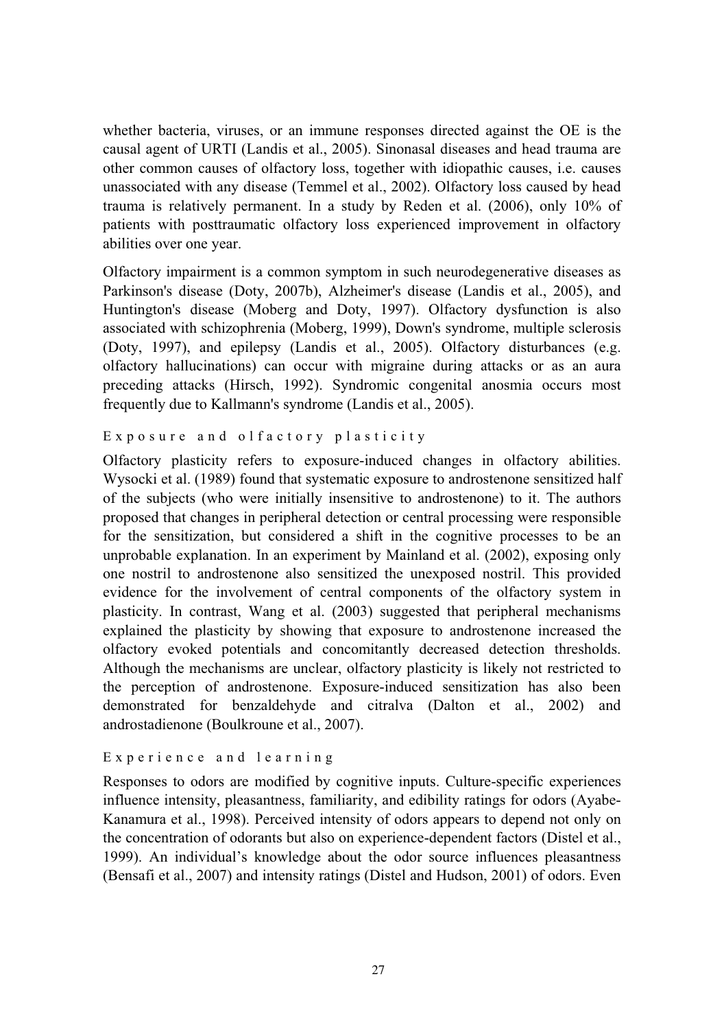whether bacteria, viruses, or an immune responses directed against the OE is the causal agent of URTI (Landis et al., 2005). Sinonasal diseases and head trauma are other common causes of olfactory loss, together with idiopathic causes, i.e. causes unassociated with any disease (Temmel et al., 2002). Olfactory loss caused by head trauma is relatively permanent. In a study by Reden et al. (2006), only 10% of patients with posttraumatic olfactory loss experienced improvement in olfactory abilities over one year.

Olfactory impairment is a common symptom in such neurodegenerative diseases as Parkinson's disease (Doty, 2007b), Alzheimer's disease (Landis et al., 2005), and Huntington's disease (Moberg and Doty, 1997). Olfactory dysfunction is also associated with schizophrenia (Moberg, 1999), Down's syndrome, multiple sclerosis (Doty, 1997), and epilepsy (Landis et al., 2005). Olfactory disturbances (e.g. olfactory hallucinations) can occur with migraine during attacks or as an aura preceding attacks (Hirsch, 1992). Syndromic congenital anosmia occurs most frequently due to Kallmann's syndrome (Landis et al., 2005).

#### Exposure and olfactory plasticity

Olfactory plasticity refers to exposure-induced changes in olfactory abilities. Wysocki et al. (1989) found that systematic exposure to androstenone sensitized half of the subjects (who were initially insensitive to androstenone) to it. The authors proposed that changes in peripheral detection or central processing were responsible for the sensitization, but considered a shift in the cognitive processes to be an unprobable explanation. In an experiment by Mainland et al. (2002), exposing only one nostril to androstenone also sensitized the unexposed nostril. This provided evidence for the involvement of central components of the olfactory system in plasticity. In contrast, Wang et al. (2003) suggested that peripheral mechanisms explained the plasticity by showing that exposure to androstenone increased the olfactory evoked potentials and concomitantly decreased detection thresholds. Although the mechanisms are unclear, olfactory plasticity is likely not restricted to the perception of androstenone. Exposure-induced sensitization has also been demonstrated for benzaldehyde and citralva (Dalton et al., 2002) and androstadienone (Boulkroune et al., 2007).

#### Experience and learning

Responses to odors are modified by cognitive inputs. Culture-specific experiences influence intensity, pleasantness, familiarity, and edibility ratings for odors (Ayabe-Kanamura et al., 1998). Perceived intensity of odors appears to depend not only on the concentration of odorants but also on experience-dependent factors (Distel et al., 1999). An individual's knowledge about the odor source influences pleasantness (Bensafi et al., 2007) and intensity ratings (Distel and Hudson, 2001) of odors. Even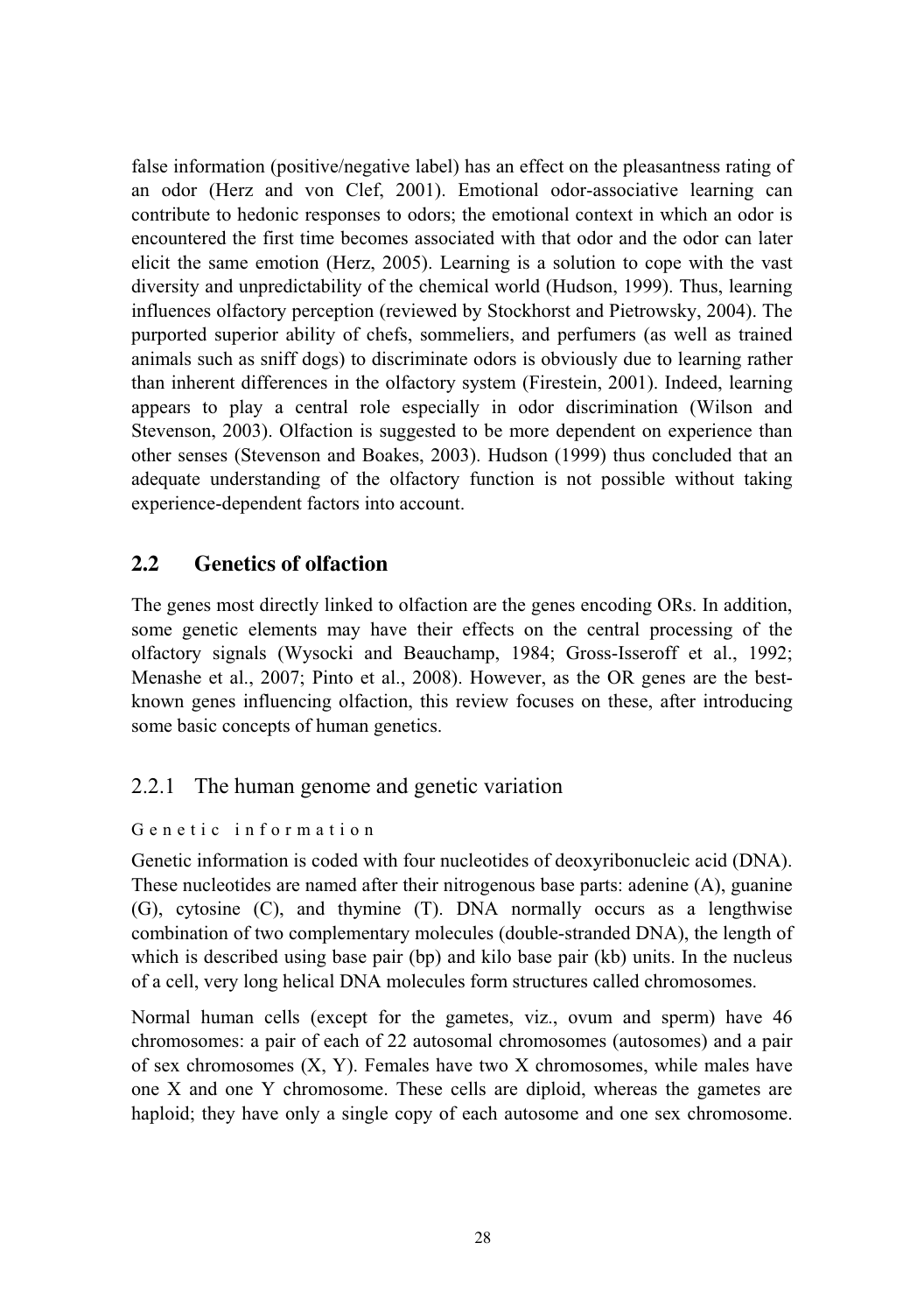false information (positive/negative label) has an effect on the pleasantness rating of an odor (Herz and von Clef, 2001). Emotional odor-associative learning can contribute to hedonic responses to odors; the emotional context in which an odor is encountered the first time becomes associated with that odor and the odor can later elicit the same emotion (Herz, 2005). Learning is a solution to cope with the vast diversity and unpredictability of the chemical world (Hudson, 1999). Thus, learning influences olfactory perception (reviewed by Stockhorst and Pietrowsky, 2004). The purported superior ability of chefs, sommeliers, and perfumers (as well as trained animals such as sniff dogs) to discriminate odors is obviously due to learning rather than inherent differences in the olfactory system (Firestein, 2001). Indeed, learning appears to play a central role especially in odor discrimination (Wilson and Stevenson, 2003). Olfaction is suggested to be more dependent on experience than other senses (Stevenson and Boakes, 2003). Hudson (1999) thus concluded that an adequate understanding of the olfactory function is not possible without taking experience-dependent factors into account.

## 2.2 Genetics of olfaction

The genes most directly linked to olfaction are the genes encoding ORs. In addition, some genetic elements may have their effects on the central processing of the olfactory signals (Wysocki and Beauchamp, 1984; Gross-Isseroff et al., 1992; Menashe et al., 2007; Pinto et al., 2008). However, as the OR genes are the best-known genes influencing olfaction, this review focuses on these, after introducing some basic concepts of human genetics.

### 2.2.1 The human genome and genetic variation

#### Genetic information

Genetic information is coded with four nucleotides of deoxyribonucleic acid (DNA). These nucleotides are named after their nitrogenous base parts: adenine (A), guanine (G), cytosine (C), and thymine (T). DNA normally occurs as a lengthwise combination of two complementary molecules (double-stranded DNA), the length of which is described using base pair (bp) and kilo base pair (kb) units. In the nucleus of a cell, very long helical DNA molecules form structures called chromosomes.

Normal human cells (except for the gametes, viz., ovum and sperm) have 46 chromosomes: a pair of each of 22 autosomal chromosomes (autosomes) and a pair of sex chromosomes (X, Y). Females have two X chromosomes, while males have one X and one Y chromosome. These cells are diploid, whereas the gametes are haploid; they have only a single copy of each autosome and one sex chromosome.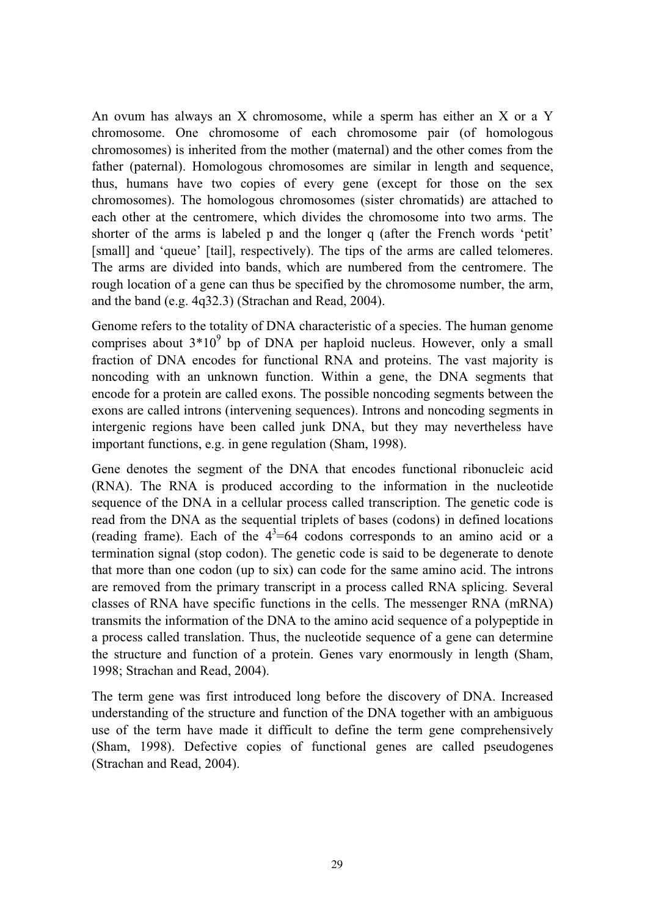An ovum has always an X chromosome, while a sperm has either an X or a Y chromosome. One chromosome of each chromosome pair (of homologous chromosomes) is inherited from the mother (maternal) and the other comes from the father (paternal). Homologous chromosomes are similar in length and sequence, thus, humans have two copies of every gene (except for those on the sex chromosomes). The homologous chromosomes (sister chromatids) are attached to each other at the centromere, which divides the chromosome into two arms. The shorter of the arms is labeled p and the longer q (after the French words 'petit' [small] and 'queue' [tail], respectively). The tips of the arms are called telomeres. The arms are divided into bands, which are numbered from the centromere. The rough location of a gene can thus be specified by the chromosome number, the arm, and the band (e.g. 4q32.3) (Strachan and Read, 2004).

Genome refers to the totality of DNA characteristic of a species. The human genome comprises about $3*10^9$ bp of DNA per haploid nucleus. However, only a small fraction of DNA encodes for functional RNA and proteins. The vast majority is noncoding with an unknown function. Within a gene, the DNA segments that encode for a protein are called exons. The possible noncoding segments between the exons are called introns (intervening sequences). Introns and noncoding segments in intergenic regions have been called junk DNA, but they may nevertheless have important functions, e.g. in gene regulation (Sham, 1998).

Gene denotes the segment of the DNA that encodes functional ribonucleic acid (RNA). The RNA is produced according to the information in the nucleotide sequence of the DNA in a cellular process called transcription. The genetic code is read from the DNA as the sequential triplets of bases (codons) in defined locations (reading frame). Each of the $4^3$=64 codons corresponds to an amino acid or a termination signal (stop codon). The genetic code is said to be degenerate to denote that more than one codon (up to six) can code for the same amino acid. The introns are removed from the primary transcript in a process called RNA splicing. Several classes of RNA have specific functions in the cells. The messenger RNA (mRNA) transmits the information of the DNA to the amino acid sequence of a polypeptide in a process called translation. Thus, the nucleotide sequence of a gene can determine the structure and function of a protein. Genes vary enormously in length (Sham, 1998; Strachan and Read, 2004).

The term gene was first introduced long before the discovery of DNA. Increased understanding of the structure and function of the DNA together with an ambiguous use of the term have made it difficult to define the term gene comprehensively (Sham, 1998). Defective copies of functional genes are called pseudogenes (Strachan and Read, 2004).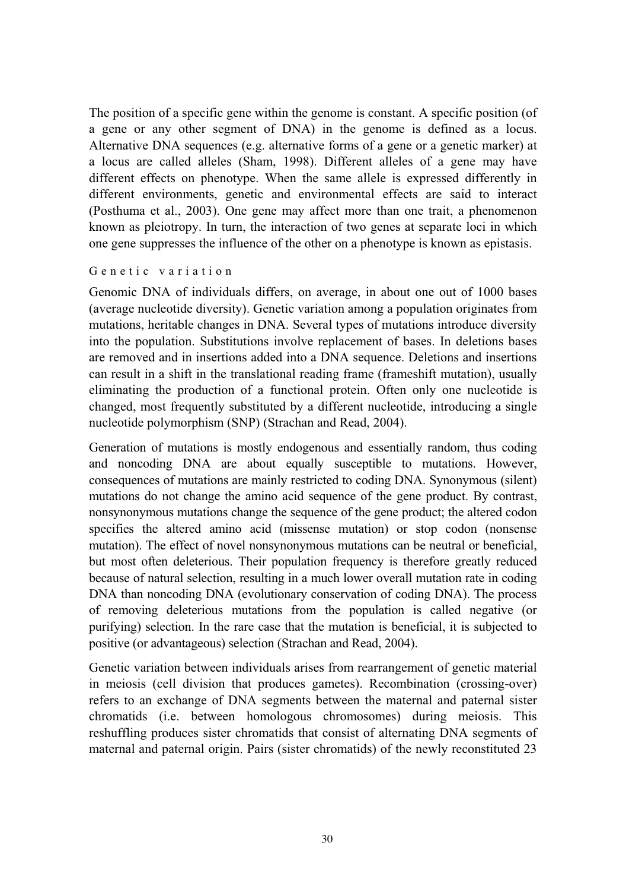The position of a specific gene within the genome is constant. A specific position (of a gene or any other segment of DNA) in the genome is defined as a locus. Alternative DNA sequences (e.g. alternative forms of a gene or a genetic marker) at a locus are called alleles (Sham, 1998). Different alleles of a gene may have different effects on phenotype. When the same allele is expressed differently in different environments, genetic and environmental effects are said to interact (Posthuma et al., 2003). One gene may affect more than one trait, a phenomenon known as pleiotropy. In turn, the interaction of two genes at separate loci in which one gene suppresses the influence of the other on a phenotype is known as epistasis.

### Genetic variation

Genomic DNA of individuals differs, on average, in about one out of 1000 bases (average nucleotide diversity). Genetic variation among a population originates from mutations, heritable changes in DNA. Several types of mutations introduce diversity into the population. Substitutions involve replacement of bases. In deletions bases are removed and in insertions added into a DNA sequence. Deletions and insertions can result in a shift in the translational reading frame (frameshift mutation), usually eliminating the production of a functional protein. Often only one nucleotide is changed, most frequently substituted by a different nucleotide, introducing a single nucleotide polymorphism (SNP) (Strachan and Read, 2004).

Generation of mutations is mostly endogenous and essentially random, thus coding and noncoding DNA are about equally susceptible to mutations. However, consequences of mutations are mainly restricted to coding DNA. Synonymous (silent) mutations do not change the amino acid sequence of the gene product. By contrast, nonsynonymous mutations change the sequence of the gene product; the altered codon specifies the altered amino acid (missense mutation) or stop codon (nonsense mutation). The effect of novel nonsynonymous mutations can be neutral or beneficial, but most often deleterious. Their population frequency is therefore greatly reduced because of natural selection, resulting in a much lower overall mutation rate in coding DNA than noncoding DNA (evolutionary conservation of coding DNA). The process of removing deleterious mutations from the population is called negative (or purifying) selection. In the rare case that the mutation is beneficial, it is subjected to positive (or advantageous) selection (Strachan and Read, 2004).

Genetic variation between individuals arises from rearrangement of genetic material in meiosis (cell division that produces gametes). Recombination (crossing-over) refers to an exchange of DNA segments between the maternal and paternal sister chromatids (i.e. between homologous chromosomes) during meiosis. This reshuffling produces sister chromatids that consist of alternating DNA segments of maternal and paternal origin. Pairs (sister chromatids) of the newly reconstituted 23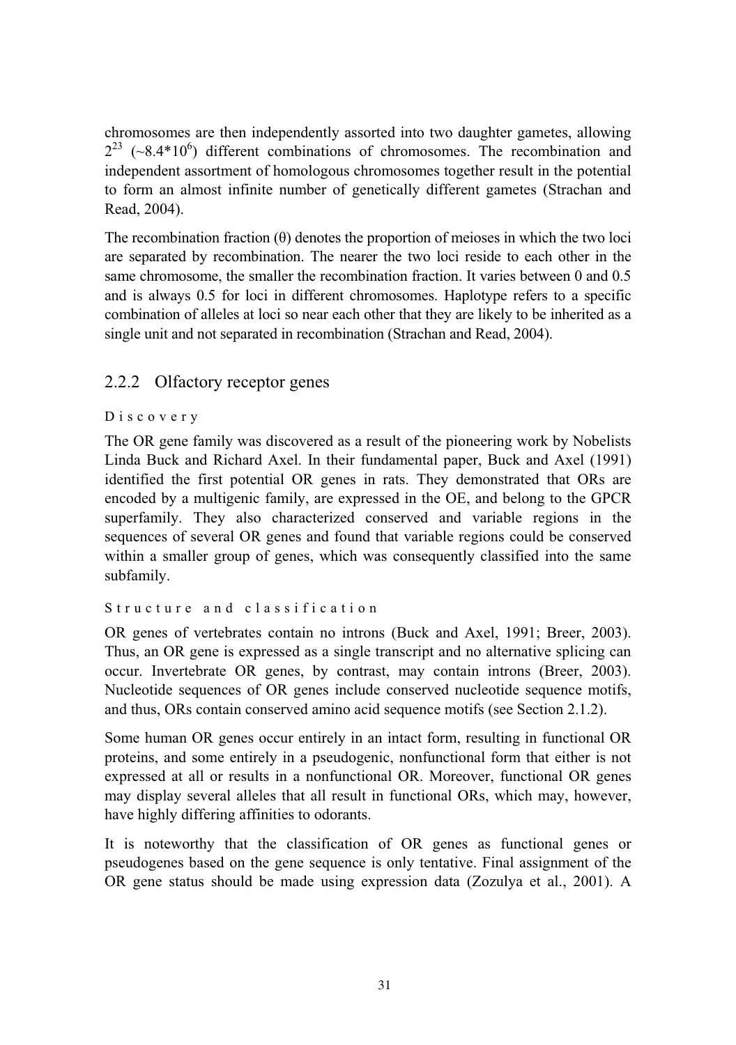chromosomes are then independently assorted into two daughter gametes, allowing $2^{23}$ ($\sim 8.4 * 10^6$) different combinations of chromosomes. The recombination and independent assortment of homologous chromosomes together result in the potential to form an almost infinite number of genetically different gametes (Strachan and Read, 2004).

The recombination fraction ($\theta$) denotes the proportion of meioses in which the two loci are separated by recombination. The nearer the two loci reside to each other in the same chromosome, the smaller the recombination fraction. It varies between 0 and 0.5 and is always 0.5 for loci in different chromosomes. Haplotype refers to a specific combination of alleles at loci so near each other that they are likely to be inherited as a single unit and not separated in recombination (Strachan and Read, 2004).

### 2.2.2 Olfactory receptor genes

#### Discovery

The OR gene family was discovered as a result of the pioneering work by Nobelists Linda Buck and Richard Axel. In their fundamental paper, Buck and Axel (1991) identified the first potential OR genes in rats. They demonstrated that ORs are encoded by a multigenic family, are expressed in the OE, and belong to the GPCR superfamily. They also characterized conserved and variable regions in the sequences of several OR genes and found that variable regions could be conserved within a smaller group of genes, which was consequently classified into the same subfamily.

#### Structure and classification

OR genes of vertebrates contain no introns (Buck and Axel, 1991; Breer, 2003). Thus, an OR gene is expressed as a single transcript and no alternative splicing can occur. Invertebrate OR genes, by contrast, may contain introns (Breer, 2003). Nucleotide sequences of OR genes include conserved nucleotide sequence motifs, and thus, ORs contain conserved amino acid sequence motifs (see Section 2.1.2).

Some human OR genes occur entirely in an intact form, resulting in functional OR proteins, and some entirely in a pseudogenic, nonfunctional form that either is not expressed at all or results in a nonfunctional OR. Moreover, functional OR genes may display several alleles that all result in functional ORs, which may, however, have highly differing affinities to odorants.

It is noteworthy that the classification of OR genes as functional genes or pseudogenes based on the gene sequence is only tentative. Final assignment of the OR gene status should be made using expression data (Zozulya et al., 2001). A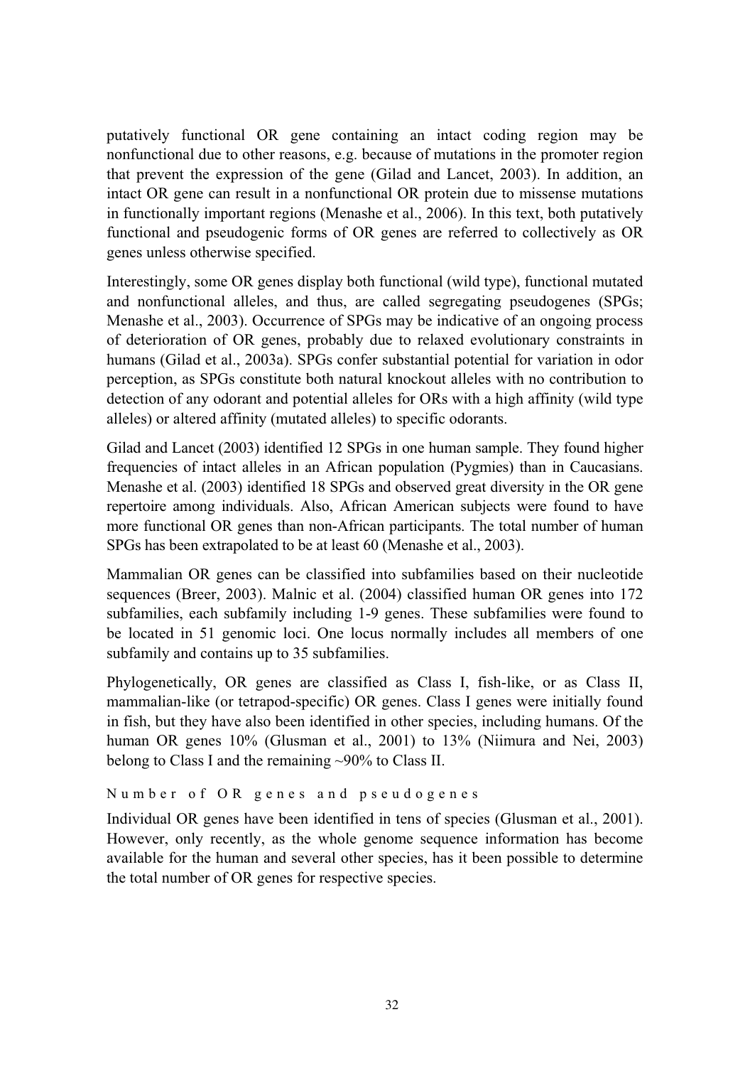putatively functional OR gene containing an intact coding region may be nonfunctional due to other reasons, e.g. because of mutations in the promoter region that prevent the expression of the gene (Gilad and Lancet, 2003). In addition, an intact OR gene can result in a nonfunctional OR protein due to missense mutations in functionally important regions (Menashe et al., 2006). In this text, both putatively functional and pseudogenic forms of OR genes are referred to collectively as OR genes unless otherwise specified.

Interestingly, some OR genes display both functional (wild type), functional mutated and nonfunctional alleles, and thus, are called segregating pseudogenes (SPGs; Menashe et al., 2003). Occurrence of SPGs may be indicative of an ongoing process of deterioration of OR genes, probably due to relaxed evolutionary constraints in humans (Gilad et al., 2003a). SPGs confer substantial potential for variation in odor perception, as SPGs constitute both natural knockout alleles with no contribution to detection of any odorant and potential alleles for ORs with a high affinity (wild type alleles) or altered affinity (mutated alleles) to specific odorants.

Gilad and Lancet (2003) identified 12 SPGs in one human sample. They found higher frequencies of intact alleles in an African population (Pygmies) than in Caucasians. Menashe et al. (2003) identified 18 SPGs and observed great diversity in the OR gene repertoire among individuals. Also, African American subjects were found to have more functional OR genes than non-African participants. The total number of human SPGs has been extrapolated to be at least 60 (Menashe et al., 2003).

Mammalian OR genes can be classified into subfamilies based on their nucleotide sequences (Breer, 2003). Malnic et al. (2004) classified human OR genes into 172 subfamilies, each subfamily including 1-9 genes. These subfamilies were found to be located in 51 genomic loci. One locus normally includes all members of one subfamily and contains up to 35 subfamilies.

Phylogenetically, OR genes are classified as Class I, fish-like, or as Class II, mammalian-like (or tetrapod-specific) OR genes. Class I genes were initially found in fish, but they have also been identified in other species, including humans. Of the human OR genes 10% (Glusman et al., 2001) to 13% (Niimura and Nei, 2003) belong to Class I and the remaining ~90% to Class II.

### Number of OR genes and pseudogenes

Individual OR genes have been identified in tens of species (Glusman et al., 2001). However, only recently, as the whole genome sequence information has become available for the human and several other species, has it been possible to determine the total number of OR genes for respective species.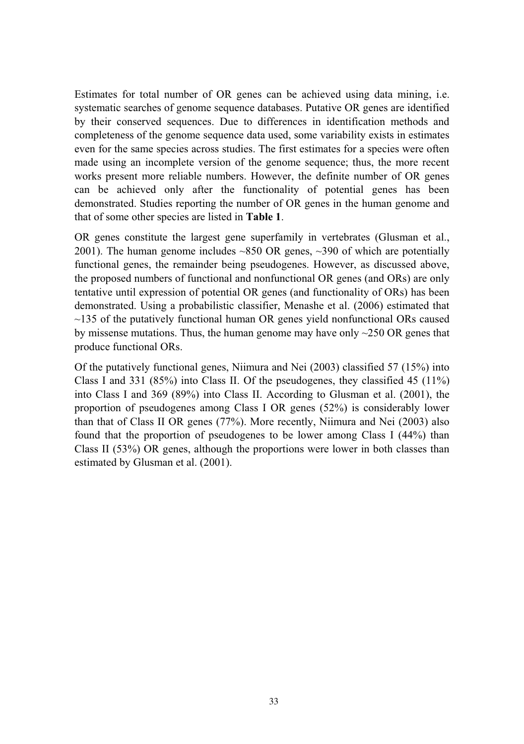Estimates for total number of OR genes can be achieved using data mining, i.e. systematic searches of genome sequence databases. Putative OR genes are identified by their conserved sequences. Due to differences in identification methods and completeness of the genome sequence data used, some variability exists in estimates even for the same species across studies. The first estimates for a species were often made using an incomplete version of the genome sequence; thus, the more recent works present more reliable numbers. However, the definite number of OR genes can be achieved only after the functionality of potential genes has been demonstrated. Studies reporting the number of OR genes in the human genome and that of some other species are listed in **Table 1**.

OR genes constitute the largest gene superfamily in vertebrates (Glusman et al., 2001). The human genome includes ~850 OR genes, ~390 of which are potentially functional genes, the remainder being pseudogenes. However, as discussed above, the proposed numbers of functional and nonfunctional OR genes (and ORs) are only tentative until expression of potential OR genes (and functionality of ORs) has been demonstrated. Using a probabilistic classifier, Menashe et al. (2006) estimated that ~135 of the putatively functional human OR genes yield nonfunctional ORs caused by missense mutations. Thus, the human genome may have only ~250 OR genes that produce functional ORs.

Of the putatively functional genes, Niimura and Nei (2003) classified 57 (15%) into Class I and 331 (85%) into Class II. Of the pseudogenes, they classified 45 (11%) into Class I and 369 (89%) into Class II. According to Glusman et al. (2001), the proportion of pseudogenes among Class I OR genes (52%) is considerably lower than that of Class II OR genes (77%). More recently, Niimura and Nei (2003) also found that the proportion of pseudogenes to be lower among Class I (44%) than Class II (53%) OR genes, although the proportions were lower in both classes than estimated by Glusman et al. (2001).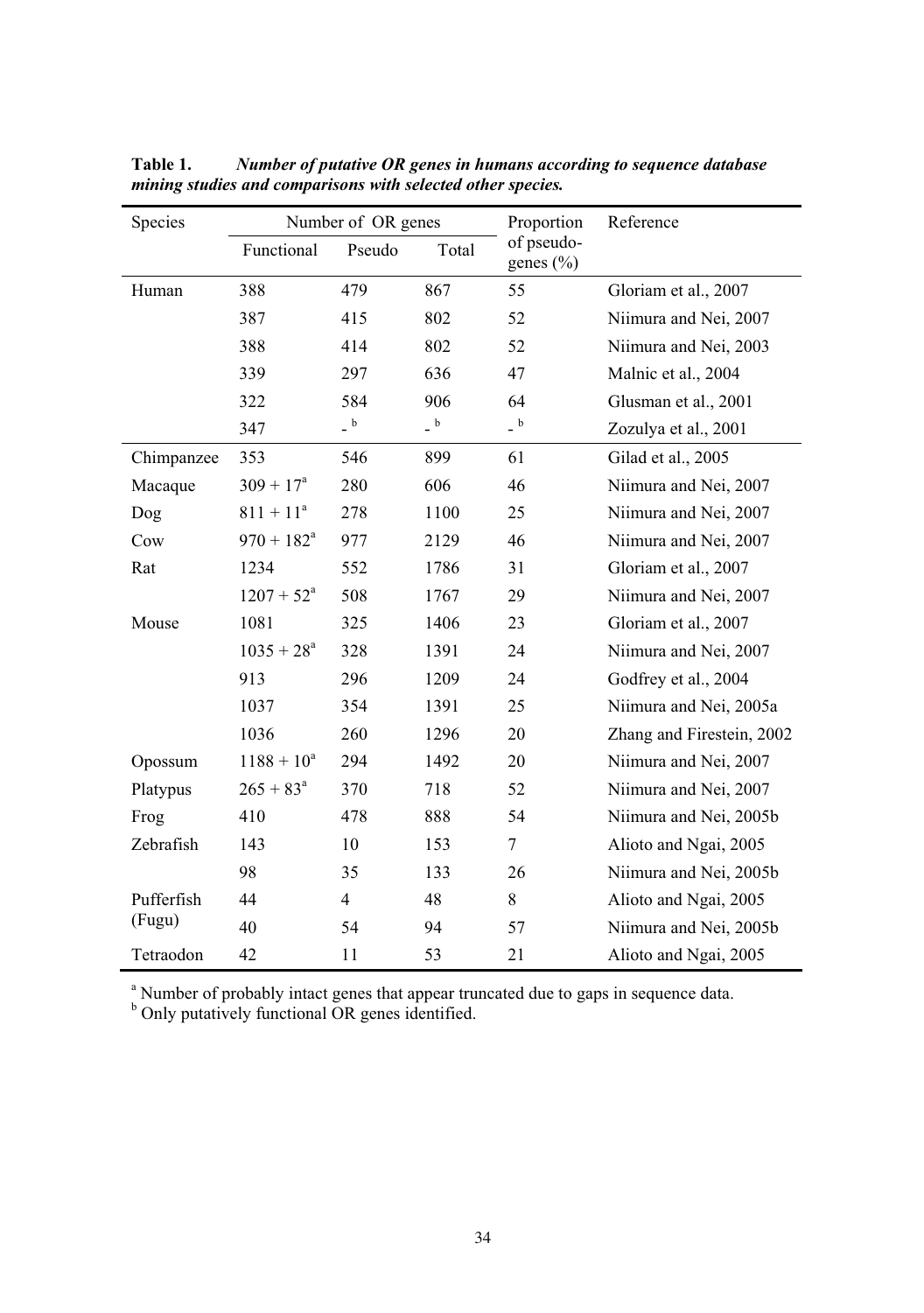**Table 1.** ***Number of putative OR genes in humans according to sequence database mining studies and comparisons with selected other species.***

| Species | Number of OR genes | | | Proportion of pseudo-genes (%) | Reference |
|---|---|---|---|---|---|
| | Functional | Pseudo | Total | | |
| Human | 388 | 479 | 867 | 55 | Gloriam et al., 2007 |
| | 387 | 415 | 802 | 52 | Niimura and Nei, 2007 |
| | 388 | 414 | 802 | 52 | Niimura and Nei, 2003 |
| | 339 | 297 | 636 | 47 | Malnic et al., 2004 |
| | 322 | 584 | 906 | 64 | Glusman et al., 2001 |
| | 347 | -[b] | -[b] | -[b] | Zozulya et al., 2001 |
| Chimpanzee | 353 | 546 | 899 | 61 | Gilad et al., 2005 |
| Macaque | 309 + 17[a] | 280 | 606 | 46 | Niimura and Nei, 2007 |
| Dog | 811 + 11[a] | 278 | 1100 | 25 | Niimura and Nei, 2007 |
| Cow | 970 + 182[a] | 977 | 2129 | 46 | Niimura and Nei, 2007 |
| Rat | 1234 | 552 | 1786 | 31 | Gloriam et al., 2007 |
| | 1207 + 52[a] | 508 | 1767 | 29 | Niimura and Nei, 2007 |
| Mouse | 1081 | 325 | 1406 | 23 | Gloriam et al., 2007 |
| | 1035 + 28[a] | 328 | 1391 | 24 | Niimura and Nei, 2007 |
| | 913 | 296 | 1209 | 24 | Godfrey et al., 2004 |
| | 1037 | 354 | 1391 | 25 | Niimura and Nei, 2005a |
| | 1036 | 260 | 1296 | 20 | Zhang and Firestein, 2002 |
| Opossum | 1188 + 10[a] | 294 | 1492 | 20 | Niimura and Nei, 2007 |
| Platypus | 265 + 83[a] | 370 | 718 | 52 | Niimura and Nei, 2007 |
| Frog | 410 | 478 | 888 | 54 | Niimura and Nei, 2005b |
| Zebrafish | 143 | 10 | 153 | 7 | Alioto and Ngai, 2005 |
| | 98 | 35 | 133 | 26 | Niimura and Nei, 2005b |
| Pufferfish (Fugu) | 44 | 4 | 48 | 8 | Alioto and Ngai, 2005 |
| | 40 | 54 | 94 | 57 | Niimura and Nei, 2005b |
| Tetraodon | 42 | 11 | 53 | 21 | Alioto and Ngai, 2005 |

[a] Number of probably intact genes that appear truncated due to gaps in sequence data.
[b] Only putatively functional OR genes identified.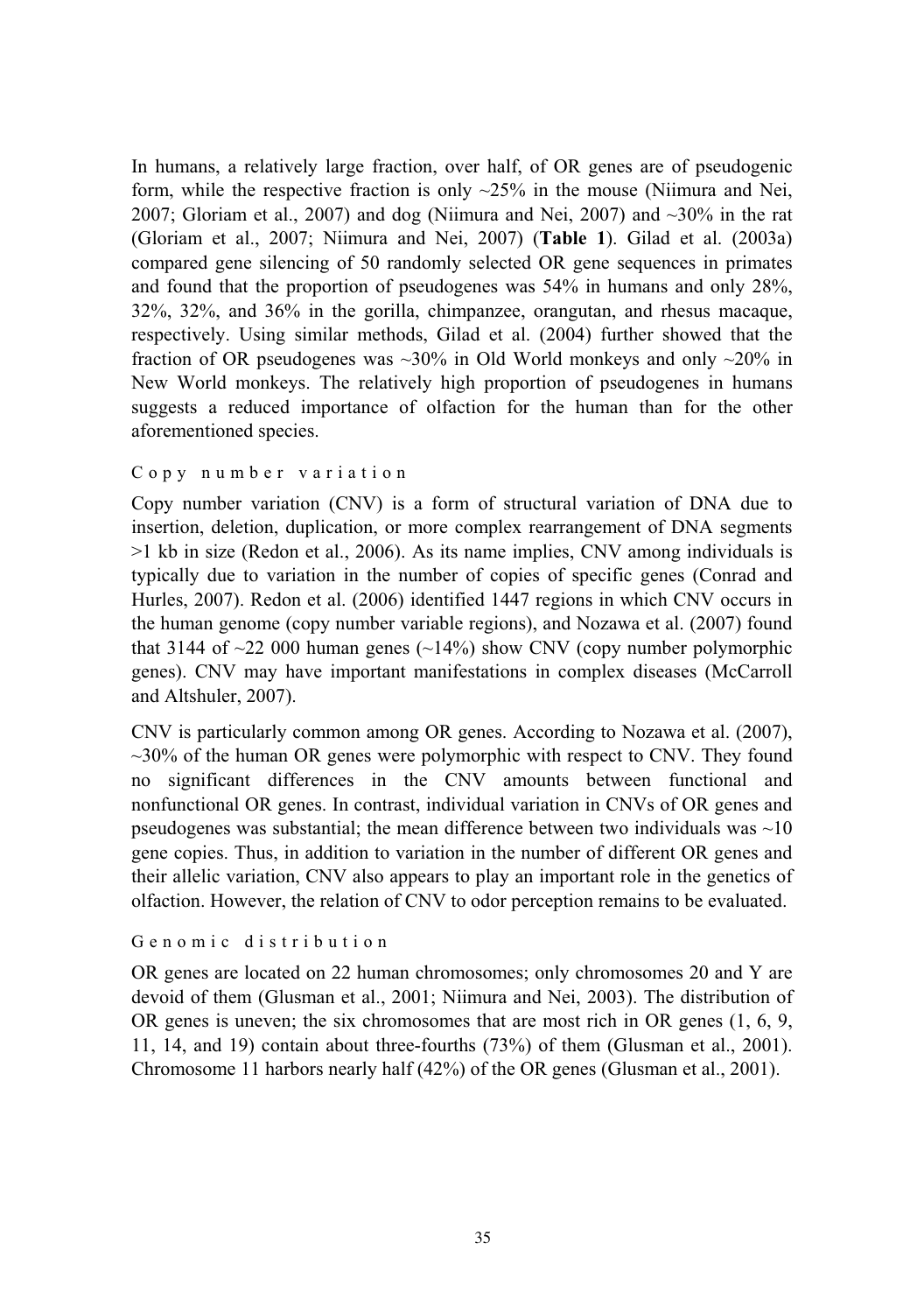In humans, a relatively large fraction, over half, of OR genes are of pseudogenic form, while the respective fraction is only ~25% in the mouse (Niimura and Nei, 2007; Gloriam et al., 2007) and dog (Niimura and Nei, 2007) and ~30% in the rat (Gloriam et al., 2007; Niimura and Nei, 2007) (**Table 1**). Gilad et al. (2003a) compared gene silencing of 50 randomly selected OR gene sequences in primates and found that the proportion of pseudogenes was 54% in humans and only 28%, 32%, 32%, and 36% in the gorilla, chimpanzee, orangutan, and rhesus macaque, respectively. Using similar methods, Gilad et al. (2004) further showed that the fraction of OR pseudogenes was ~30% in Old World monkeys and only ~20% in New World monkeys. The relatively high proportion of pseudogenes in humans suggests a reduced importance of olfaction for the human than for the other aforementioned species.

### Copy number variation

Copy number variation (CNV) is a form of structural variation of DNA due to insertion, deletion, duplication, or more complex rearrangement of DNA segments >1 kb in size (Redon et al., 2006). As its name implies, CNV among individuals is typically due to variation in the number of copies of specific genes (Conrad and Hurles, 2007). Redon et al. (2006) identified 1447 regions in which CNV occurs in the human genome (copy number variable regions), and Nozawa et al. (2007) found that 3144 of ~22 000 human genes (~14%) show CNV (copy number polymorphic genes). CNV may have important manifestations in complex diseases (McCarroll and Altshuler, 2007).

CNV is particularly common among OR genes. According to Nozawa et al. (2007), ~30% of the human OR genes were polymorphic with respect to CNV. They found no significant differences in the CNV amounts between functional and nonfunctional OR genes. In contrast, individual variation in CNVs of OR genes and pseudogenes was substantial; the mean difference between two individuals was ~10 gene copies. Thus, in addition to variation in the number of different OR genes and their allelic variation, CNV also appears to play an important role in the genetics of olfaction. However, the relation of CNV to odor perception remains to be evaluated.

### Genomic distribution

OR genes are located on 22 human chromosomes; only chromosomes 20 and Y are devoid of them (Glusman et al., 2001; Niimura and Nei, 2003). The distribution of OR genes is uneven; the six chromosomes that are most rich in OR genes (1, 6, 9, 11, 14, and 19) contain about three-fourths (73%) of them (Glusman et al., 2001). Chromosome 11 harbors nearly half (42%) of the OR genes (Glusman et al., 2001).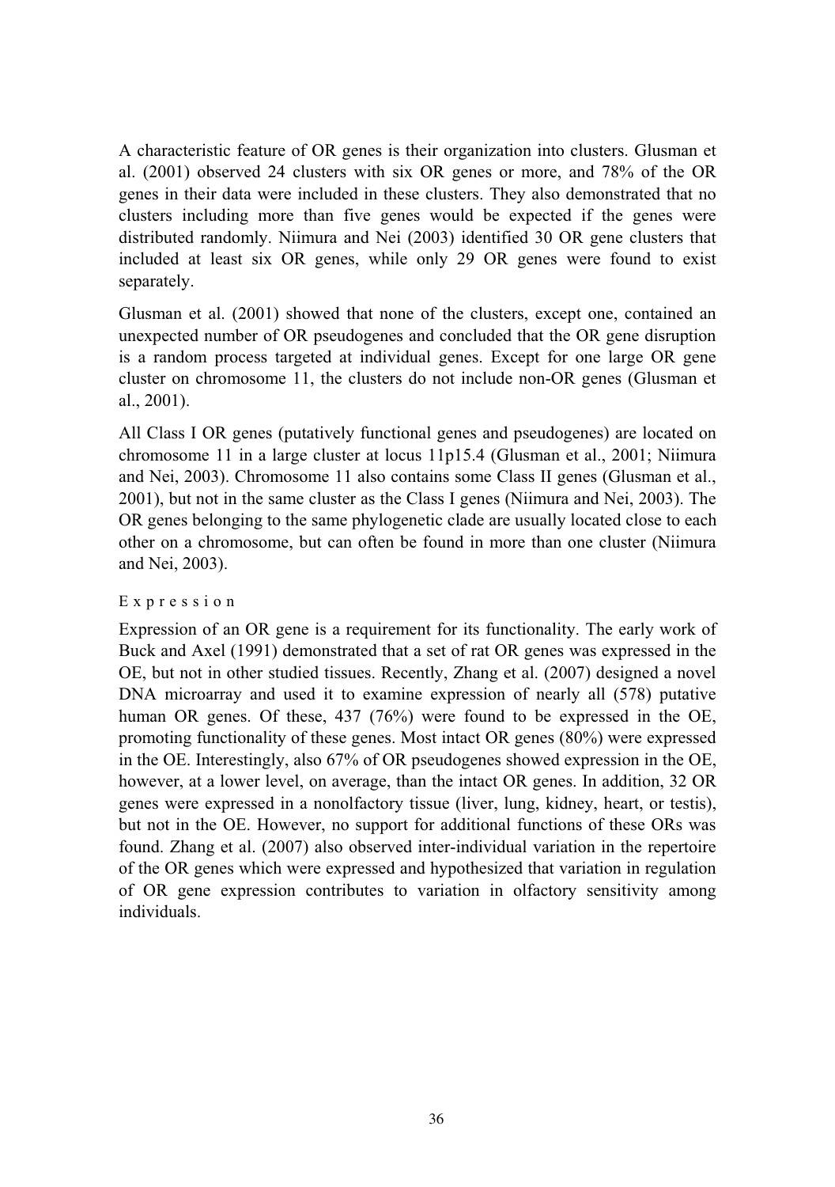A characteristic feature of OR genes is their organization into clusters. Glusman et al. (2001) observed 24 clusters with six OR genes or more, and 78% of the OR genes in their data were included in these clusters. They also demonstrated that no clusters including more than five genes would be expected if the genes were distributed randomly. Niimura and Nei (2003) identified 30 OR gene clusters that included at least six OR genes, while only 29 OR genes were found to exist separately.

Glusman et al. (2001) showed that none of the clusters, except one, contained an unexpected number of OR pseudogenes and concluded that the OR gene disruption is a random process targeted at individual genes. Except for one large OR gene cluster on chromosome 11, the clusters do not include non-OR genes (Glusman et al., 2001).

All Class I OR genes (putatively functional genes and pseudogenes) are located on chromosome 11 in a large cluster at locus 11p15.4 (Glusman et al., 2001; Niimura and Nei, 2003). Chromosome 11 also contains some Class II genes (Glusman et al., 2001), but not in the same cluster as the Class I genes (Niimura and Nei, 2003). The OR genes belonging to the same phylogenetic clade are usually located close to each other on a chromosome, but can often be found in more than one cluster (Niimura and Nei, 2003).

### Expression

Expression of an OR gene is a requirement for its functionality. The early work of Buck and Axel (1991) demonstrated that a set of rat OR genes was expressed in the OE, but not in other studied tissues. Recently, Zhang et al. (2007) designed a novel DNA microarray and used it to examine expression of nearly all (578) putative human OR genes. Of these, 437 (76%) were found to be expressed in the OE, promoting functionality of these genes. Most intact OR genes (80%) were expressed in the OE. Interestingly, also 67% of OR pseudogenes showed expression in the OE, however, at a lower level, on average, than the intact OR genes. In addition, 32 OR genes were expressed in a nonolfactory tissue (liver, lung, kidney, heart, or testis), but not in the OE. However, no support for additional functions of these ORs was found. Zhang et al. (2007) also observed inter-individual variation in the repertoire of the OR genes which were expressed and hypothesized that variation in regulation of OR gene expression contributes to variation in olfactory sensitivity among individuals.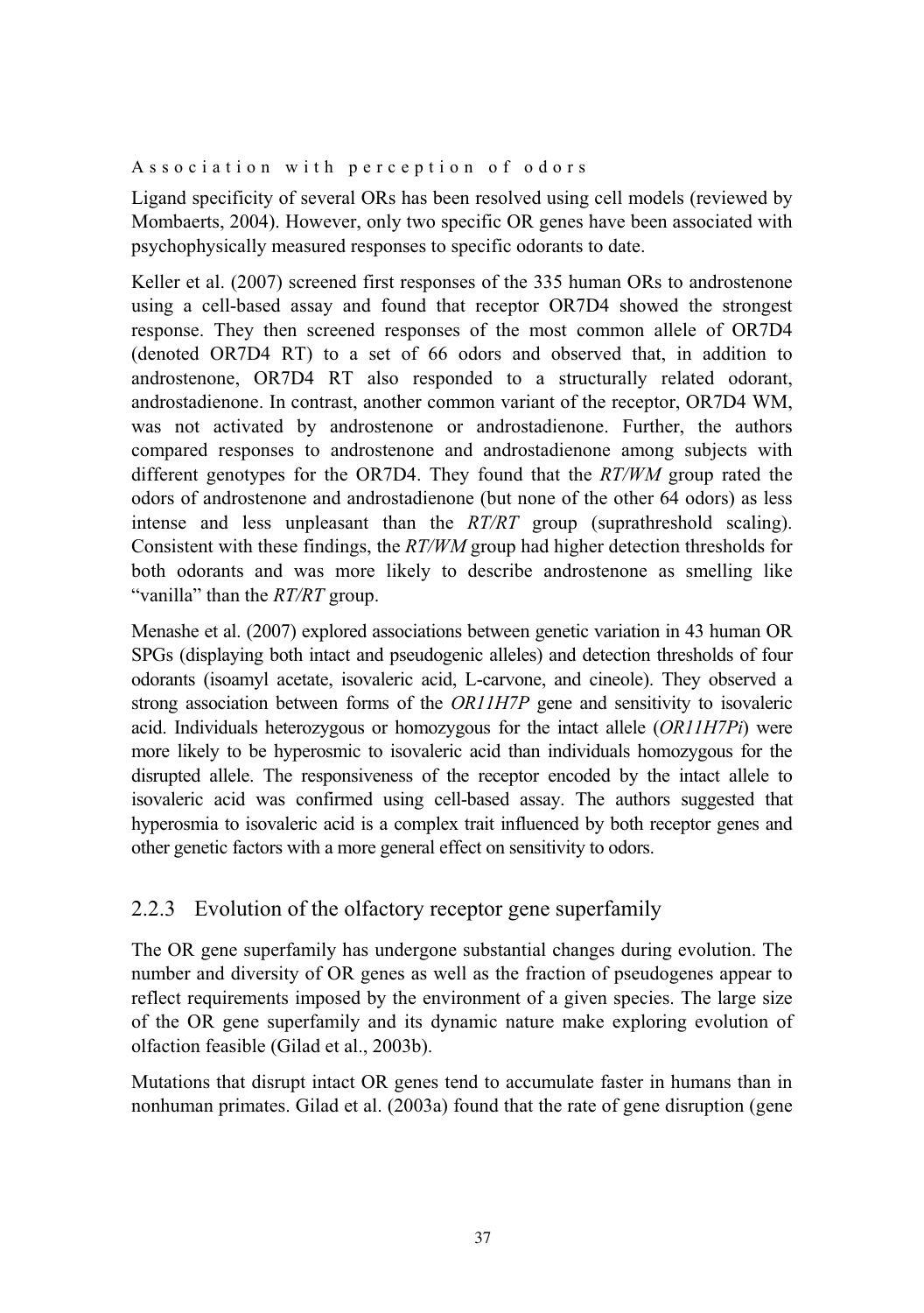Association with perception of odors

Ligand specificity of several ORs has been resolved using cell models (reviewed by Mombaerts, 2004). However, only two specific OR genes have been associated with psychophysically measured responses to specific odorants to date.

Keller et al. (2007) screened first responses of the 335 human ORs to androstenone using a cell-based assay and found that receptor OR7D4 showed the strongest response. They then screened responses of the most common allele of OR7D4 (denoted OR7D4 RT) to a set of 66 odors and observed that, in addition to androstenone, OR7D4 RT also responded to a structurally related odorant, androstadienone. In contrast, another common variant of the receptor, OR7D4 WM, was not activated by androstenone or androstadienone. Further, the authors compared responses to androstenone and androstadienone among subjects with different genotypes for the OR7D4. They found that the *RT/WM* group rated the odors of androstenone and androstadienone (but none of the other 64 odors) as less intense and less unpleasant than the *RT/RT* group (suprathreshold scaling). Consistent with these findings, the *RT/WM* group had higher detection thresholds for both odorants and was more likely to describe androstenone as smelling like "vanilla" than the *RT/RT* group.

Menashe et al. (2007) explored associations between genetic variation in 43 human OR SPGs (displaying both intact and pseudogenic alleles) and detection thresholds of four odorants (isoamyl acetate, isovaleric acid, L-carvone, and cineole). They observed a strong association between forms of the *OR11H7P* gene and sensitivity to isovaleric acid. Individuals heterozygous or homozygous for the intact allele (*OR11H7Pi*) were more likely to be hyperosmic to isovaleric acid than individuals homozygous for the disrupted allele. The responsiveness of the receptor encoded by the intact allele to isovaleric acid was confirmed using cell-based assay. The authors suggested that hyperosmia to isovaleric acid is a complex trait influenced by both receptor genes and other genetic factors with a more general effect on sensitivity to odors.

### 2.2.3 Evolution of the olfactory receptor gene superfamily

The OR gene superfamily has undergone substantial changes during evolution. The number and diversity of OR genes as well as the fraction of pseudogenes appear to reflect requirements imposed by the environment of a given species. The large size of the OR gene superfamily and its dynamic nature make exploring evolution of olfaction feasible (Gilad et al., 2003b).

Mutations that disrupt intact OR genes tend to accumulate faster in humans than in nonhuman primates. Gilad et al. (2003a) found that the rate of gene disruption (gene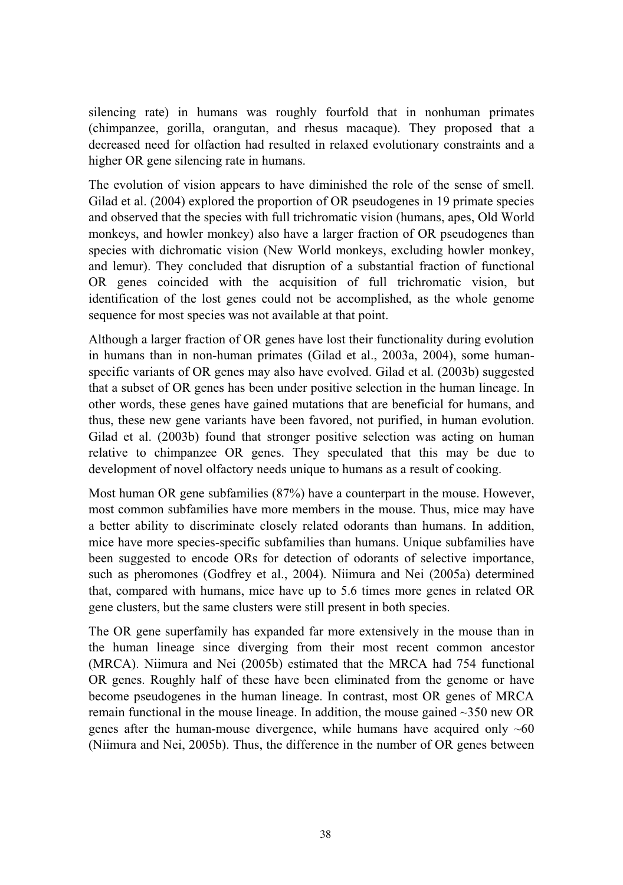silencing rate) in humans was roughly fourfold that in nonhuman primates (chimpanzee, gorilla, orangutan, and rhesus macaque). They proposed that a decreased need for olfaction had resulted in relaxed evolutionary constraints and a higher OR gene silencing rate in humans.

The evolution of vision appears to have diminished the role of the sense of smell. Gilad et al. (2004) explored the proportion of OR pseudogenes in 19 primate species and observed that the species with full trichromatic vision (humans, apes, Old World monkeys, and howler monkey) also have a larger fraction of OR pseudogenes than species with dichromatic vision (New World monkeys, excluding howler monkey, and lemur). They concluded that disruption of a substantial fraction of functional OR genes coincided with the acquisition of full trichromatic vision, but identification of the lost genes could not be accomplished, as the whole genome sequence for most species was not available at that point.

Although a larger fraction of OR genes have lost their functionality during evolution in humans than in non-human primates (Gilad et al., 2003a, 2004), some human-specific variants of OR genes may also have evolved. Gilad et al. (2003b) suggested that a subset of OR genes has been under positive selection in the human lineage. In other words, these genes have gained mutations that are beneficial for humans, and thus, these new gene variants have been favored, not purified, in human evolution. Gilad et al. (2003b) found that stronger positive selection was acting on human relative to chimpanzee OR genes. They speculated that this may be due to development of novel olfactory needs unique to humans as a result of cooking.

Most human OR gene subfamilies (87%) have a counterpart in the mouse. However, most common subfamilies have more members in the mouse. Thus, mice may have a better ability to discriminate closely related odorants than humans. In addition, mice have more species-specific subfamilies than humans. Unique subfamilies have been suggested to encode ORs for detection of odorants of selective importance, such as pheromones (Godfrey et al., 2004). Niimura and Nei (2005a) determined that, compared with humans, mice have up to 5.6 times more genes in related OR gene clusters, but the same clusters were still present in both species.

The OR gene superfamily has expanded far more extensively in the mouse than in the human lineage since diverging from their most recent common ancestor (MRCA). Niimura and Nei (2005b) estimated that the MRCA had 754 functional OR genes. Roughly half of these have been eliminated from the genome or have become pseudogenes in the human lineage. In contrast, most OR genes of MRCA remain functional in the mouse lineage. In addition, the mouse gained ~350 new OR genes after the human-mouse divergence, while humans have acquired only ~60 (Niimura and Nei, 2005b). Thus, the difference in the number of OR genes between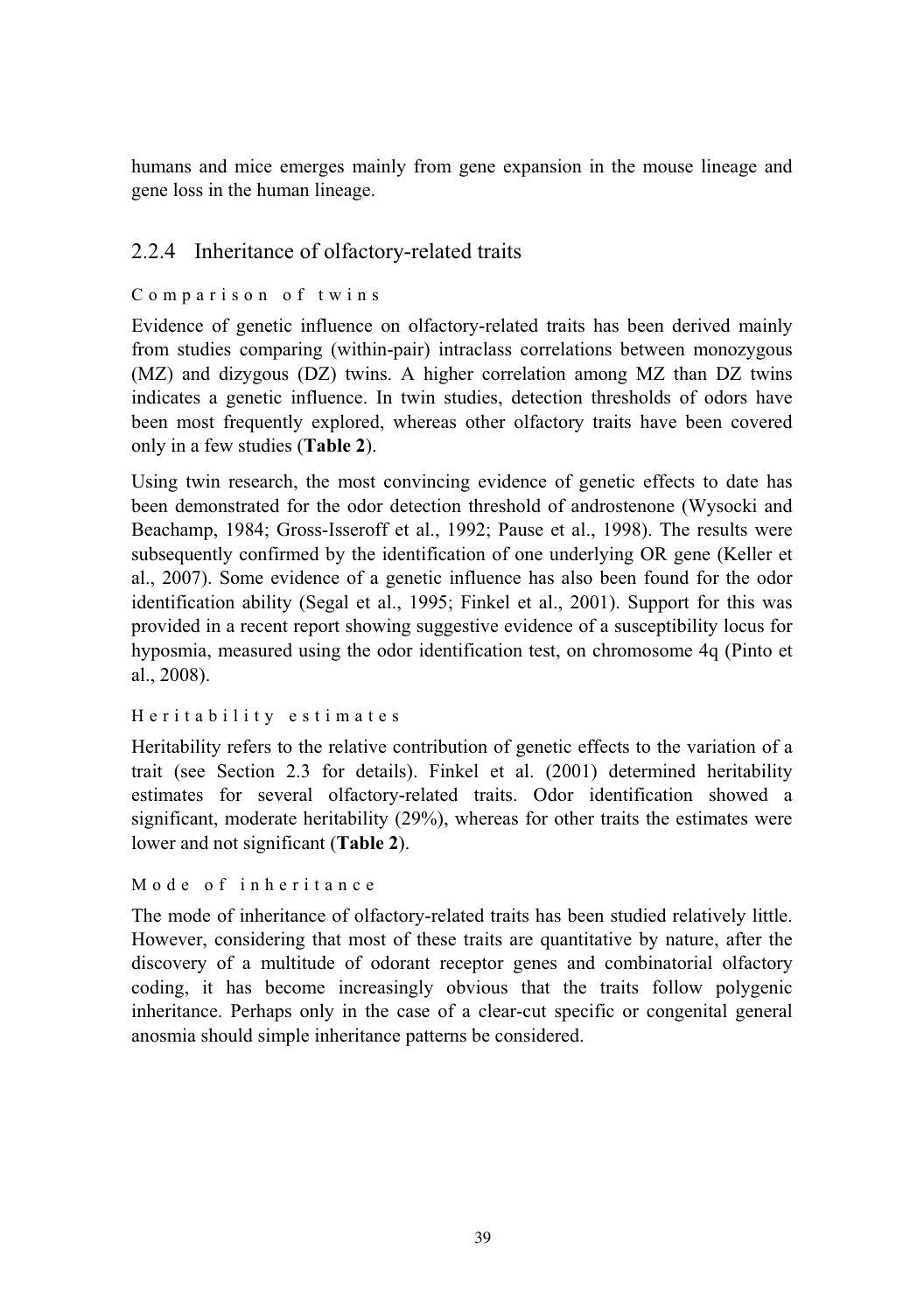humans and mice emerges mainly from gene expansion in the mouse lineage and gene loss in the human lineage.

### 2.2.4 Inheritance of olfactory-related traits

#### Comparison of twins

Evidence of genetic influence on olfactory-related traits has been derived mainly from studies comparing (within-pair) intraclass correlations between monozygous (MZ) and dizygous (DZ) twins. A higher correlation among MZ than DZ twins indicates a genetic influence. In twin studies, detection thresholds of odors have been most frequently explored, whereas other olfactory traits have been covered only in a few studies (**Table 2**).

Using twin research, the most convincing evidence of genetic effects to date has been demonstrated for the odor detection threshold of androstenone (Wysocki and Beachamp, 1984; Gross-Isseroff et al., 1992; Pause et al., 1998). The results were subsequently confirmed by the identification of one underlying OR gene (Keller et al., 2007). Some evidence of a genetic influence has also been found for the odor identification ability (Segal et al., 1995; Finkel et al., 2001). Support for this was provided in a recent report showing suggestive evidence of a susceptibility locus for hyposmia, measured using the odor identification test, on chromosome 4q (Pinto et al., 2008).

#### Heritability estimates

Heritability refers to the relative contribution of genetic effects to the variation of a trait (see Section 2.3 for details). Finkel et al. (2001) determined heritability estimates for several olfactory-related traits. Odor identification showed a significant, moderate heritability (29%), whereas for other traits the estimates were lower and not significant (**Table 2**).

#### Mode of inheritance

The mode of inheritance of olfactory-related traits has been studied relatively little. However, considering that most of these traits are quantitative by nature, after the discovery of a multitude of odorant receptor genes and combinatorial olfactory coding, it has become increasingly obvious that the traits follow polygenic inheritance. Perhaps only in the case of a clear-cut specific or congenital general anosmia should simple inheritance patterns be considered.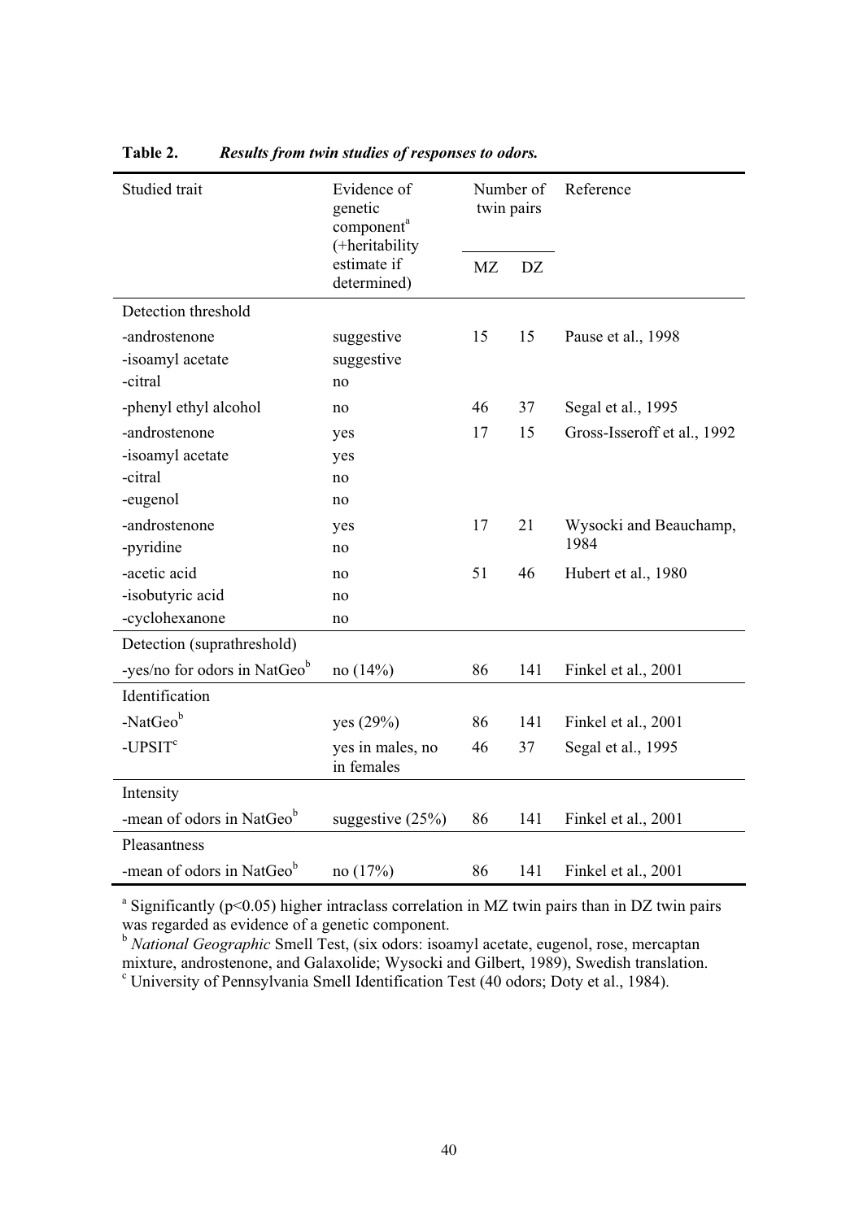**Table 2.** ***Results from twin studies of responses to odors.***

| Studied trait | Evidence of genetic component[a] (+heritability estimate if determined) | Number of twin pairs | | Reference |
|---|---|---|---|---|
| | | MZ | DZ | |
| Detection threshold | | | | |
| -androstenone | suggestive | 15 | 15 | Pause et al., 1998 |
| -isoamyl acetate | suggestive | | | |
| -citral | no | | | |
| -phenyl ethyl alcohol | no | 46 | 37 | Segal et al., 1995 |
| -androstenone | yes | 17 | 15 | Gross-Isseroff et al., 1992 |
| -isoamyl acetate | yes | | | |
| -citral | no | | | |
| -eugenol | no | | | |
| -androstenone | yes | 17 | 21 | Wysocki and Beauchamp, 1984 |
| -pyridine | no | | | |
| -acetic acid | no | 51 | 46 | Hubert et al., 1980 |
| -isobutyric acid | no | | | |
| -cyclohexanone | no | | | |
| Detection (suprathreshold) | | | | |
| -yes/no for odors in NatGeo[b] | no (14%) | 86 | 141 | Finkel et al., 2001 |
| Identification | | | | |
| -NatGeo[b] | yes (29%) | 86 | 141 | Finkel et al., 2001 |
| -UPSIT[c] | yes in males, no in females | 46 | 37 | Segal et al., 1995 |
| Intensity | | | | |
| -mean of odors in NatGeo[b] | suggestive (25%) | 86 | 141 | Finkel et al., 2001 |
| Pleasantness | | | | |
| -mean of odors in NatGeo[b] | no (17%) | 86 | 141 | Finkel et al., 2001 |

[a] Significantly ($p<0.05$) higher intraclass correlation in MZ twin pairs than in DZ twin pairs was regarded as evidence of a genetic component.

[b] *National Geographic* Smell Test, (six odors: isoamyl acetate, eugenol, rose, mercaptan mixture, androstenone, and Galaxolide; Wysocki and Gilbert, 1989), Swedish translation.

[c] University of Pennsylvania Smell Identification Test (40 odors; Doty et al., 1984).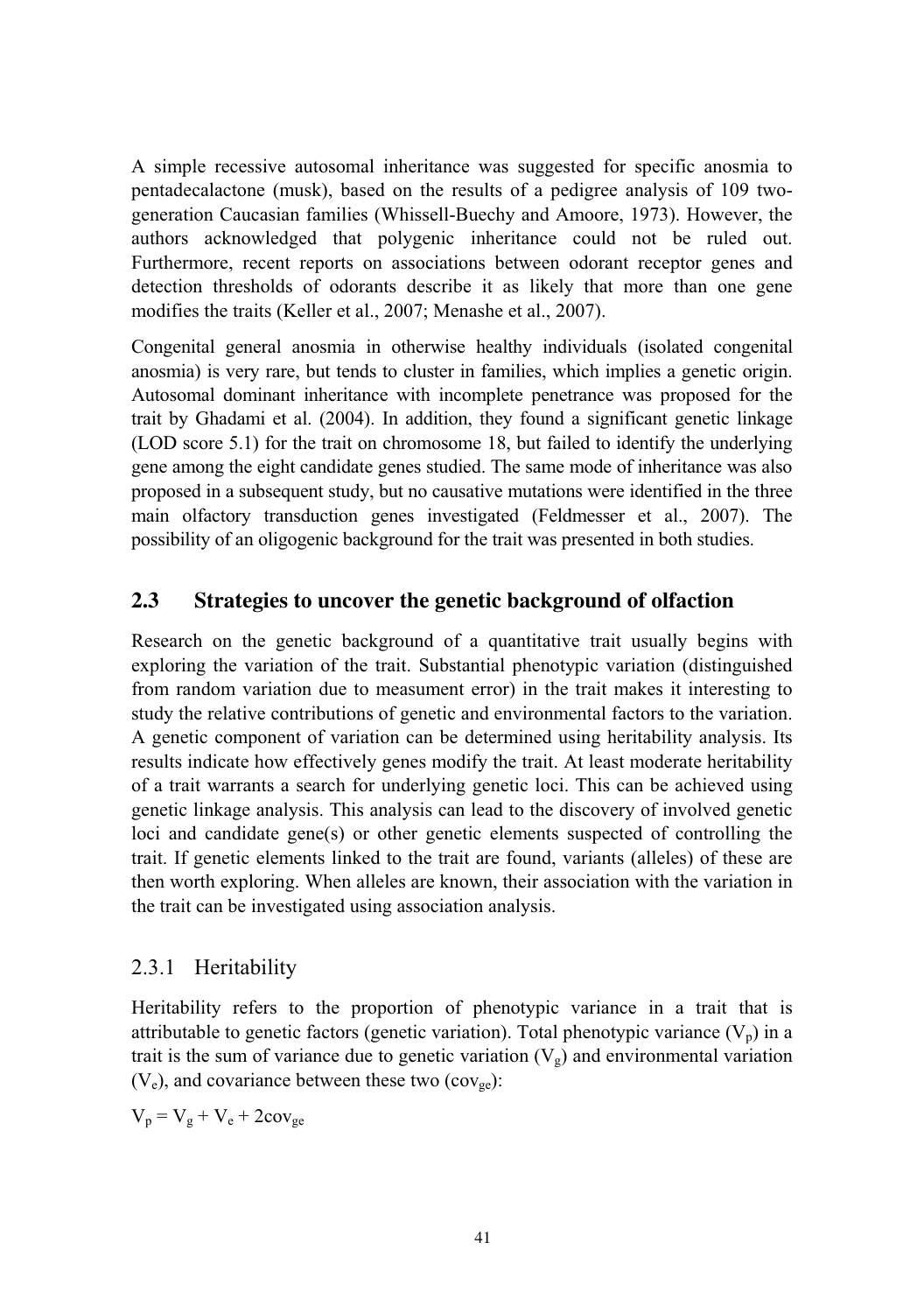A simple recessive autosomal inheritance was suggested for specific anosmia to pentadecalactone (musk), based on the results of a pedigree analysis of 109 two-generation Caucasian families (Whissell-Buechy and Amoore, 1973). However, the authors acknowledged that polygenic inheritance could not be ruled out. Furthermore, recent reports on associations between odorant receptor genes and detection thresholds of odorants describe it as likely that more than one gene modifies the traits (Keller et al., 2007; Menashe et al., 2007).

Congenital general anosmia in otherwise healthy individuals (isolated congenital anosmia) is very rare, but tends to cluster in families, which implies a genetic origin. Autosomal dominant inheritance with incomplete penetrance was proposed for the trait by Ghadami et al. (2004). In addition, they found a significant genetic linkage (LOD score 5.1) for the trait on chromosome 18, but failed to identify the underlying gene among the eight candidate genes studied. The same mode of inheritance was also proposed in a subsequent study, but no causative mutations were identified in the three main olfactory transduction genes investigated (Feldmesser et al., 2007). The possibility of an oligogenic background for the trait was presented in both studies.

## 2.3 Strategies to uncover the genetic background of olfaction

Research on the genetic background of a quantitative trait usually begins with exploring the variation of the trait. Substantial phenotypic variation (distinguished from random variation due to measument error) in the trait makes it interesting to study the relative contributions of genetic and environmental factors to the variation. A genetic component of variation can be determined using heritability analysis. Its results indicate how effectively genes modify the trait. At least moderate heritability of a trait warrants a search for underlying genetic loci. This can be achieved using genetic linkage analysis. This analysis can lead to the discovery of involved genetic loci and candidate gene(s) or other genetic elements suspected of controlling the trait. If genetic elements linked to the trait are found, variants (alleles) of these are then worth exploring. When alleles are known, their association with the variation in the trait can be investigated using association analysis.

### 2.3.1 Heritability

Heritability refers to the proportion of phenotypic variance in a trait that is attributable to genetic factors (genetic variation). Total phenotypic variance ($V_p$) in a trait is the sum of variance due to genetic variation ($V_g$) and environmental variation ($V_e$), and covariance between these two ($cov_{ge}$):

$$V_p = V_g + V_e + 2cov_{ge}$$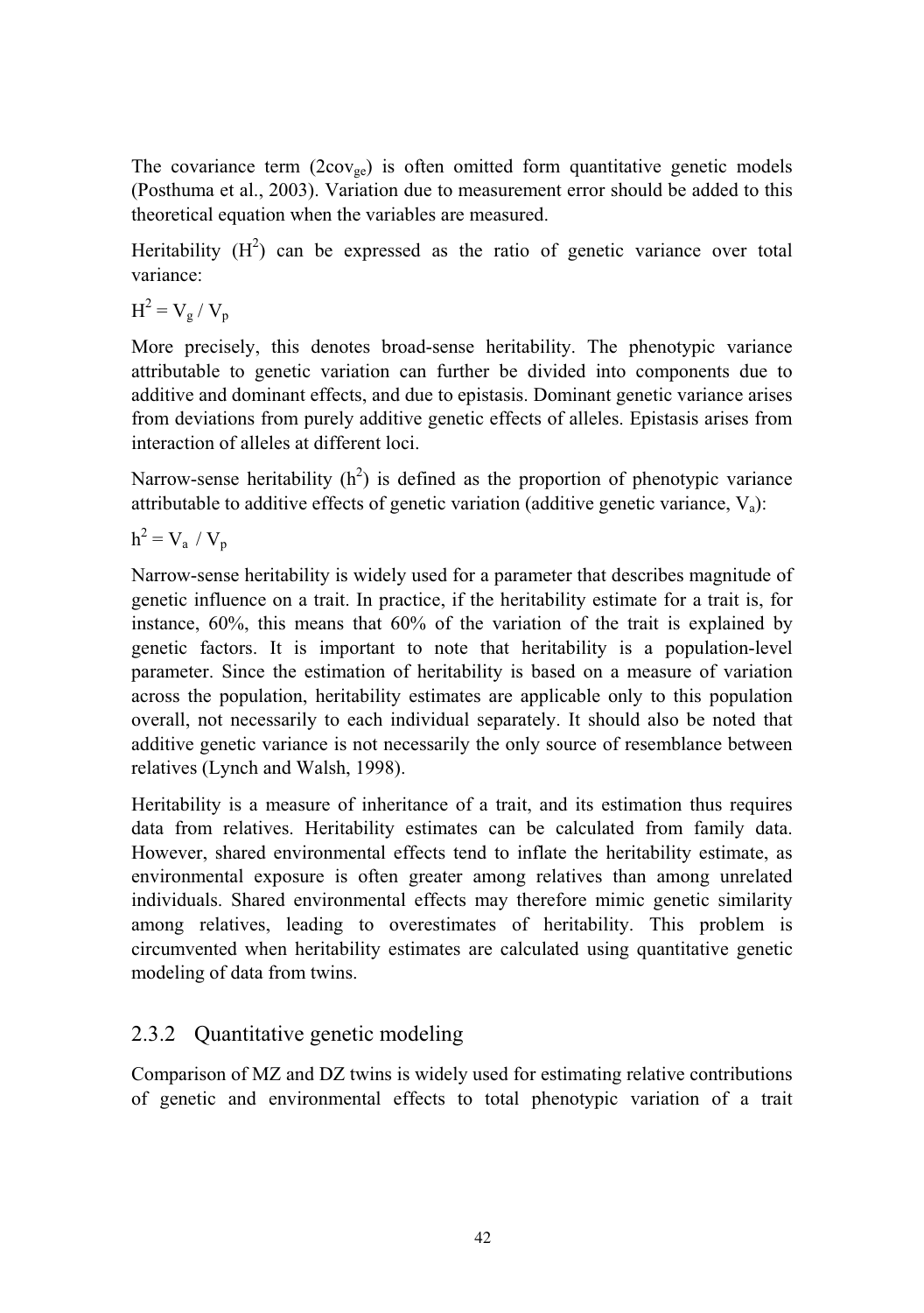The covariance term ($2cov_{ge}$) is often omitted form quantitative genetic models (Posthuma et al., 2003). Variation due to measurement error should be added to this theoretical equation when the variables are measured.

Heritability ($H^2$) can be expressed as the ratio of genetic variance over total variance:

$H^2 = V_g / V_p$

More precisely, this denotes broad-sense heritability. The phenotypic variance attributable to genetic variation can further be divided into components due to additive and dominant effects, and due to epistasis. Dominant genetic variance arises from deviations from purely additive genetic effects of alleles. Epistasis arises from interaction of alleles at different loci.

Narrow-sense heritability ($h^2$) is defined as the proportion of phenotypic variance attributable to additive effects of genetic variation (additive genetic variance, $V_a$):

$h^2 = V_a / V_p$

Narrow-sense heritability is widely used for a parameter that describes magnitude of genetic influence on a trait. In practice, if the heritability estimate for a trait is, for instance, 60%, this means that 60% of the variation of the trait is explained by genetic factors. It is important to note that heritability is a population-level parameter. Since the estimation of heritability is based on a measure of variation across the population, heritability estimates are applicable only to this population overall, not necessarily to each individual separately. It should also be noted that additive genetic variance is not necessarily the only source of resemblance between relatives (Lynch and Walsh, 1998).

Heritability is a measure of inheritance of a trait, and its estimation thus requires data from relatives. Heritability estimates can be calculated from family data. However, shared environmental effects tend to inflate the heritability estimate, as environmental exposure is often greater among relatives than among unrelated individuals. Shared environmental effects may therefore mimic genetic similarity among relatives, leading to overestimates of heritability. This problem is circumvented when heritability estimates are calculated using quantitative genetic modeling of data from twins.

### 2.3.2 Quantitative genetic modeling

Comparison of MZ and DZ twins is widely used for estimating relative contributions of genetic and environmental effects to total phenotypic variation of a trait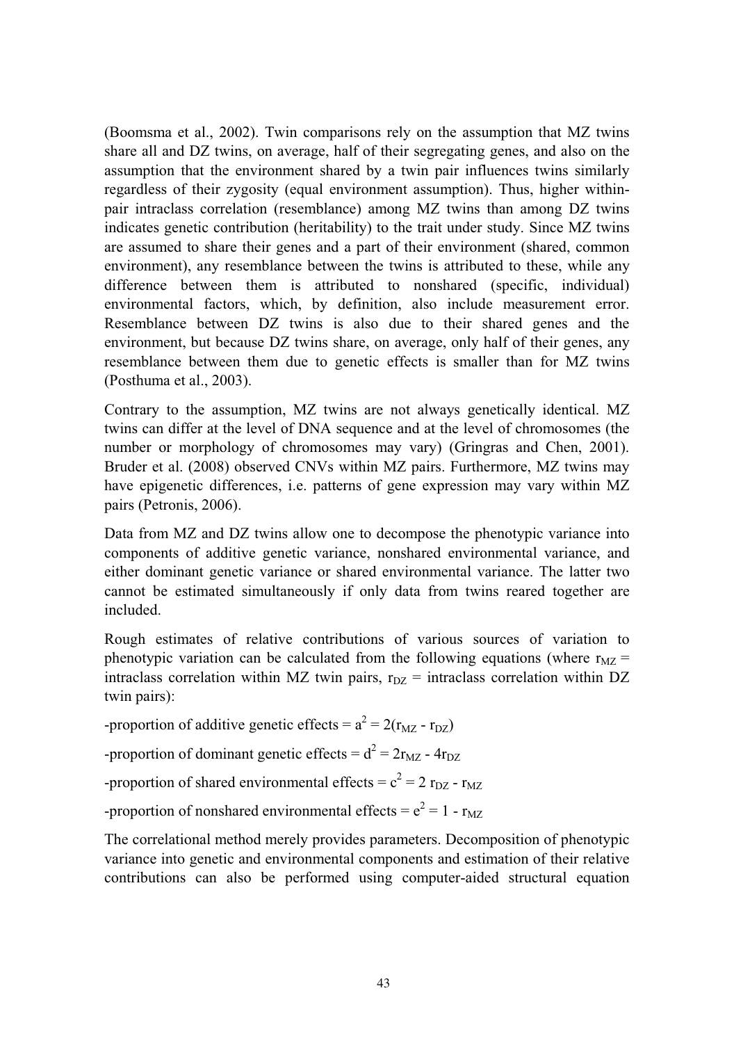(Boomsma et al., 2002). Twin comparisons rely on the assumption that MZ twins share all and DZ twins, on average, half of their segregating genes, and also on the assumption that the environment shared by a twin pair influences twins similarly regardless of their zygosity (equal environment assumption). Thus, higher within-pair intraclass correlation (resemblance) among MZ twins than among DZ twins indicates genetic contribution (heritability) to the trait under study. Since MZ twins are assumed to share their genes and a part of their environment (shared, common environment), any resemblance between the twins is attributed to these, while any difference between them is attributed to nonshared (specific, individual) environmental factors, which, by definition, also include measurement error. Resemblance between DZ twins is also due to their shared genes and the environment, but because DZ twins share, on average, only half of their genes, any resemblance between them due to genetic effects is smaller than for MZ twins (Posthuma et al., 2003).

Contrary to the assumption, MZ twins are not always genetically identical. MZ twins can differ at the level of DNA sequence and at the level of chromosomes (the number or morphology of chromosomes may vary) (Gringras and Chen, 2001). Bruder et al. (2008) observed CNVs within MZ pairs. Furthermore, MZ twins may have epigenetic differences, i.e. patterns of gene expression may vary within MZ pairs (Petronis, 2006).

Data from MZ and DZ twins allow one to decompose the phenotypic variance into components of additive genetic variance, nonshared environmental variance, and either dominant genetic variance or shared environmental variance. The latter two cannot be estimated simultaneously if only data from twins reared together are included.

Rough estimates of relative contributions of various sources of variation to phenotypic variation can be calculated from the following equations (where $r_{MZ}$ = intraclass correlation within MZ twin pairs, $r_{DZ}$ = intraclass correlation within DZ twin pairs):

-proportion of additive genetic effects = $a^2 = 2(r_{MZ} - r_{DZ})$

-proportion of dominant genetic effects = $d^2 = 2r_{MZ} - 4r_{DZ}$

-proportion of shared environmental effects = $c^2 = 2\,r_{DZ} - r_{MZ}$

-proportion of nonshared environmental effects = $e^2 = 1 - r_{MZ}$

The correlational method merely provides parameters. Decomposition of phenotypic variance into genetic and environmental components and estimation of their relative contributions can also be performed using computer-aided structural equation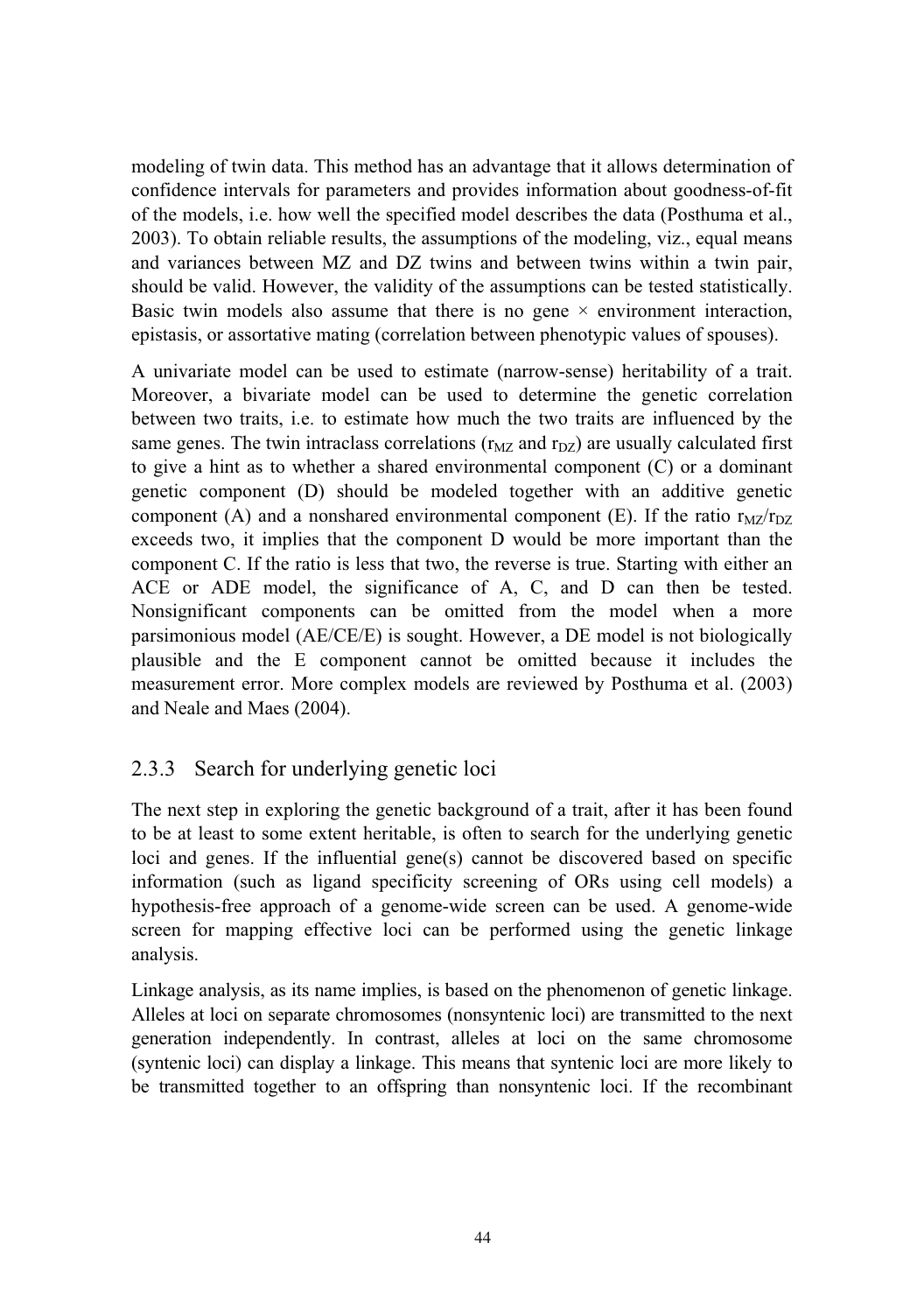modeling of twin data. This method has an advantage that it allows determination of confidence intervals for parameters and provides information about goodness-of-fit of the models, i.e. how well the specified model describes the data (Posthuma et al., 2003). To obtain reliable results, the assumptions of the modeling, viz., equal means and variances between MZ and DZ twins and between twins within a twin pair, should be valid. However, the validity of the assumptions can be tested statistically. Basic twin models also assume that there is no gene × environment interaction, epistasis, or assortative mating (correlation between phenotypic values of spouses).

A univariate model can be used to estimate (narrow-sense) heritability of a trait. Moreover, a bivariate model can be used to determine the genetic correlation between two traits, i.e. to estimate how much the two traits are influenced by the same genes. The twin intraclass correlations ($r_{MZ}$ and $r_{DZ}$) are usually calculated first to give a hint as to whether a shared environmental component (C) or a dominant genetic component (D) should be modeled together with an additive genetic component (A) and a nonshared environmental component (E). If the ratio $r_{MZ}/r_{DZ}$ exceeds two, it implies that the component D would be more important than the component C. If the ratio is less that two, the reverse is true. Starting with either an ACE or ADE model, the significance of A, C, and D can then be tested. Nonsignificant components can be omitted from the model when a more parsimonious model (AE/CE/E) is sought. However, a DE model is not biologically plausible and the E component cannot be omitted because it includes the measurement error. More complex models are reviewed by Posthuma et al. (2003) and Neale and Maes (2004).

### 2.3.3 Search for underlying genetic loci

The next step in exploring the genetic background of a trait, after it has been found to be at least to some extent heritable, is often to search for the underlying genetic loci and genes. If the influential gene(s) cannot be discovered based on specific information (such as ligand specificity screening of ORs using cell models) a hypothesis-free approach of a genome-wide screen can be used. A genome-wide screen for mapping effective loci can be performed using the genetic linkage analysis.

Linkage analysis, as its name implies, is based on the phenomenon of genetic linkage. Alleles at loci on separate chromosomes (nonsyntenic loci) are transmitted to the next generation independently. In contrast, alleles at loci on the same chromosome (syntenic loci) can display a linkage. This means that syntenic loci are more likely to be transmitted together to an offspring than nonsyntenic loci. If the recombinant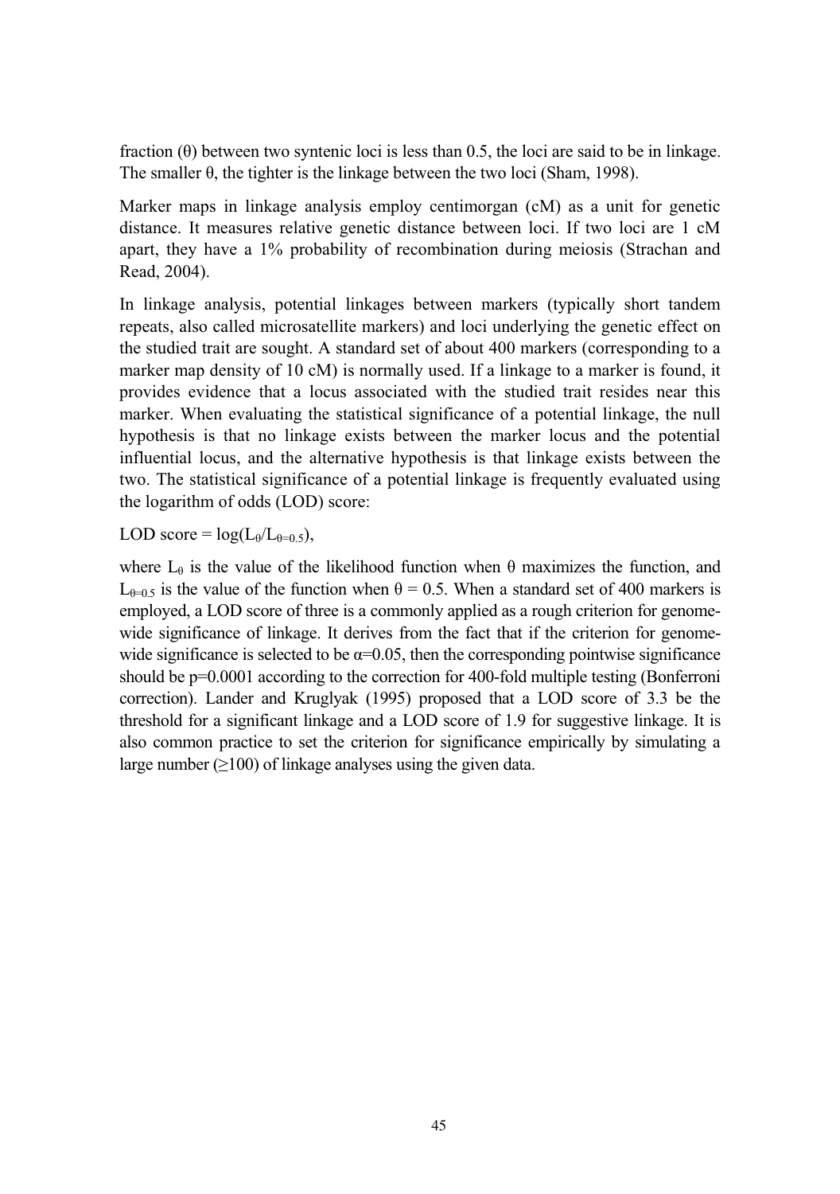fraction (θ) between two syntenic loci is less than 0.5, the loci are said to be in linkage. The smaller θ, the tighter is the linkage between the two loci (Sham, 1998).

Marker maps in linkage analysis employ centimorgan (cM) as a unit for genetic distance. It measures relative genetic distance between loci. If two loci are 1 cM apart, they have a 1% probability of recombination during meiosis (Strachan and Read, 2004).

In linkage analysis, potential linkages between markers (typically short tandem repeats, also called microsatellite markers) and loci underlying the genetic effect on the studied trait are sought. A standard set of about 400 markers (corresponding to a marker map density of 10 cM) is normally used. If a linkage to a marker is found, it provides evidence that a locus associated with the studied trait resides near this marker. When evaluating the statistical significance of a potential linkage, the null hypothesis is that no linkage exists between the marker locus and the potential influential locus, and the alternative hypothesis is that linkage exists between the two. The statistical significance of a potential linkage is frequently evaluated using the logarithm of odds (LOD) score:

LOD score = $\log(L_{\theta}/L_{\theta=0.5})$,

where $L_{\theta}$ is the value of the likelihood function when θ maximizes the function, and $L_{\theta=0.5}$ is the value of the function when $\theta = 0.5$. When a standard set of 400 markers is employed, a LOD score of three is a commonly applied as a rough criterion for genome-wide significance of linkage. It derives from the fact that if the criterion for genome-wide significance is selected to be $\alpha$=0.05, then the corresponding pointwise significance should be p=0.0001 according to the correction for 400-fold multiple testing (Bonferroni correction). Lander and Kruglyak (1995) proposed that a LOD score of 3.3 be the threshold for a significant linkage and a LOD score of 1.9 for suggestive linkage. It is also common practice to set the criterion for significance empirically by simulating a large number (≥100) of linkage analyses using the given data.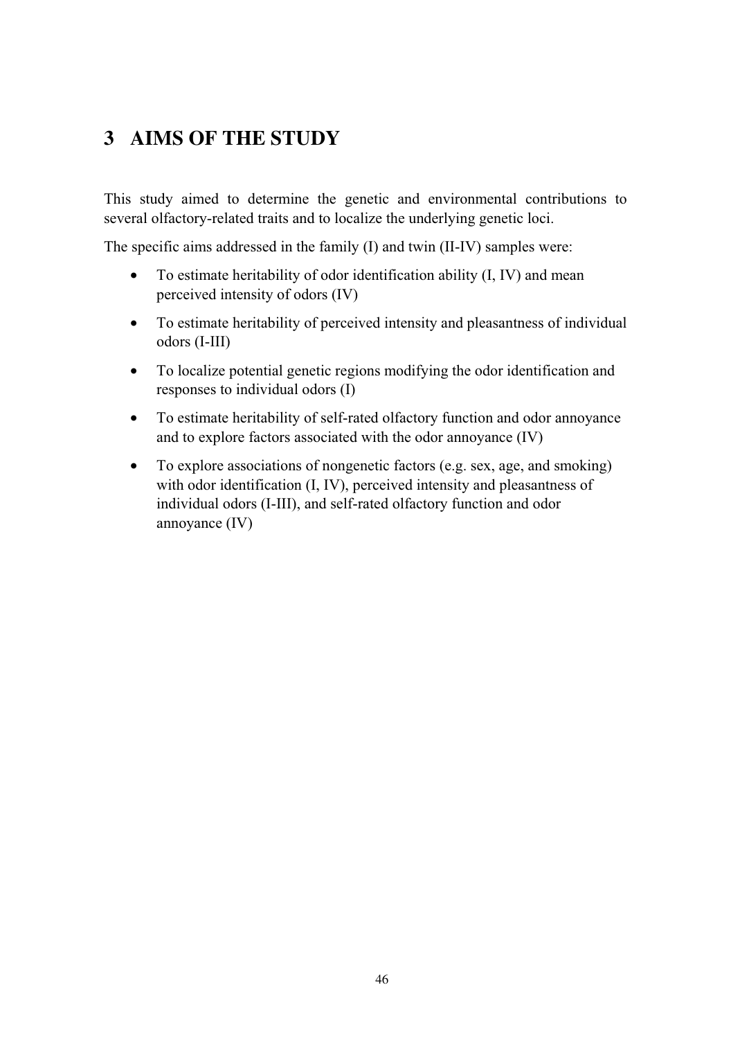# 3 AIMS OF THE STUDY

This study aimed to determine the genetic and environmental contributions to several olfactory-related traits and to localize the underlying genetic loci.

The specific aims addressed in the family (I) and twin (II-IV) samples were:

- To estimate heritability of odor identification ability (I, IV) and mean perceived intensity of odors (IV)
- To estimate heritability of perceived intensity and pleasantness of individual odors (I-III)
- To localize potential genetic regions modifying the odor identification and responses to individual odors (I)
- To estimate heritability of self-rated olfactory function and odor annoyance and to explore factors associated with the odor annoyance (IV)
- To explore associations of nongenetic factors (e.g. sex, age, and smoking) with odor identification (I, IV), perceived intensity and pleasantness of individual odors (I-III), and self-rated olfactory function and odor annoyance (IV)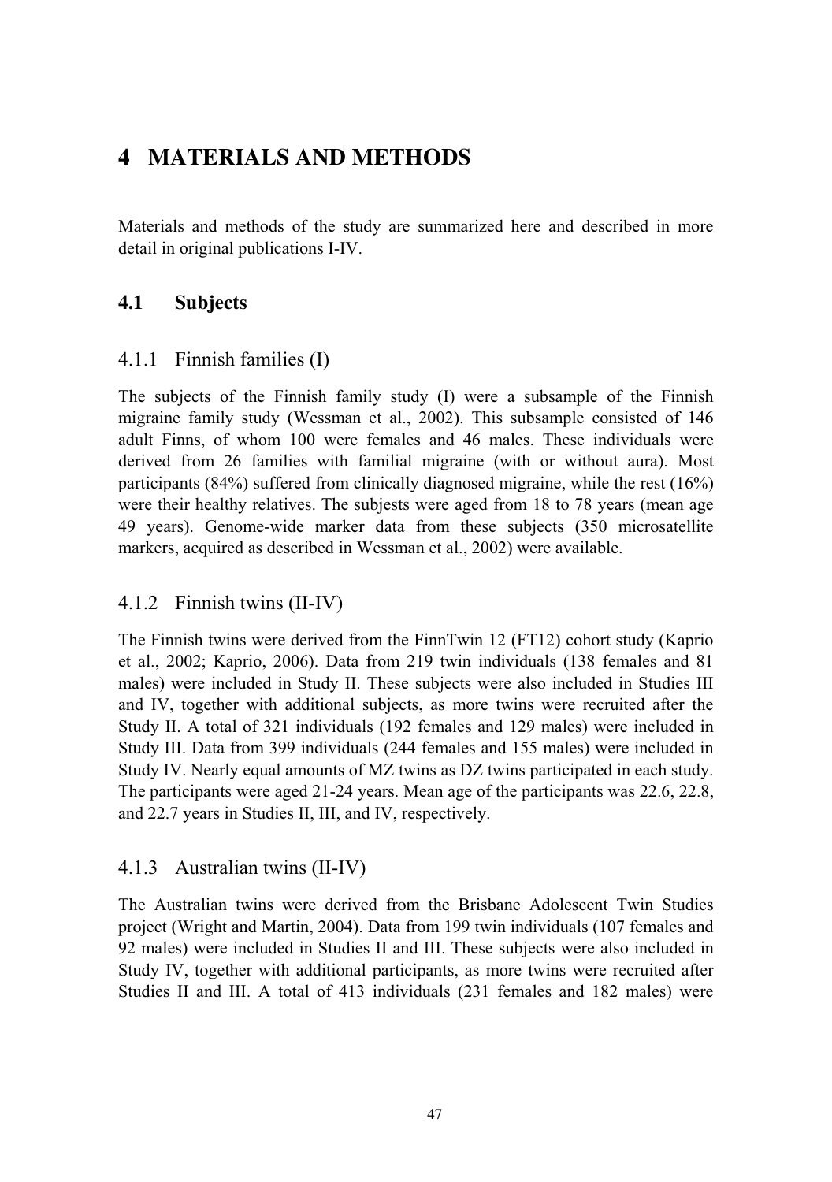# 4 MATERIALS AND METHODS

Materials and methods of the study are summarized here and described in more detail in original publications I-IV.

## 4.1 Subjects

### 4.1.1 Finnish families (I)

The subjects of the Finnish family study (I) were a subsample of the Finnish migraine family study (Wessman et al., 2002). This subsample consisted of 146 adult Finns, of whom 100 were females and 46 males. These individuals were derived from 26 families with familial migraine (with or without aura). Most participants (84%) suffered from clinically diagnosed migraine, while the rest (16%) were their healthy relatives. The subjests were aged from 18 to 78 years (mean age 49 years). Genome-wide marker data from these subjects (350 microsatellite markers, acquired as described in Wessman et al., 2002) were available.

### 4.1.2 Finnish twins (II-IV)

The Finnish twins were derived from the FinnTwin 12 (FT12) cohort study (Kaprio et al., 2002; Kaprio, 2006). Data from 219 twin individuals (138 females and 81 males) were included in Study II. These subjects were also included in Studies III and IV, together with additional subjects, as more twins were recruited after the Study II. A total of 321 individuals (192 females and 129 males) were included in Study III. Data from 399 individuals (244 females and 155 males) were included in Study IV. Nearly equal amounts of MZ twins as DZ twins participated in each study. The participants were aged 21-24 years. Mean age of the participants was 22.6, 22.8, and 22.7 years in Studies II, III, and IV, respectively.

### 4.1.3 Australian twins (II-IV)

The Australian twins were derived from the Brisbane Adolescent Twin Studies project (Wright and Martin, 2004). Data from 199 twin individuals (107 females and 92 males) were included in Studies II and III. These subjects were also included in Study IV, together with additional participants, as more twins were recruited after Studies II and III. A total of 413 individuals (231 females and 182 males) were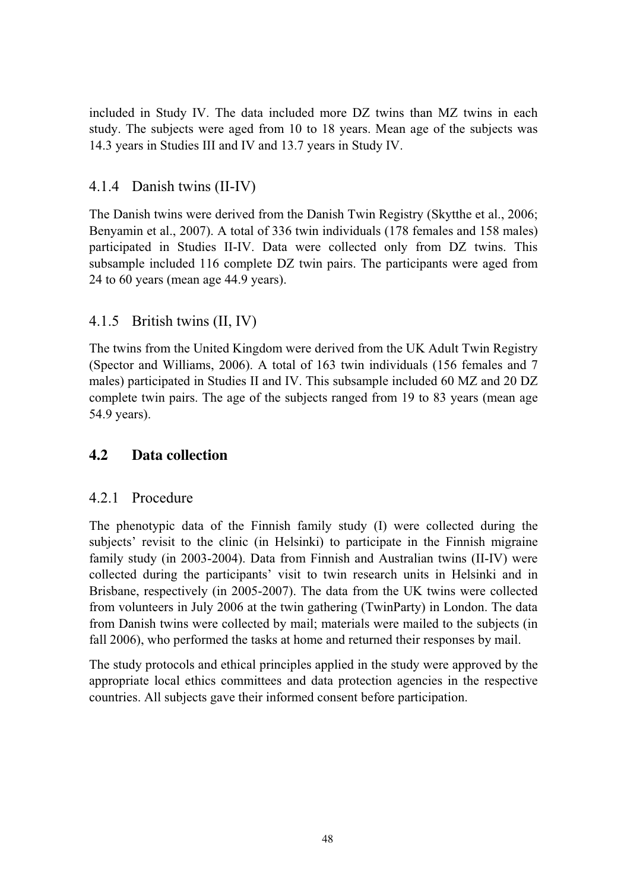included in Study IV. The data included more DZ twins than MZ twins in each study. The subjects were aged from 10 to 18 years. Mean age of the subjects was 14.3 years in Studies III and IV and 13.7 years in Study IV.

### 4.1.4 Danish twins (II-IV)

The Danish twins were derived from the Danish Twin Registry (Skytthe et al., 2006; Benyamin et al., 2007). A total of 336 twin individuals (178 females and 158 males) participated in Studies II-IV. Data were collected only from DZ twins. This subsample included 116 complete DZ twin pairs. The participants were aged from 24 to 60 years (mean age 44.9 years).

### 4.1.5 British twins (II, IV)

The twins from the United Kingdom were derived from the UK Adult Twin Registry (Spector and Williams, 2006). A total of 163 twin individuals (156 females and 7 males) participated in Studies II and IV. This subsample included 60 MZ and 20 DZ complete twin pairs. The age of the subjects ranged from 19 to 83 years (mean age 54.9 years).

## 4.2 Data collection

### 4.2.1 Procedure

The phenotypic data of the Finnish family study (I) were collected during the subjects' revisit to the clinic (in Helsinki) to participate in the Finnish migraine family study (in 2003-2004). Data from Finnish and Australian twins (II-IV) were collected during the participants' visit to twin research units in Helsinki and in Brisbane, respectively (in 2005-2007). The data from the UK twins were collected from volunteers in July 2006 at the twin gathering (TwinParty) in London. The data from Danish twins were collected by mail; materials were mailed to the subjects (in fall 2006), who performed the tasks at home and returned their responses by mail.

The study protocols and ethical principles applied in the study were approved by the appropriate local ethics committees and data protection agencies in the respective countries. All subjects gave their informed consent before participation.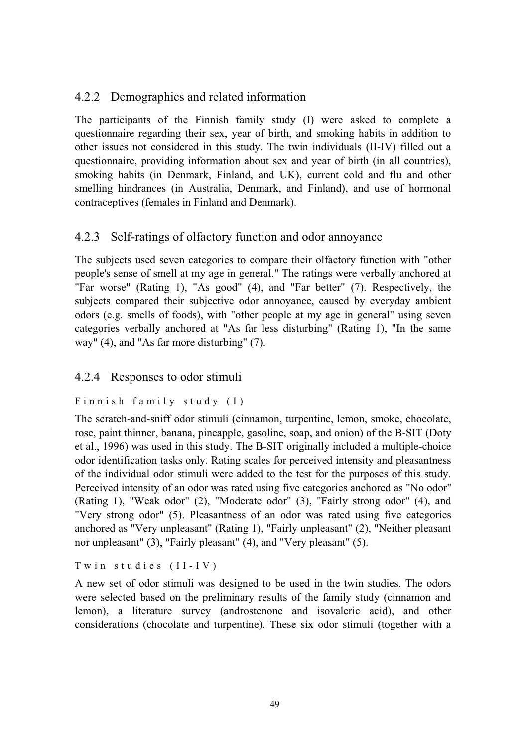### 4.2.2 Demographics and related information

The participants of the Finnish family study (I) were asked to complete a questionnaire regarding their sex, year of birth, and smoking habits in addition to other issues not considered in this study. The twin individuals (II-IV) filled out a questionnaire, providing information about sex and year of birth (in all countries), smoking habits (in Denmark, Finland, and UK), current cold and flu and other smelling hindrances (in Australia, Denmark, and Finland), and use of hormonal contraceptives (females in Finland and Denmark).

### 4.2.3 Self-ratings of olfactory function and odor annoyance

The subjects used seven categories to compare their olfactory function with "other people's sense of smell at my age in general." The ratings were verbally anchored at "Far worse" (Rating 1), "As good" (4), and "Far better" (7). Respectively, the subjects compared their subjective odor annoyance, caused by everyday ambient odors (e.g. smells of foods), with "other people at my age in general" using seven categories verbally anchored at "As far less disturbing" (Rating 1), "In the same way" (4), and "As far more disturbing" (7).

### 4.2.4 Responses to odor stimuli

Finnish family study (I)

The scratch-and-sniff odor stimuli (cinnamon, turpentine, lemon, smoke, chocolate, rose, paint thinner, banana, pineapple, gasoline, soap, and onion) of the B-SIT (Doty et al., 1996) was used in this study. The B-SIT originally included a multiple-choice odor identification tasks only. Rating scales for perceived intensity and pleasantness of the individual odor stimuli were added to the test for the purposes of this study. Perceived intensity of an odor was rated using five categories anchored as "No odor" (Rating 1), "Weak odor" (2), "Moderate odor" (3), "Fairly strong odor" (4), and "Very strong odor" (5). Pleasantness of an odor was rated using five categories anchored as "Very unpleasant" (Rating 1), "Fairly unpleasant" (2), "Neither pleasant nor unpleasant" (3), "Fairly pleasant" (4), and "Very pleasant" (5).

Twin studies (II-IV)

A new set of odor stimuli was designed to be used in the twin studies. The odors were selected based on the preliminary results of the family study (cinnamon and lemon), a literature survey (androstenone and isovaleric acid), and other considerations (chocolate and turpentine). These six odor stimuli (together with a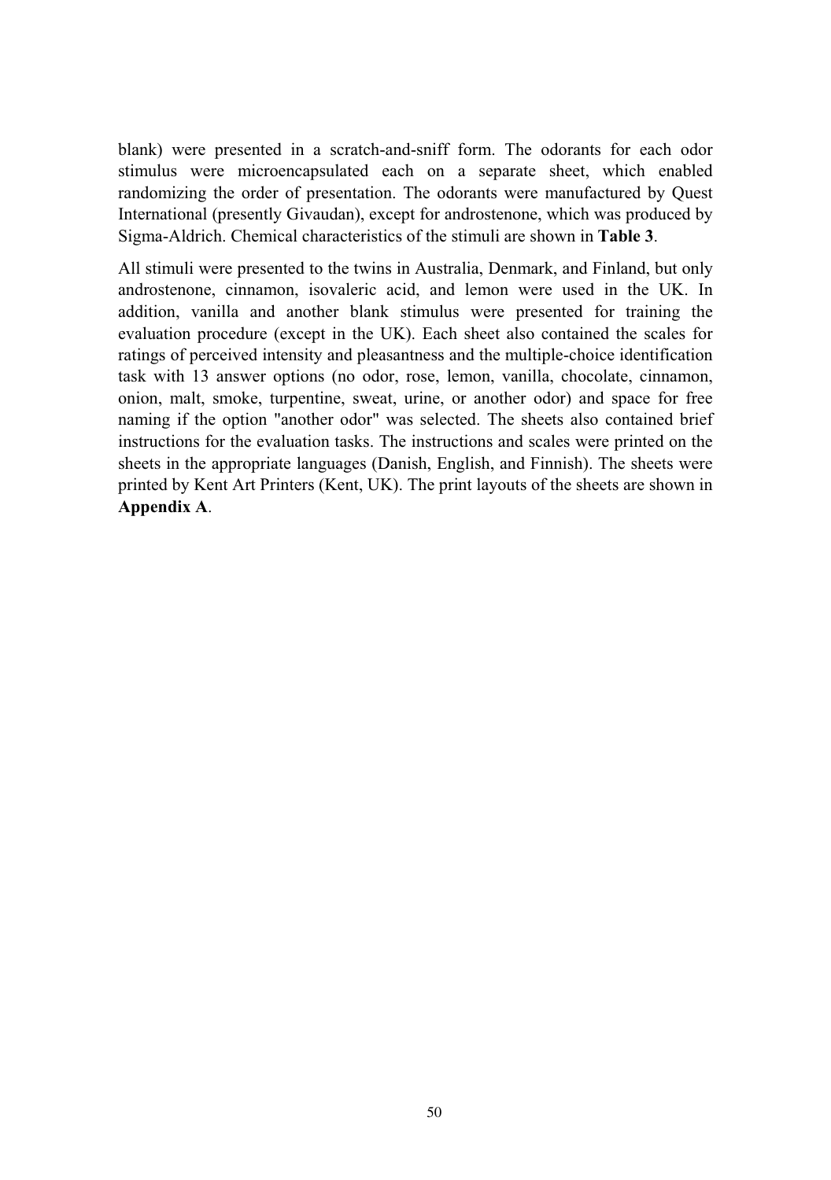blank) were presented in a scratch-and-sniff form. The odorants for each odor stimulus were microencapsulated each on a separate sheet, which enabled randomizing the order of presentation. The odorants were manufactured by Quest International (presently Givaudan), except for androstenone, which was produced by Sigma-Aldrich. Chemical characteristics of the stimuli are shown in **Table 3**.

All stimuli were presented to the twins in Australia, Denmark, and Finland, but only androstenone, cinnamon, isovaleric acid, and lemon were used in the UK. In addition, vanilla and another blank stimulus were presented for training the evaluation procedure (except in the UK). Each sheet also contained the scales for ratings of perceived intensity and pleasantness and the multiple-choice identification task with 13 answer options (no odor, rose, lemon, vanilla, chocolate, cinnamon, onion, malt, smoke, turpentine, sweat, urine, or another odor) and space for free naming if the option "another odor" was selected. The sheets also contained brief instructions for the evaluation tasks. The instructions and scales were printed on the sheets in the appropriate languages (Danish, English, and Finnish). The sheets were printed by Kent Art Printers (Kent, UK). The print layouts of the sheets are shown in **Appendix A**.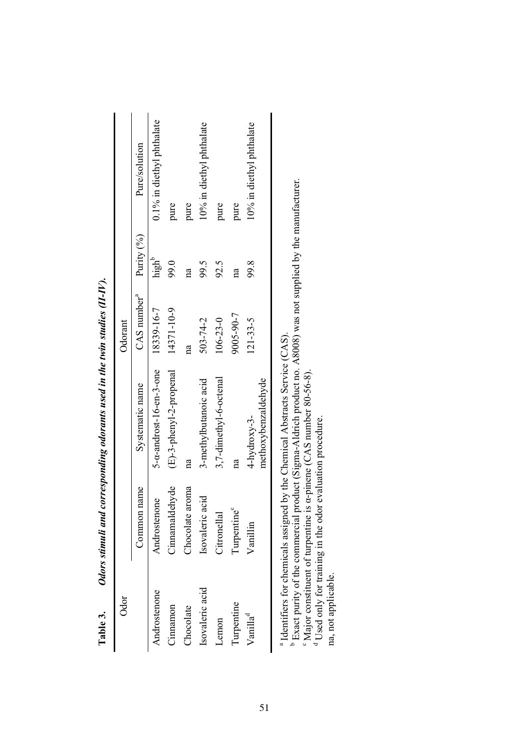**Table 3. *Odors stimuli and corresponding odorants used in the twin studies (II-IV).***

| Odor | Odorant | | | | |
|---|---|---|---|---|---|
| | Common name | Systematic name | CAS number[a] | Purity (%) | Pure/solution |
| Androstenone | Androstenone | 5-α-androst-16-en-3-one | 18339-16-7 | high[b] | 0.1% in diethyl phthalate |
| Cinnamon | Cinnamaldehyde | (E)-3-phenyl-2-propenal | 14371-10-9 | 99.0 | pure |
| Chocolate | Chocolate aroma | na | na | na | pure |
| Isovaleric acid | Isovaleric acid | 3-methylbutanoic acid | 503-74-2 | 99.5 | 10% in diethyl phthalate |
| Lemon | Citronellal | 3,7-dimethyl-6-octenal | 106-23-0 | 92.5 | pure |
| Turpentine | Turpentine[c] | na | 9005-90-7 | na | pure |
| Vanilla[d] | Vanillin | 4-hydroxy-3-methoxybenzaldehyde | 121-33-5 | 99.8 | 10% in diethyl phthalate |

[a] Identifiers for chemicals assigned by the Chemical Abstracts Service (CAS).
[b] Exact purity of the commercial product (Sigma-Aldrich product no. A8008) was not supplied by the manufacturer.
[c] Major constituent of turpentine is α-pinene (CAS number 80-56-8).
[d] Used only for training in the odor evaluation procedure.
na, not applicable.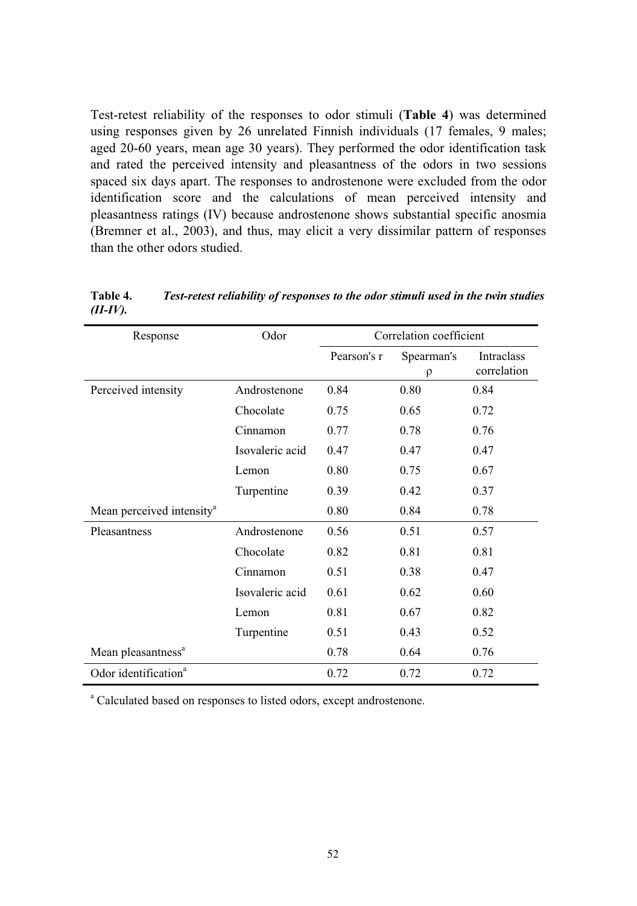Test-retest reliability of the responses to odor stimuli (**Table 4**) was determined using responses given by 26 unrelated Finnish individuals (17 females, 9 males; aged 20-60 years, mean age 30 years). They performed the odor identification task and rated the perceived intensity and pleasantness of the odors in two sessions spaced six days apart. The responses to androstenone were excluded from the odor identification score and the calculations of mean perceived intensity and pleasantness ratings (IV) because androstenone shows substantial specific anosmia (Bremner et al., 2003), and thus, may elicit a very dissimilar pattern of responses than the other odors studied.

**Table 4.** ***Test-retest reliability of responses to the odor stimuli used in the twin studies (II-IV).***

| Response | Odor | Correlation coefficient | | |
|---|---|---|---|---|
| | | Pearson's r | Spearman's ρ | Intraclass correlation |
| Perceived intensity | Androstenone | 0.84 | 0.80 | 0.84 |
| | Chocolate | 0.75 | 0.65 | 0.72 |
| | Cinnamon | 0.77 | 0.78 | 0.76 |
| | Isovaleric acid | 0.47 | 0.47 | 0.47 |
| | Lemon | 0.80 | 0.75 | 0.67 |
| | Turpentine | 0.39 | 0.42 | 0.37 |
| Mean perceived intensity[a] | | 0.80 | 0.84 | 0.78 |
| Pleasantness | Androstenone | 0.56 | 0.51 | 0.57 |
| | Chocolate | 0.82 | 0.81 | 0.81 |
| | Cinnamon | 0.51 | 0.38 | 0.47 |
| | Isovaleric acid | 0.61 | 0.62 | 0.60 |
| | Lemon | 0.81 | 0.67 | 0.82 |
| | Turpentine | 0.51 | 0.43 | 0.52 |
| Mean pleasantness[a] | | 0.78 | 0.64 | 0.76 |
| Odor identification[a] | | 0.72 | 0.72 | 0.72 |

[a] Calculated based on responses to listed odors, except androstenone.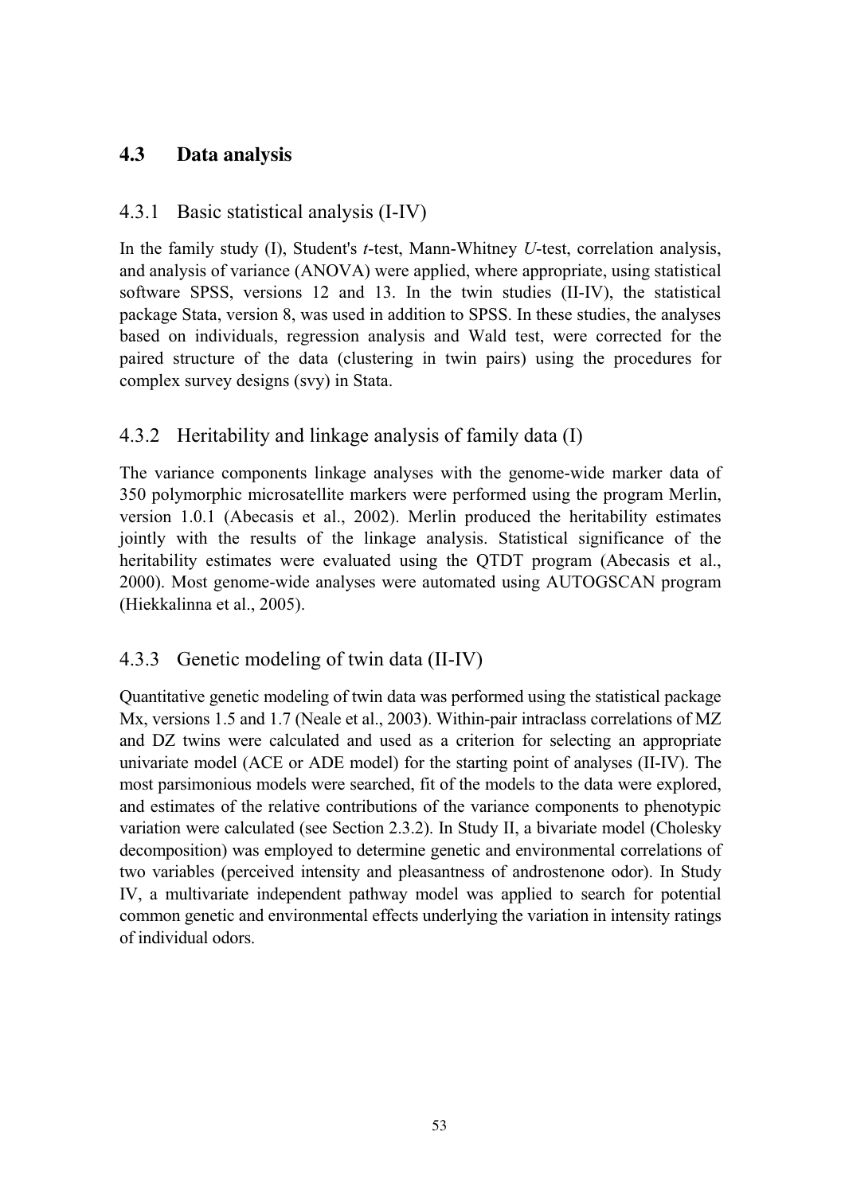## 4.3 Data analysis

### 4.3.1 Basic statistical analysis (I-IV)

In the family study (I), Student's *t*-test, Mann-Whitney *U*-test, correlation analysis, and analysis of variance (ANOVA) were applied, where appropriate, using statistical software SPSS, versions 12 and 13. In the twin studies (II-IV), the statistical package Stata, version 8, was used in addition to SPSS. In these studies, the analyses based on individuals, regression analysis and Wald test, were corrected for the paired structure of the data (clustering in twin pairs) using the procedures for complex survey designs (svy) in Stata.

### 4.3.2 Heritability and linkage analysis of family data (I)

The variance components linkage analyses with the genome-wide marker data of 350 polymorphic microsatellite markers were performed using the program Merlin, version 1.0.1 (Abecasis et al., 2002). Merlin produced the heritability estimates jointly with the results of the linkage analysis. Statistical significance of the heritability estimates were evaluated using the QTDT program (Abecasis et al., 2000). Most genome-wide analyses were automated using AUTOGSCAN program (Hiekkalinna et al., 2005).

### 4.3.3 Genetic modeling of twin data (II-IV)

Quantitative genetic modeling of twin data was performed using the statistical package Mx, versions 1.5 and 1.7 (Neale et al., 2003). Within-pair intraclass correlations of MZ and DZ twins were calculated and used as a criterion for selecting an appropriate univariate model (ACE or ADE model) for the starting point of analyses (II-IV). The most parsimonious models were searched, fit of the models to the data were explored, and estimates of the relative contributions of the variance components to phenotypic variation were calculated (see Section 2.3.2). In Study II, a bivariate model (Cholesky decomposition) was employed to determine genetic and environmental correlations of two variables (perceived intensity and pleasantness of androstenone odor). In Study IV, a multivariate independent pathway model was applied to search for potential common genetic and environmental effects underlying the variation in intensity ratings of individual odors.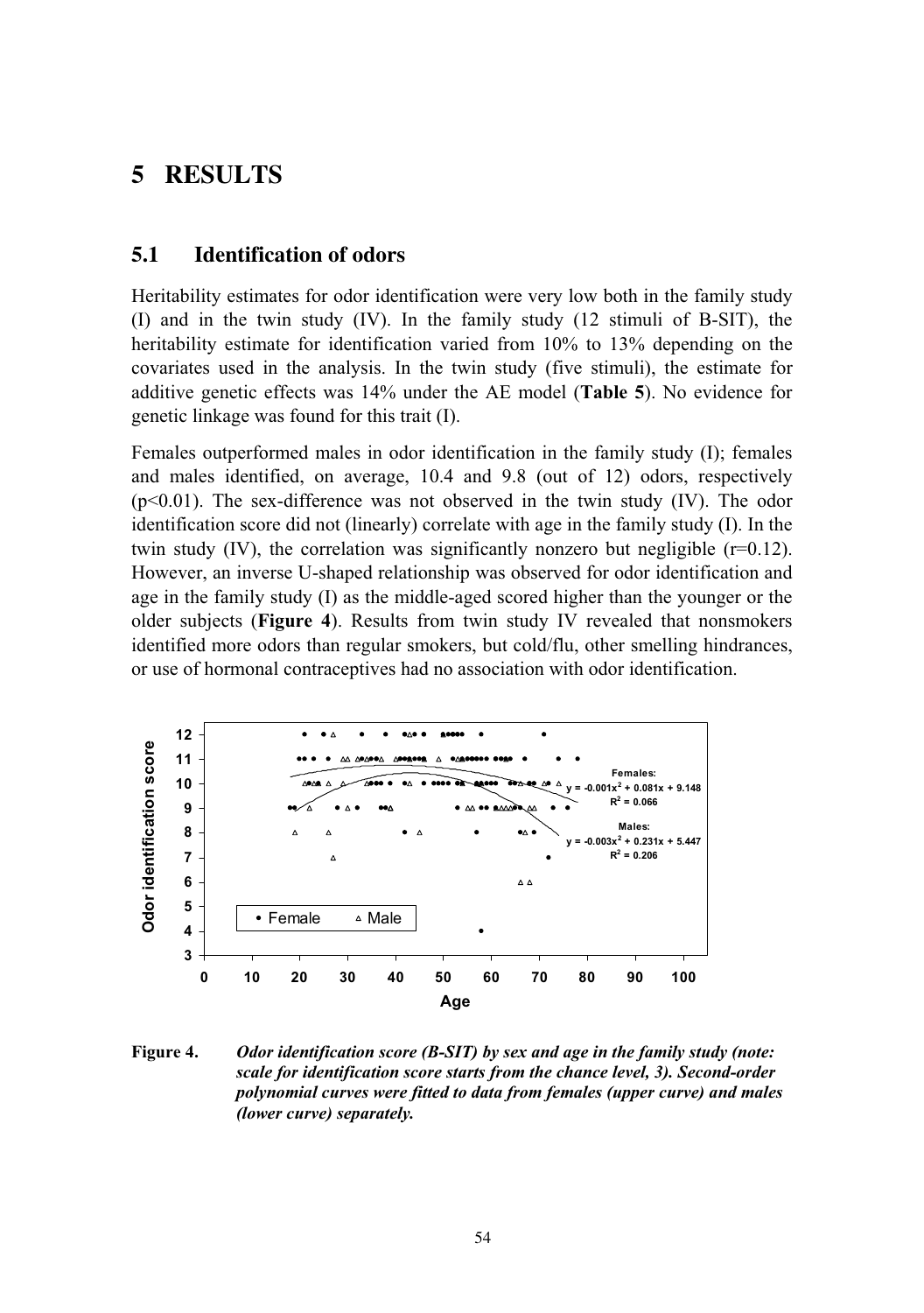# 5 RESULTS

## 5.1 Identification of odors

Heritability estimates for odor identification were very low both in the family study (I) and in the twin study (IV). In the family study (12 stimuli of B-SIT), the heritability estimate for identification varied from 10% to 13% depending on the covariates used in the analysis. In the twin study (five stimuli), the estimate for additive genetic effects was 14% under the AE model (**Table 5**). No evidence for genetic linkage was found for this trait (I).

Females outperformed males in odor identification in the family study (I); females and males identified, on average, 10.4 and 9.8 (out of 12) odors, respectively ($p<0.01$). The sex-difference was not observed in the twin study (IV). The odor identification score did not (linearly) correlate with age in the family study (I). In the twin study (IV), the correlation was significantly nonzero but negligible ($r=0.12$). However, an inverse U-shaped relationship was observed for odor identification and age in the family study (I) as the middle-aged scored higher than the younger or the older subjects (**Figure 4**). Results from twin study IV revealed that nonsmokers identified more odors than regular smokers, but cold/flu, other smelling hindrances, or use of hormonal contraceptives had no association with odor identification.

**Figure 4.** *Odor identification score (B-SIT) by sex and age in the family study (note: scale for identification score starts from the chance level, 3). Second-order polynomial curves were fitted to data from females (upper curve) and males (lower curve) separately.*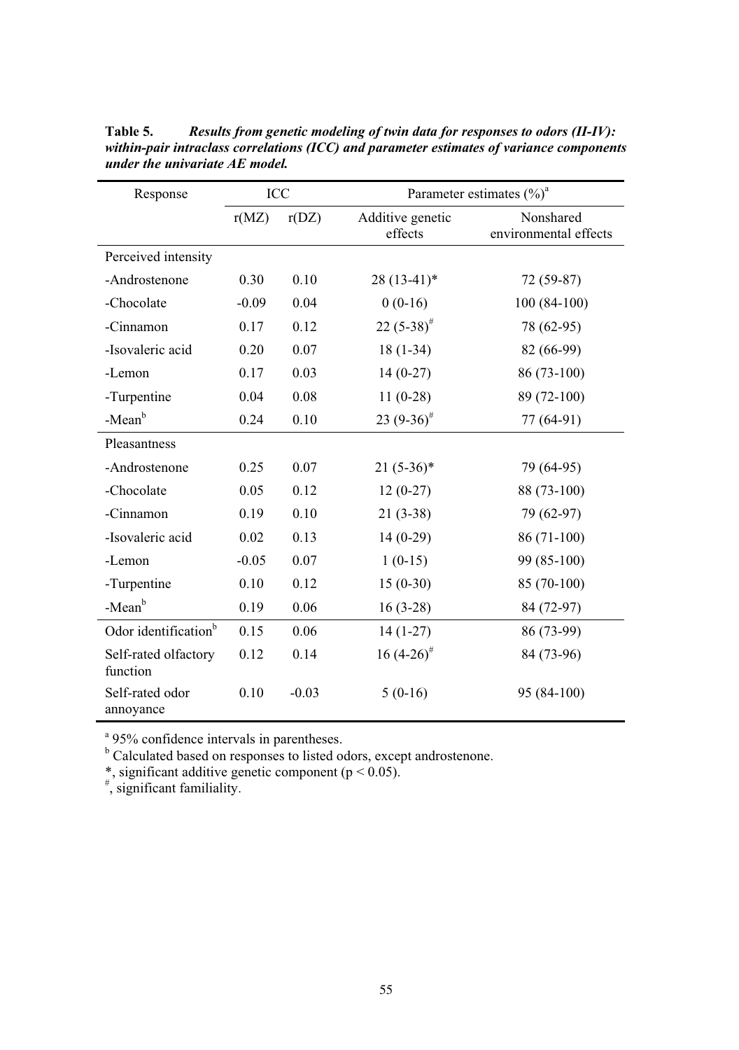**Table 5.** ***Results from genetic modeling of twin data for responses to odors (II-IV): within-pair intraclass correlations (ICC) and parameter estimates of variance components under the univariate AE model.***

| Response | ICC | | Parameter estimates (%)[a] | |
|---|---|---|---|---|
| | r(MZ) | r(DZ) | Additive genetic effects | Nonshared environmental effects |
| Perceived intensity | | | | |
| -Androstenone | 0.30 | 0.10 | 28 (13-41)* | 72 (59-87) |
| -Chocolate | -0.09 | 0.04 | 0 (0-16) | 100 (84-100) |
| -Cinnamon | 0.17 | 0.12 | 22 (5-38)[#] | 78 (62-95) |
| -Isovaleric acid | 0.20 | 0.07 | 18 (1-34) | 82 (66-99) |
| -Lemon | 0.17 | 0.03 | 14 (0-27) | 86 (73-100) |
| -Turpentine | 0.04 | 0.08 | 11 (0-28) | 89 (72-100) |
| -Mean[b] | 0.24 | 0.10 | 23 (9-36)[#] | 77 (64-91) |
| Pleasantness | | | | |
| -Androstenone | 0.25 | 0.07 | 21 (5-36)* | 79 (64-95) |
| -Chocolate | 0.05 | 0.12 | 12 (0-27) | 88 (73-100) |
| -Cinnamon | 0.19 | 0.10 | 21 (3-38) | 79 (62-97) |
| -Isovaleric acid | 0.02 | 0.13 | 14 (0-29) | 86 (71-100) |
| -Lemon | -0.05 | 0.07 | 1 (0-15) | 99 (85-100) |
| -Turpentine | 0.10 | 0.12 | 15 (0-30) | 85 (70-100) |
| -Mean[b] | 0.19 | 0.06 | 16 (3-28) | 84 (72-97) |
| Odor identification[b] | 0.15 | 0.06 | 14 (1-27) | 86 (73-99) |
| Self-rated olfactory function | 0.12 | 0.14 | 16 (4-26)[#] | 84 (73-96) |
| Self-rated odor annoyance | 0.10 | -0.03 | 5 (0-16) | 95 (84-100) |

[a] 95% confidence intervals in parentheses.
[b] Calculated based on responses to listed odors, except androstenone.
*, significant additive genetic component ($p < 0.05$).
[#], significant familiality.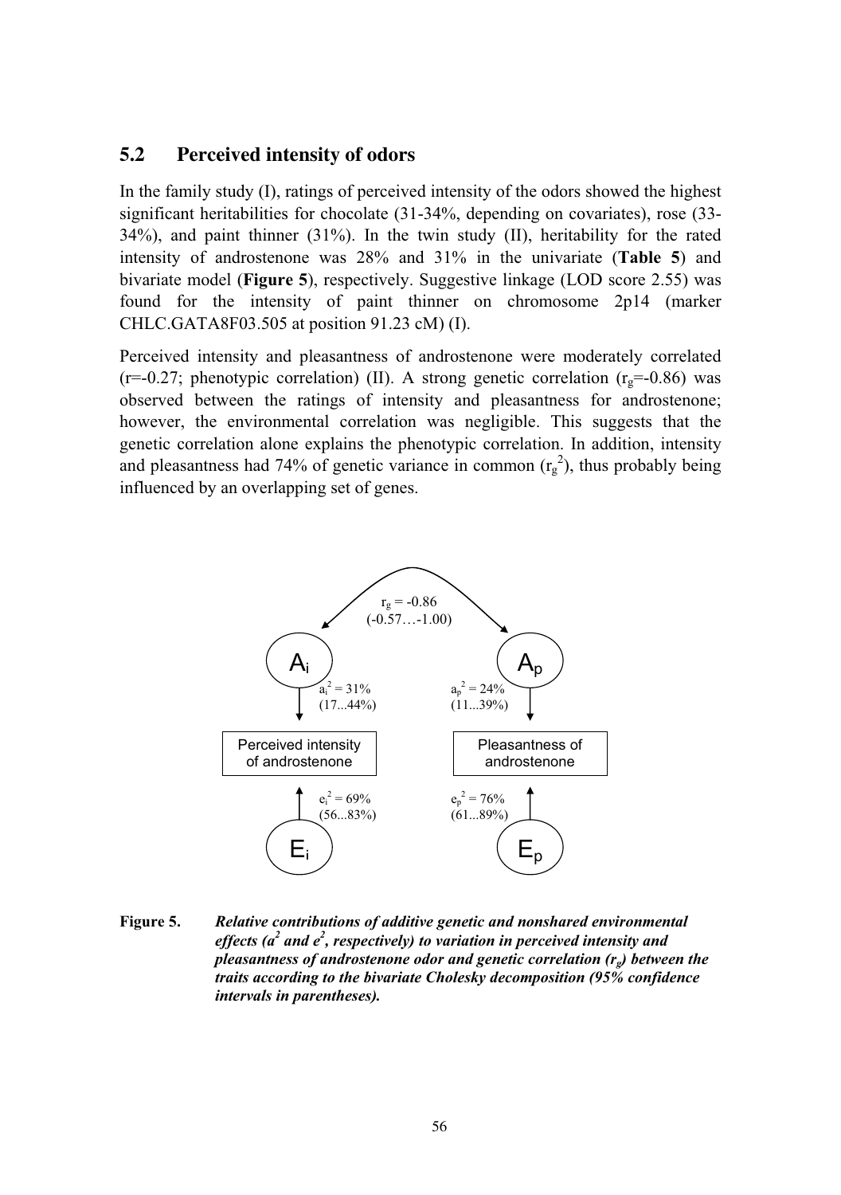## 5.2 Perceived intensity of odors

In the family study (I), ratings of perceived intensity of the odors showed the highest significant heritabilities for chocolate (31-34%, depending on covariates), rose (33-34%), and paint thinner (31%). In the twin study (II), heritability for the rated intensity of androstenone was 28% and 31% in the univariate (**Table 5**) and bivariate model (**Figure 5**), respectively. Suggestive linkage (LOD score 2.55) was found for the intensity of paint thinner on chromosome 2p14 (marker CHLC.GATA8F03.505 at position 91.23 cM) (I).

Perceived intensity and pleasantness of androstenone were moderately correlated ($r=-0.27$; phenotypic correlation) (II). A strong genetic correlation ($r_g=-0.86$) was observed between the ratings of intensity and pleasantness for androstenone; however, the environmental correlation was negligible. This suggests that the genetic correlation alone explains the phenotypic correlation. In addition, intensity and pleasantness had 74% of genetic variance in common ($r_g^2$), thus probably being influenced by an overlapping set of genes.

$r_g = -0.86$ (-0.57…-1.00)

$A_i$ — $a_i^2 = 31\%$ (17...44%) → Perceived intensity of androstenone ← $e_i^2 = 69\%$ (56...83%) — $E_i$

$A_p$ — $a_p^2 = 24\%$ (11...39%) → Pleasantness of androstenone ← $e_p^2 = 76\%$ (61...89%) — $E_p$

**Figure 5.** ***Relative contributions of additive genetic and nonshared environmental effects ($a^2$ and $e^2$, respectively) to variation in perceived intensity and pleasantness of androstenone odor and genetic correlation ($r_g$) between the traits according to the bivariate Cholesky decomposition (95% confidence intervals in parentheses).***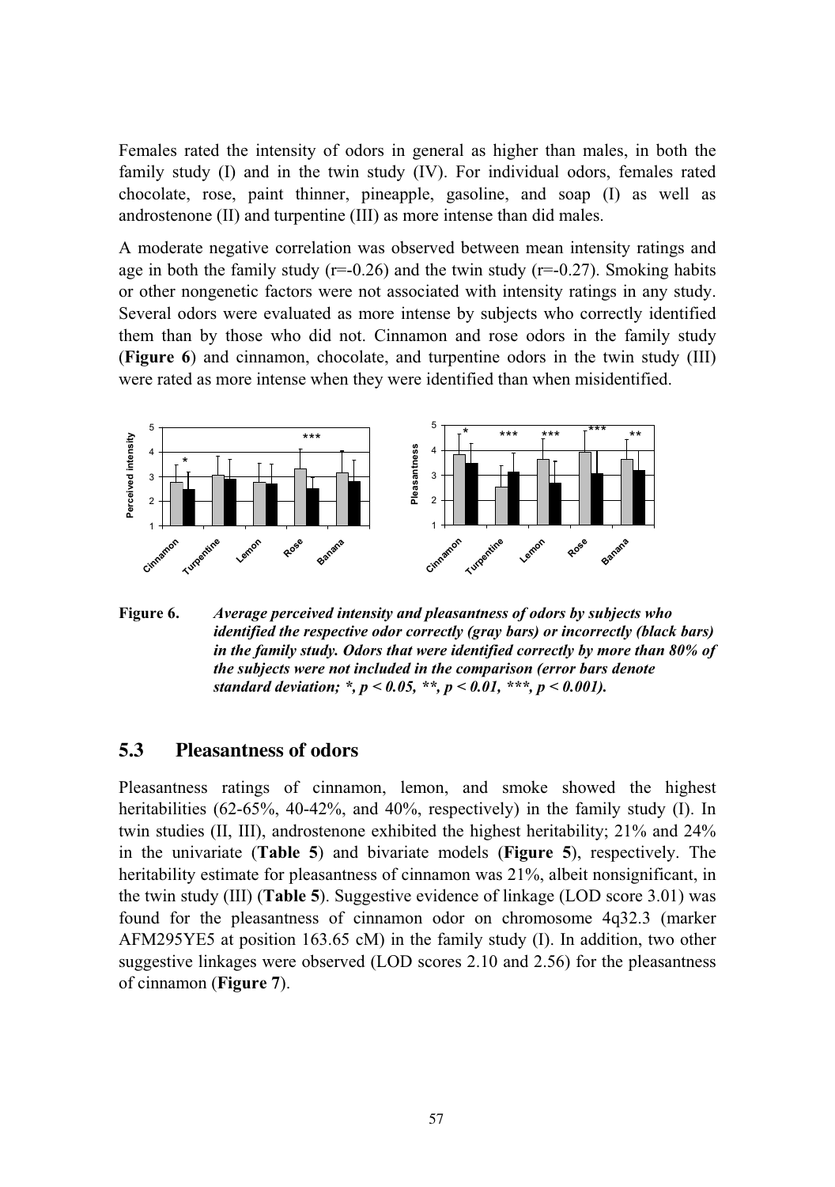Females rated the intensity of odors in general as higher than males, in both the family study (I) and in the twin study (IV). For individual odors, females rated chocolate, rose, paint thinner, pineapple, gasoline, and soap (I) as well as androstenone (II) and turpentine (III) as more intense than did males.

A moderate negative correlation was observed between mean intensity ratings and age in both the family study ($r=-0.26$) and the twin study ($r=-0.27$). Smoking habits or other nongenetic factors were not associated with intensity ratings in any study. Several odors were evaluated as more intense by subjects who correctly identified them than by those who did not. Cinnamon and rose odors in the family study (**Figure 6**) and cinnamon, chocolate, and turpentine odors in the twin study (III) were rated as more intense when they were identified than when misidentified.

**Figure 6.** ***Average perceived intensity and pleasantness of odors by subjects who identified the respective odor correctly (gray bars) or incorrectly (black bars) in the family study. Odors that were identified correctly by more than 80% of the subjects were not included in the comparison (error bars denote standard deviation; *, $p < 0.05$, **, $p < 0.01$, ***, $p < 0.001$).***

## 5.3 Pleasantness of odors

Pleasantness ratings of cinnamon, lemon, and smoke showed the highest heritabilities (62-65%, 40-42%, and 40%, respectively) in the family study (I). In twin studies (II, III), androstenone exhibited the highest heritability; 21% and 24% in the univariate (**Table 5**) and bivariate models (**Figure 5**), respectively. The heritability estimate for pleasantness of cinnamon was 21%, albeit nonsignificant, in the twin study (III) (**Table 5**). Suggestive evidence of linkage (LOD score 3.01) was found for the pleasantness of cinnamon odor on chromosome 4q32.3 (marker AFM295YE5 at position 163.65 cM) in the family study (I). In addition, two other suggestive linkages were observed (LOD scores 2.10 and 2.56) for the pleasantness of cinnamon (**Figure 7**).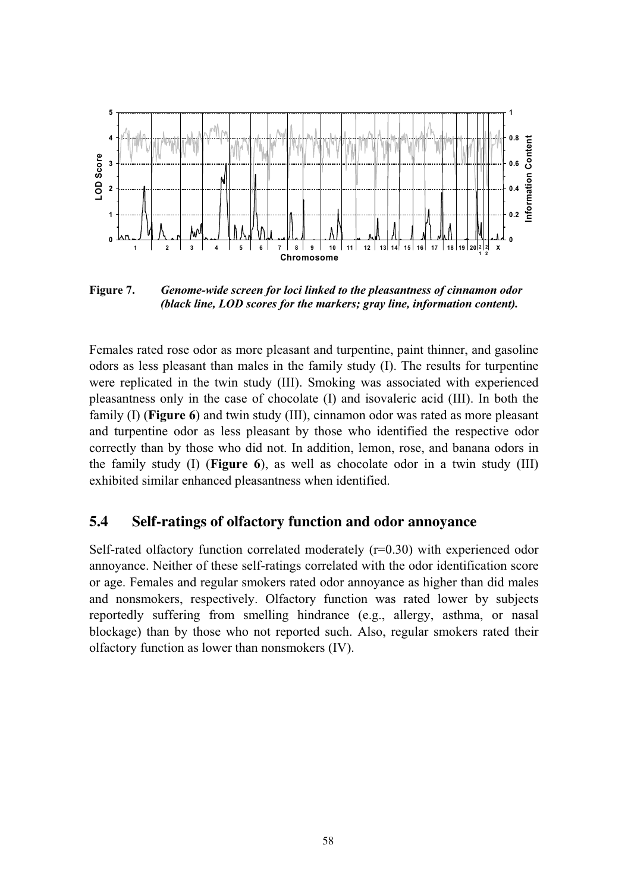**Figure 7.** ***Genome-wide screen for loci linked to the pleasantness of cinnamon odor (black line, LOD scores for the markers; gray line, information content).***

Females rated rose odor as more pleasant and turpentine, paint thinner, and gasoline odors as less pleasant than males in the family study (I). The results for turpentine were replicated in the twin study (III). Smoking was associated with experienced pleasantness only in the case of chocolate (I) and isovaleric acid (III). In both the family (I) (**Figure 6**) and twin study (III), cinnamon odor was rated as more pleasant and turpentine odor as less pleasant by those who identified the respective odor correctly than by those who did not. In addition, lemon, rose, and banana odors in the family study (I) (**Figure 6**), as well as chocolate odor in a twin study (III) exhibited similar enhanced pleasantness when identified.

## 5.4 Self-ratings of olfactory function and odor annoyance

Self-rated olfactory function correlated moderately (r=0.30) with experienced odor annoyance. Neither of these self-ratings correlated with the odor identification score or age. Females and regular smokers rated odor annoyance as higher than did males and nonsmokers, respectively. Olfactory function was rated lower by subjects reportedly suffering from smelling hindrance (e.g., allergy, asthma, or nasal blockage) than by those who not reported such. Also, regular smokers rated their olfactory function as lower than nonsmokers (IV).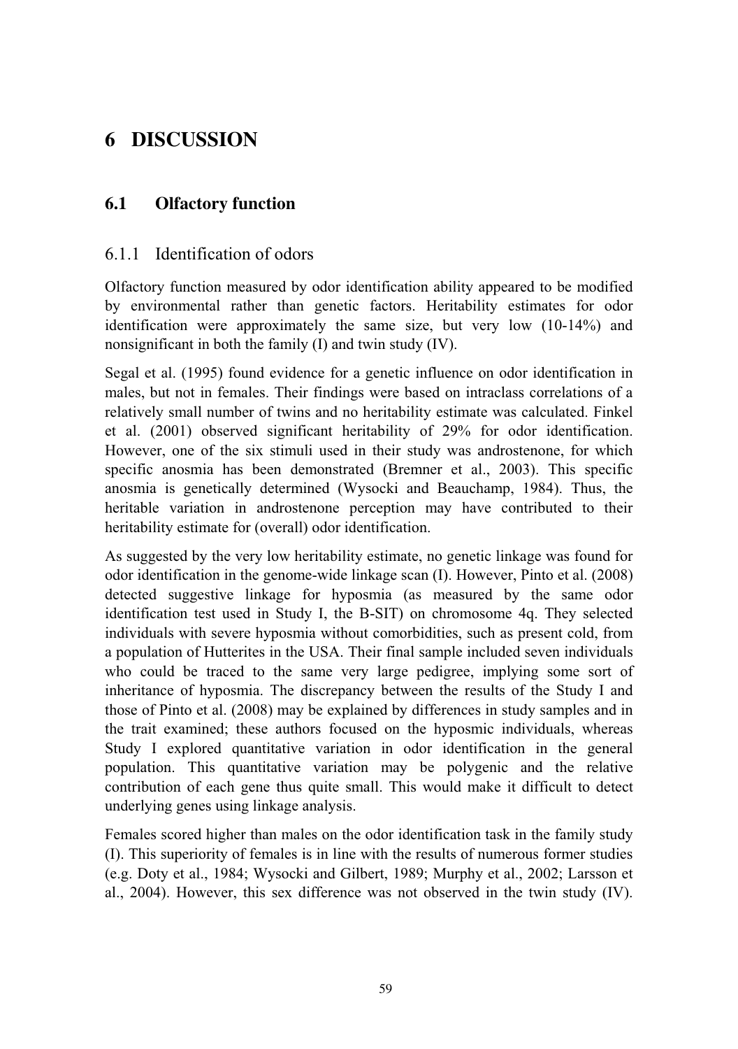# 6 DISCUSSION

## 6.1 Olfactory function

### 6.1.1 Identification of odors

Olfactory function measured by odor identification ability appeared to be modified by environmental rather than genetic factors. Heritability estimates for odor identification were approximately the same size, but very low (10-14%) and nonsignificant in both the family (I) and twin study (IV).

Segal et al. (1995) found evidence for a genetic influence on odor identification in males, but not in females. Their findings were based on intraclass correlations of a relatively small number of twins and no heritability estimate was calculated. Finkel et al. (2001) observed significant heritability of 29% for odor identification. However, one of the six stimuli used in their study was androstenone, for which specific anosmia has been demonstrated (Bremner et al., 2003). This specific anosmia is genetically determined (Wysocki and Beauchamp, 1984). Thus, the heritable variation in androstenone perception may have contributed to their heritability estimate for (overall) odor identification.

As suggested by the very low heritability estimate, no genetic linkage was found for odor identification in the genome-wide linkage scan (I). However, Pinto et al. (2008) detected suggestive linkage for hyposmia (as measured by the same odor identification test used in Study I, the B-SIT) on chromosome 4q. They selected individuals with severe hyposmia without comorbidities, such as present cold, from a population of Hutterites in the USA. Their final sample included seven individuals who could be traced to the same very large pedigree, implying some sort of inheritance of hyposmia. The discrepancy between the results of the Study I and those of Pinto et al. (2008) may be explained by differences in study samples and in the trait examined; these authors focused on the hyposmic individuals, whereas Study I explored quantitative variation in odor identification in the general population. This quantitative variation may be polygenic and the relative contribution of each gene thus quite small. This would make it difficult to detect underlying genes using linkage analysis.

Females scored higher than males on the odor identification task in the family study (I). This superiority of females is in line with the results of numerous former studies (e.g. Doty et al., 1984; Wysocki and Gilbert, 1989; Murphy et al., 2002; Larsson et al., 2004). However, this sex difference was not observed in the twin study (IV).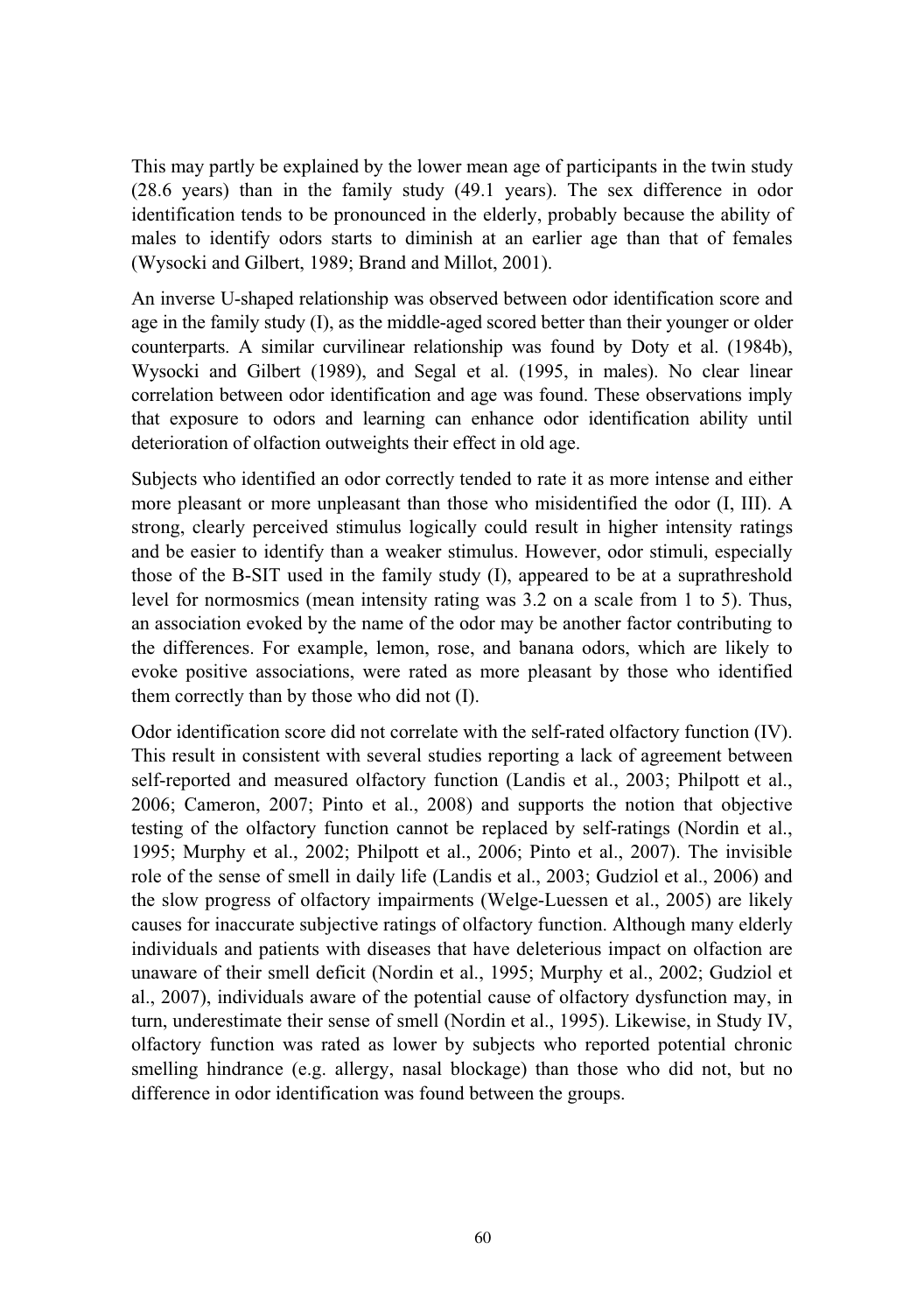This may partly be explained by the lower mean age of participants in the twin study (28.6 years) than in the family study (49.1 years). The sex difference in odor identification tends to be pronounced in the elderly, probably because the ability of males to identify odors starts to diminish at an earlier age than that of females (Wysocki and Gilbert, 1989; Brand and Millot, 2001).

An inverse U-shaped relationship was observed between odor identification score and age in the family study (I), as the middle-aged scored better than their younger or older counterparts. A similar curvilinear relationship was found by Doty et al. (1984b), Wysocki and Gilbert (1989), and Segal et al. (1995, in males). No clear linear correlation between odor identification and age was found. These observations imply that exposure to odors and learning can enhance odor identification ability until deterioration of olfaction outweights their effect in old age.

Subjects who identified an odor correctly tended to rate it as more intense and either more pleasant or more unpleasant than those who misidentified the odor (I, III). A strong, clearly perceived stimulus logically could result in higher intensity ratings and be easier to identify than a weaker stimulus. However, odor stimuli, especially those of the B-SIT used in the family study (I), appeared to be at a suprathreshold level for normosmics (mean intensity rating was 3.2 on a scale from 1 to 5). Thus, an association evoked by the name of the odor may be another factor contributing to the differences. For example, lemon, rose, and banana odors, which are likely to evoke positive associations, were rated as more pleasant by those who identified them correctly than by those who did not (I).

Odor identification score did not correlate with the self-rated olfactory function (IV). This result in consistent with several studies reporting a lack of agreement between self-reported and measured olfactory function (Landis et al., 2003; Philpott et al., 2006; Cameron, 2007; Pinto et al., 2008) and supports the notion that objective testing of the olfactory function cannot be replaced by self-ratings (Nordin et al., 1995; Murphy et al., 2002; Philpott et al., 2006; Pinto et al., 2007). The invisible role of the sense of smell in daily life (Landis et al., 2003; Gudziol et al., 2006) and the slow progress of olfactory impairments (Welge-Luessen et al., 2005) are likely causes for inaccurate subjective ratings of olfactory function. Although many elderly individuals and patients with diseases that have deleterious impact on olfaction are unaware of their smell deficit (Nordin et al., 1995; Murphy et al., 2002; Gudziol et al., 2007), individuals aware of the potential cause of olfactory dysfunction may, in turn, underestimate their sense of smell (Nordin et al., 1995). Likewise, in Study IV, olfactory function was rated as lower by subjects who reported potential chronic smelling hindrance (e.g. allergy, nasal blockage) than those who did not, but no difference in odor identification was found between the groups.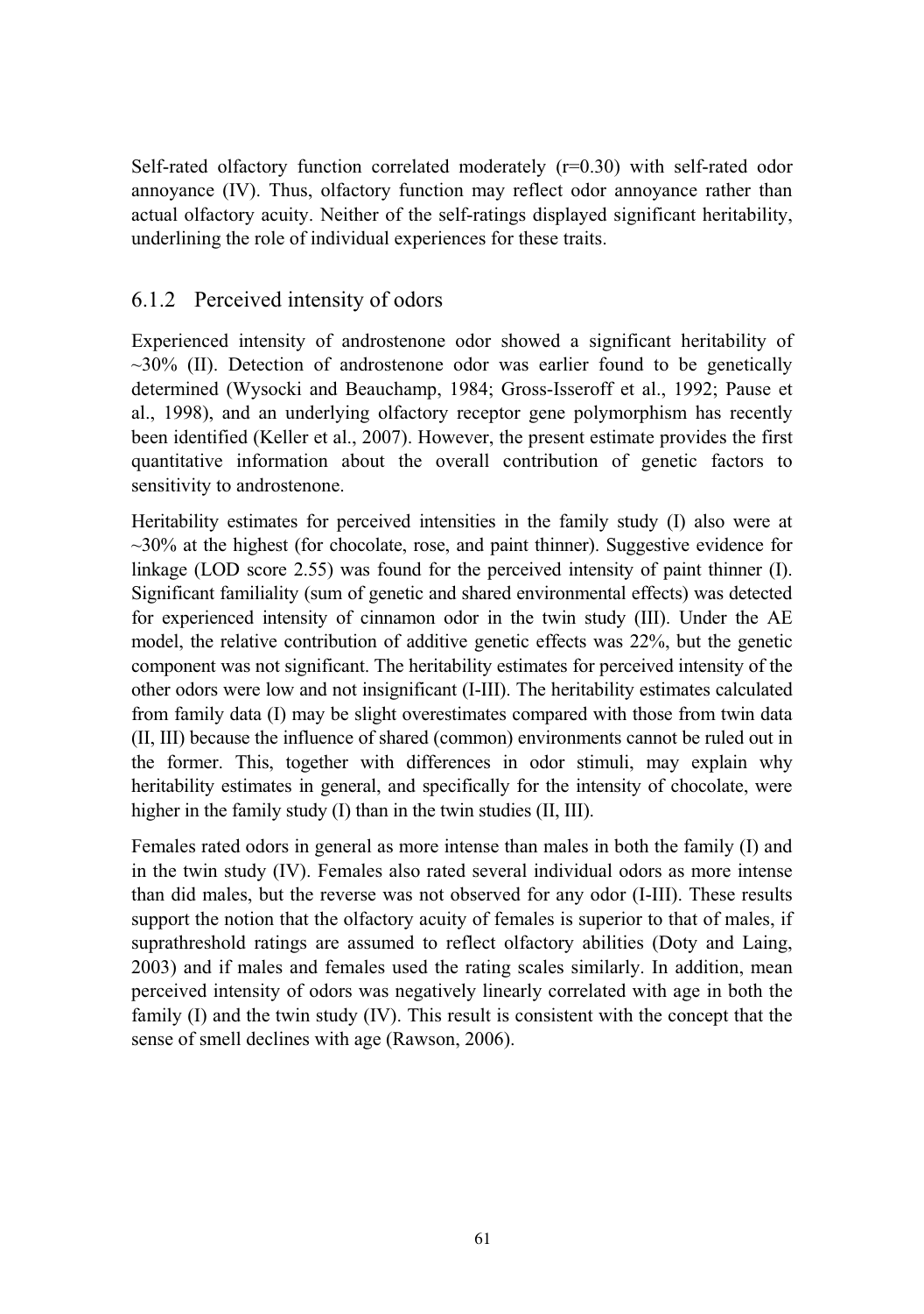Self-rated olfactory function correlated moderately (r=0.30) with self-rated odor annoyance (IV). Thus, olfactory function may reflect odor annoyance rather than actual olfactory acuity. Neither of the self-ratings displayed significant heritability, underlining the role of individual experiences for these traits.

### 6.1.2 Perceived intensity of odors

Experienced intensity of androstenone odor showed a significant heritability of ~30% (II). Detection of androstenone odor was earlier found to be genetically determined (Wysocki and Beauchamp, 1984; Gross-Isseroff et al., 1992; Pause et al., 1998), and an underlying olfactory receptor gene polymorphism has recently been identified (Keller et al., 2007). However, the present estimate provides the first quantitative information about the overall contribution of genetic factors to sensitivity to androstenone.

Heritability estimates for perceived intensities in the family study (I) also were at ~30% at the highest (for chocolate, rose, and paint thinner). Suggestive evidence for linkage (LOD score 2.55) was found for the perceived intensity of paint thinner (I). Significant familiality (sum of genetic and shared environmental effects) was detected for experienced intensity of cinnamon odor in the twin study (III). Under the AE model, the relative contribution of additive genetic effects was 22%, but the genetic component was not significant. The heritability estimates for perceived intensity of the other odors were low and not insignificant (I-III). The heritability estimates calculated from family data (I) may be slight overestimates compared with those from twin data (II, III) because the influence of shared (common) environments cannot be ruled out in the former. This, together with differences in odor stimuli, may explain why heritability estimates in general, and specifically for the intensity of chocolate, were higher in the family study (I) than in the twin studies (II, III).

Females rated odors in general as more intense than males in both the family (I) and in the twin study (IV). Females also rated several individual odors as more intense than did males, but the reverse was not observed for any odor (I-III). These results support the notion that the olfactory acuity of females is superior to that of males, if suprathreshold ratings are assumed to reflect olfactory abilities (Doty and Laing, 2003) and if males and females used the rating scales similarly. In addition, mean perceived intensity of odors was negatively linearly correlated with age in both the family (I) and the twin study (IV). This result is consistent with the concept that the sense of smell declines with age (Rawson, 2006).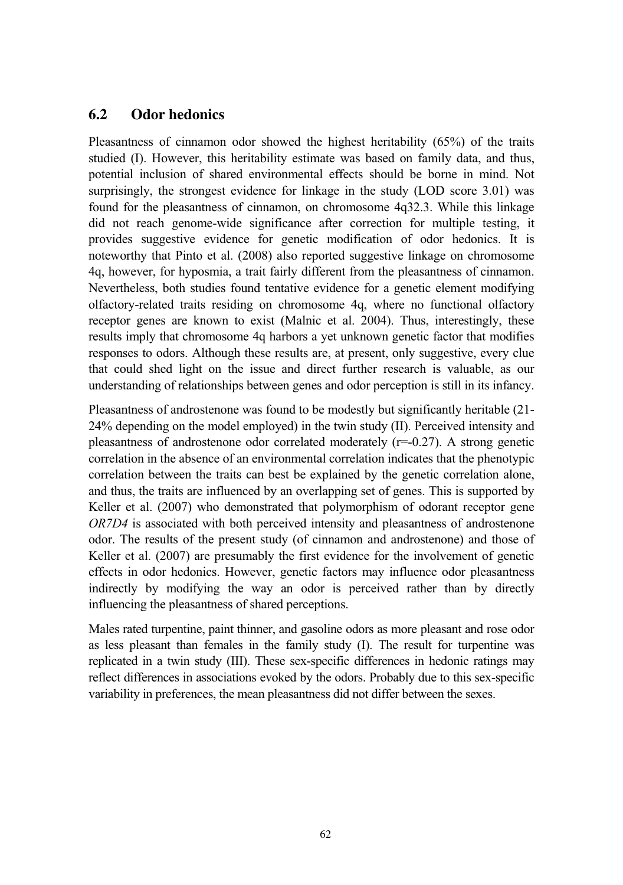## 6.2 Odor hedonics

Pleasantness of cinnamon odor showed the highest heritability (65%) of the traits studied (I). However, this heritability estimate was based on family data, and thus, potential inclusion of shared environmental effects should be borne in mind. Not surprisingly, the strongest evidence for linkage in the study (LOD score 3.01) was found for the pleasantness of cinnamon, on chromosome 4q32.3. While this linkage did not reach genome-wide significance after correction for multiple testing, it provides suggestive evidence for genetic modification of odor hedonics. It is noteworthy that Pinto et al. (2008) also reported suggestive linkage on chromosome 4q, however, for hyposmia, a trait fairly different from the pleasantness of cinnamon. Nevertheless, both studies found tentative evidence for a genetic element modifying olfactory-related traits residing on chromosome 4q, where no functional olfactory receptor genes are known to exist (Malnic et al. 2004). Thus, interestingly, these results imply that chromosome 4q harbors a yet unknown genetic factor that modifies responses to odors. Although these results are, at present, only suggestive, every clue that could shed light on the issue and direct further research is valuable, as our understanding of relationships between genes and odor perception is still in its infancy.

Pleasantness of androstenone was found to be modestly but significantly heritable (21-24% depending on the model employed) in the twin study (II). Perceived intensity and pleasantness of androstenone odor correlated moderately ($r=-0.27$). A strong genetic correlation in the absence of an environmental correlation indicates that the phenotypic correlation between the traits can best be explained by the genetic correlation alone, and thus, the traits are influenced by an overlapping set of genes. This is supported by Keller et al. (2007) who demonstrated that polymorphism of odorant receptor gene *OR7D4* is associated with both perceived intensity and pleasantness of androstenone odor. The results of the present study (of cinnamon and androstenone) and those of Keller et al. (2007) are presumably the first evidence for the involvement of genetic effects in odor hedonics. However, genetic factors may influence odor pleasantness indirectly by modifying the way an odor is perceived rather than by directly influencing the pleasantness of shared perceptions.

Males rated turpentine, paint thinner, and gasoline odors as more pleasant and rose odor as less pleasant than females in the family study (I). The result for turpentine was replicated in a twin study (III). These sex-specific differences in hedonic ratings may reflect differences in associations evoked by the odors. Probably due to this sex-specific variability in preferences, the mean pleasantness did not differ between the sexes.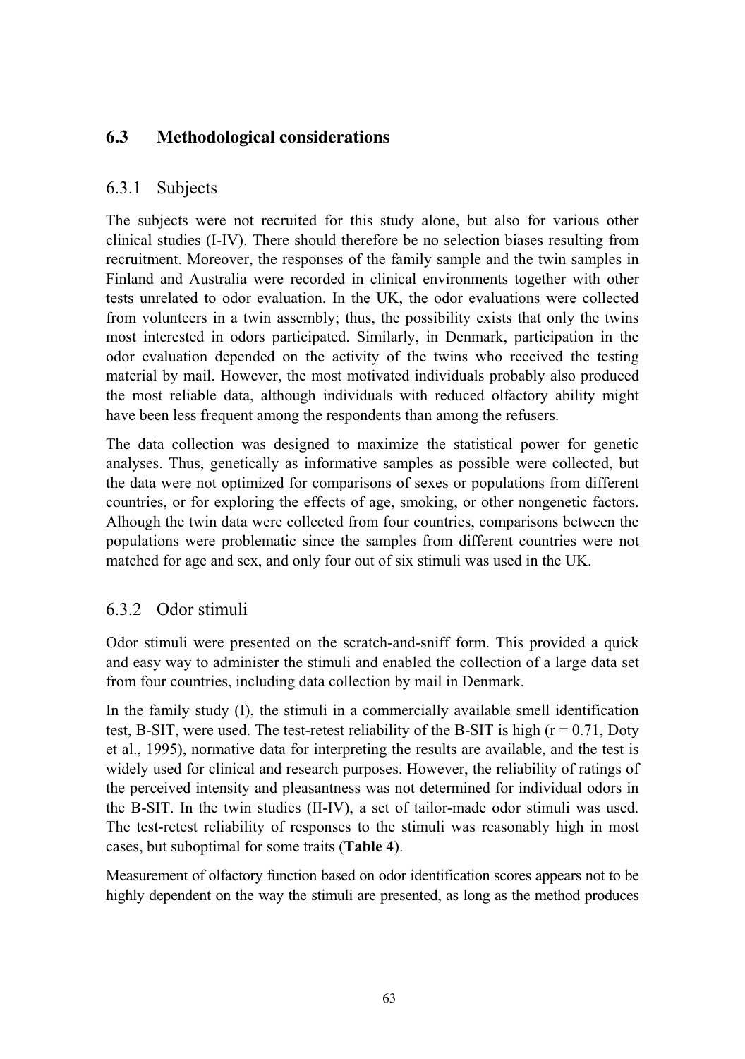## 6.3 Methodological considerations

### 6.3.1 Subjects

The subjects were not recruited for this study alone, but also for various other clinical studies (I-IV). There should therefore be no selection biases resulting from recruitment. Moreover, the responses of the family sample and the twin samples in Finland and Australia were recorded in clinical environments together with other tests unrelated to odor evaluation. In the UK, the odor evaluations were collected from volunteers in a twin assembly; thus, the possibility exists that only the twins most interested in odors participated. Similarly, in Denmark, participation in the odor evaluation depended on the activity of the twins who received the testing material by mail. However, the most motivated individuals probably also produced the most reliable data, although individuals with reduced olfactory ability might have been less frequent among the respondents than among the refusers.

The data collection was designed to maximize the statistical power for genetic analyses. Thus, genetically as informative samples as possible were collected, but the data were not optimized for comparisons of sexes or populations from different countries, or for exploring the effects of age, smoking, or other nongenetic factors. Alhough the twin data were collected from four countries, comparisons between the populations were problematic since the samples from different countries were not matched for age and sex, and only four out of six stimuli was used in the UK.

### 6.3.2 Odor stimuli

Odor stimuli were presented on the scratch-and-sniff form. This provided a quick and easy way to administer the stimuli and enabled the collection of a large data set from four countries, including data collection by mail in Denmark.

In the family study (I), the stimuli in a commercially available smell identification test, B-SIT, were used. The test-retest reliability of the B-SIT is high ($r = 0.71$, Doty et al., 1995), normative data for interpreting the results are available, and the test is widely used for clinical and research purposes. However, the reliability of ratings of the perceived intensity and pleasantness was not determined for individual odors in the B-SIT. In the twin studies (II-IV), a set of tailor-made odor stimuli was used. The test-retest reliability of responses to the stimuli was reasonably high in most cases, but suboptimal for some traits (**Table 4**).

Measurement of olfactory function based on odor identification scores appears not to be highly dependent on the way the stimuli are presented, as long as the method produces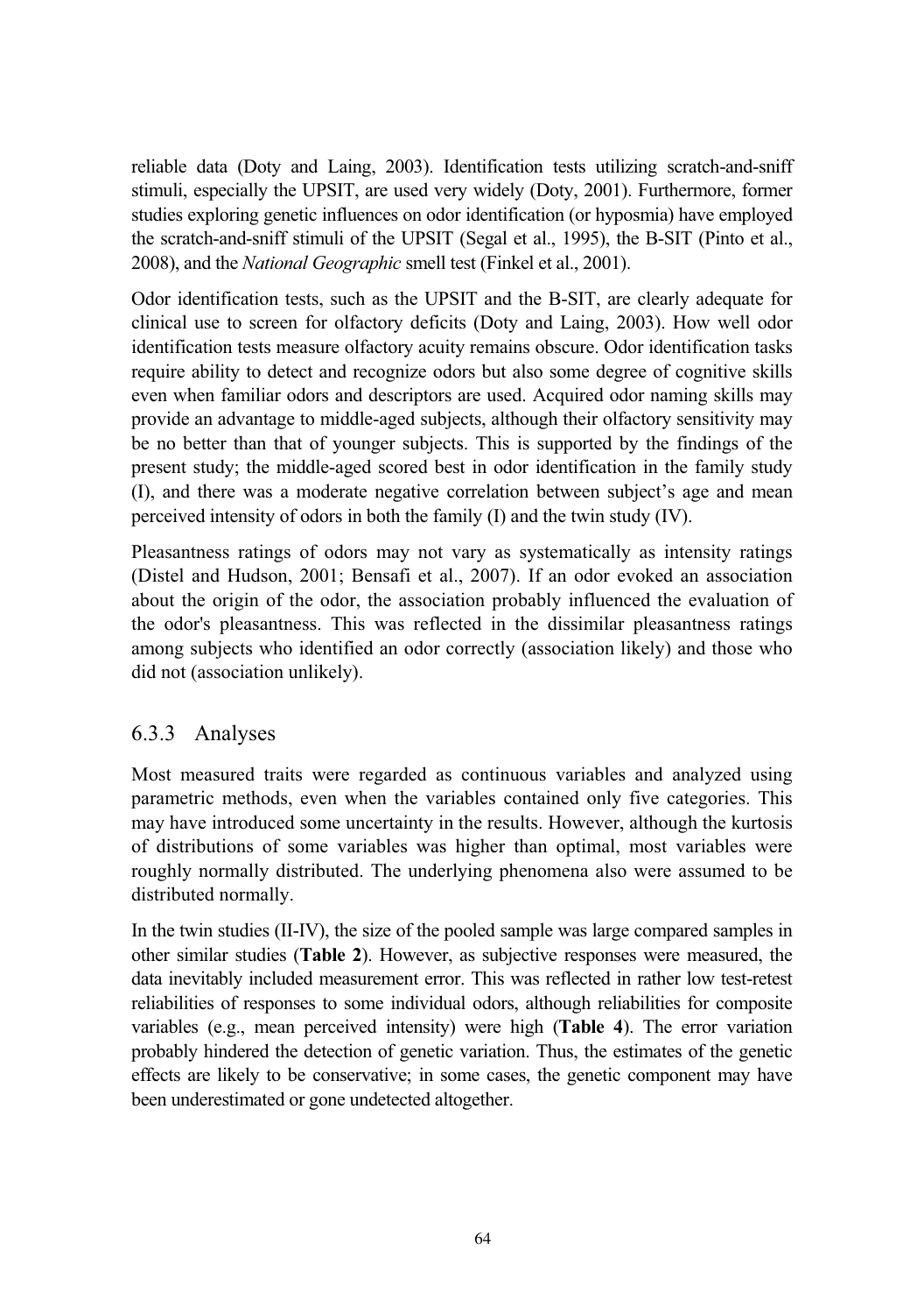reliable data (Doty and Laing, 2003). Identification tests utilizing scratch-and-sniff stimuli, especially the UPSIT, are used very widely (Doty, 2001). Furthermore, former studies exploring genetic influences on odor identification (or hyposmia) have employed the scratch-and-sniff stimuli of the UPSIT (Segal et al., 1995), the B-SIT (Pinto et al., 2008), and the *National Geographic* smell test (Finkel et al., 2001).

Odor identification tests, such as the UPSIT and the B-SIT, are clearly adequate for clinical use to screen for olfactory deficits (Doty and Laing, 2003). How well odor identification tests measure olfactory acuity remains obscure. Odor identification tasks require ability to detect and recognize odors but also some degree of cognitive skills even when familiar odors and descriptors are used. Acquired odor naming skills may provide an advantage to middle-aged subjects, although their olfactory sensitivity may be no better than that of younger subjects. This is supported by the findings of the present study; the middle-aged scored best in odor identification in the family study (I), and there was a moderate negative correlation between subject's age and mean perceived intensity of odors in both the family (I) and the twin study (IV).

Pleasantness ratings of odors may not vary as systematically as intensity ratings (Distel and Hudson, 2001; Bensafi et al., 2007). If an odor evoked an association about the origin of the odor, the association probably influenced the evaluation of the odor's pleasantness. This was reflected in the dissimilar pleasantness ratings among subjects who identified an odor correctly (association likely) and those who did not (association unlikely).

### 6.3.3 Analyses

Most measured traits were regarded as continuous variables and analyzed using parametric methods, even when the variables contained only five categories. This may have introduced some uncertainty in the results. However, although the kurtosis of distributions of some variables was higher than optimal, most variables were roughly normally distributed. The underlying phenomena also were assumed to be distributed normally.

In the twin studies (II-IV), the size of the pooled sample was large compared samples in other similar studies (**Table 2**). However, as subjective responses were measured, the data inevitably included measurement error. This was reflected in rather low test-retest reliabilities of responses to some individual odors, although reliabilities for composite variables (e.g., mean perceived intensity) were high (**Table 4**). The error variation probably hindered the detection of genetic variation. Thus, the estimates of the genetic effects are likely to be conservative; in some cases, the genetic component may have been underestimated or gone undetected altogether.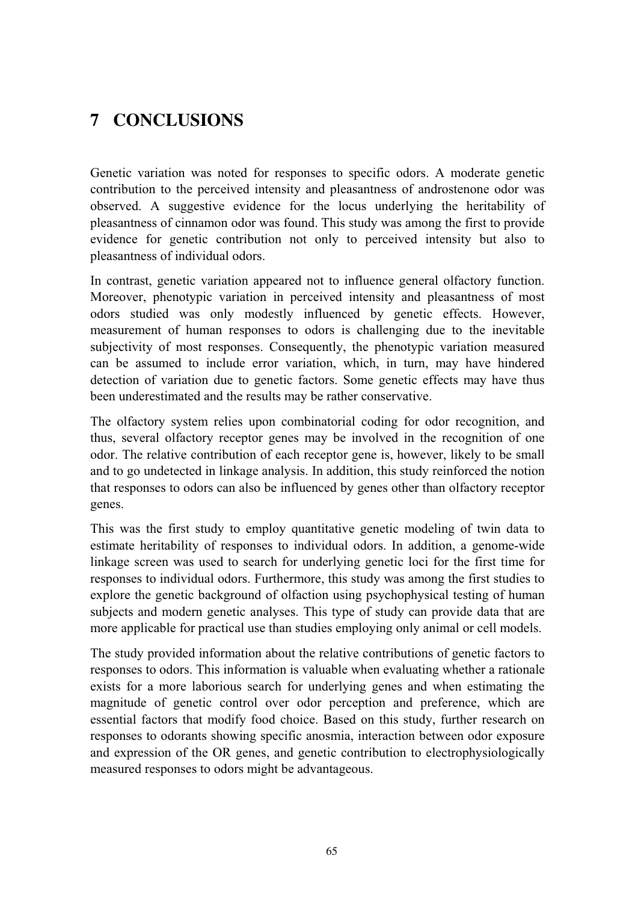# 7 CONCLUSIONS

Genetic variation was noted for responses to specific odors. A moderate genetic contribution to the perceived intensity and pleasantness of androstenone odor was observed. A suggestive evidence for the locus underlying the heritability of pleasantness of cinnamon odor was found. This study was among the first to provide evidence for genetic contribution not only to perceived intensity but also to pleasantness of individual odors.

In contrast, genetic variation appeared not to influence general olfactory function. Moreover, phenotypic variation in perceived intensity and pleasantness of most odors studied was only modestly influenced by genetic effects. However, measurement of human responses to odors is challenging due to the inevitable subjectivity of most responses. Consequently, the phenotypic variation measured can be assumed to include error variation, which, in turn, may have hindered detection of variation due to genetic factors. Some genetic effects may have thus been underestimated and the results may be rather conservative.

The olfactory system relies upon combinatorial coding for odor recognition, and thus, several olfactory receptor genes may be involved in the recognition of one odor. The relative contribution of each receptor gene is, however, likely to be small and to go undetected in linkage analysis. In addition, this study reinforced the notion that responses to odors can also be influenced by genes other than olfactory receptor genes.

This was the first study to employ quantitative genetic modeling of twin data to estimate heritability of responses to individual odors. In addition, a genome-wide linkage screen was used to search for underlying genetic loci for the first time for responses to individual odors. Furthermore, this study was among the first studies to explore the genetic background of olfaction using psychophysical testing of human subjects and modern genetic analyses. This type of study can provide data that are more applicable for practical use than studies employing only animal or cell models.

The study provided information about the relative contributions of genetic factors to responses to odors. This information is valuable when evaluating whether a rationale exists for a more laborious search for underlying genes and when estimating the magnitude of genetic control over odor perception and preference, which are essential factors that modify food choice. Based on this study, further research on responses to odorants showing specific anosmia, interaction between odor exposure and expression of the OR genes, and genetic contribution to electrophysiologically measured responses to odors might be advantageous.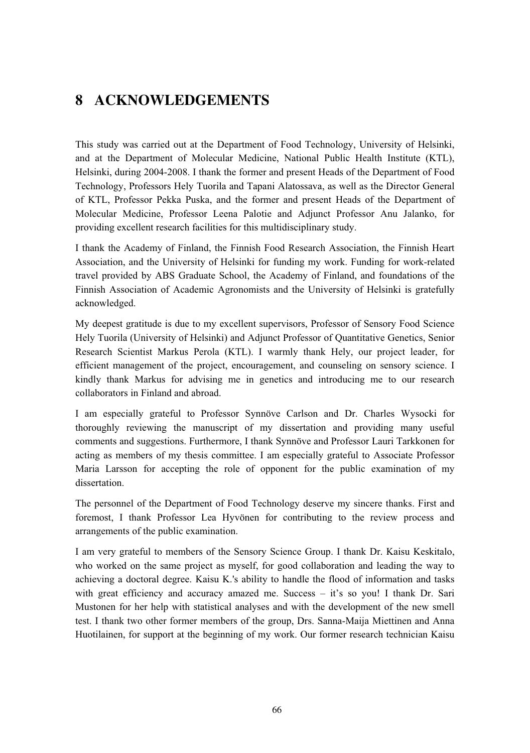# 8 ACKNOWLEDGEMENTS

This study was carried out at the Department of Food Technology, University of Helsinki, and at the Department of Molecular Medicine, National Public Health Institute (KTL), Helsinki, during 2004-2008. I thank the former and present Heads of the Department of Food Technology, Professors Hely Tuorila and Tapani Alatossava, as well as the Director General of KTL, Professor Pekka Puska, and the former and present Heads of the Department of Molecular Medicine, Professor Leena Palotie and Adjunct Professor Anu Jalanko, for providing excellent research facilities for this multidisciplinary study.

I thank the Academy of Finland, the Finnish Food Research Association, the Finnish Heart Association, and the University of Helsinki for funding my work. Funding for work-related travel provided by ABS Graduate School, the Academy of Finland, and foundations of the Finnish Association of Academic Agronomists and the University of Helsinki is gratefully acknowledged.

My deepest gratitude is due to my excellent supervisors, Professor of Sensory Food Science Hely Tuorila (University of Helsinki) and Adjunct Professor of Quantitative Genetics, Senior Research Scientist Markus Perola (KTL). I warmly thank Hely, our project leader, for efficient management of the project, encouragement, and counseling on sensory science. I kindly thank Markus for advising me in genetics and introducing me to our research collaborators in Finland and abroad.

I am especially grateful to Professor Synnöve Carlson and Dr. Charles Wysocki for thoroughly reviewing the manuscript of my dissertation and providing many useful comments and suggestions. Furthermore, I thank Synnöve and Professor Lauri Tarkkonen for acting as members of my thesis committee. I am especially grateful to Associate Professor Maria Larsson for accepting the role of opponent for the public examination of my dissertation.

The personnel of the Department of Food Technology deserve my sincere thanks. First and foremost, I thank Professor Lea Hyvönen for contributing to the review process and arrangements of the public examination.

I am very grateful to members of the Sensory Science Group. I thank Dr. Kaisu Keskitalo, who worked on the same project as myself, for good collaboration and leading the way to achieving a doctoral degree. Kaisu K.'s ability to handle the flood of information and tasks with great efficiency and accuracy amazed me. Success – it's so you! I thank Dr. Sari Mustonen for her help with statistical analyses and with the development of the new smell test. I thank two other former members of the group, Drs. Sanna-Maija Miettinen and Anna Huotilainen, for support at the beginning of my work. Our former research technician Kaisu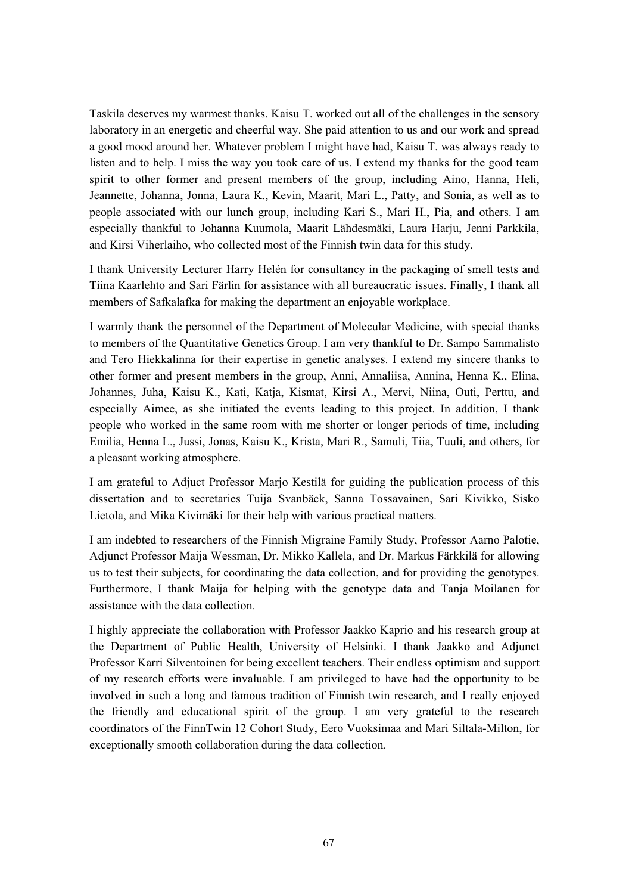Taskila deserves my warmest thanks. Kaisu T. worked out all of the challenges in the sensory laboratory in an energetic and cheerful way. She paid attention to us and our work and spread a good mood around her. Whatever problem I might have had, Kaisu T. was always ready to listen and to help. I miss the way you took care of us. I extend my thanks for the good team spirit to other former and present members of the group, including Aino, Hanna, Heli, Jeannette, Johanna, Jonna, Laura K., Kevin, Maarit, Mari L., Patty, and Sonia, as well as to people associated with our lunch group, including Kari S., Mari H., Pia, and others. I am especially thankful to Johanna Kuumola, Maarit Lähdesmäki, Laura Harju, Jenni Parkkila, and Kirsi Viherlaiho, who collected most of the Finnish twin data for this study.

I thank University Lecturer Harry Helén for consultancy in the packaging of smell tests and Tiina Kaarlehto and Sari Färlin for assistance with all bureaucratic issues. Finally, I thank all members of Safkalafka for making the department an enjoyable workplace.

I warmly thank the personnel of the Department of Molecular Medicine, with special thanks to members of the Quantitative Genetics Group. I am very thankful to Dr. Sampo Sammalisto and Tero Hiekkalinna for their expertise in genetic analyses. I extend my sincere thanks to other former and present members in the group, Anni, Annaliisa, Annina, Henna K., Elina, Johannes, Juha, Kaisu K., Kati, Katja, Kismat, Kirsi A., Mervi, Niina, Outi, Perttu, and especially Aimee, as she initiated the events leading to this project. In addition, I thank people who worked in the same room with me shorter or longer periods of time, including Emilia, Henna L., Jussi, Jonas, Kaisu K., Krista, Mari R., Samuli, Tiia, Tuuli, and others, for a pleasant working atmosphere.

I am grateful to Adjuct Professor Marjo Kestilä for guiding the publication process of this dissertation and to secretaries Tuija Svanbäck, Sanna Tossavainen, Sari Kivikko, Sisko Lietola, and Mika Kivimäki for their help with various practical matters.

I am indebted to researchers of the Finnish Migraine Family Study, Professor Aarno Palotie, Adjunct Professor Maija Wessman, Dr. Mikko Kallela, and Dr. Markus Färkkilä for allowing us to test their subjects, for coordinating the data collection, and for providing the genotypes. Furthermore, I thank Maija for helping with the genotype data and Tanja Moilanen for assistance with the data collection.

I highly appreciate the collaboration with Professor Jaakko Kaprio and his research group at the Department of Public Health, University of Helsinki. I thank Jaakko and Adjunct Professor Karri Silventoinen for being excellent teachers. Their endless optimism and support of my research efforts were invaluable. I am privileged to have had the opportunity to be involved in such a long and famous tradition of Finnish twin research, and I really enjoyed the friendly and educational spirit of the group. I am very grateful to the research coordinators of the FinnTwin 12 Cohort Study, Eero Vuoksimaa and Mari Siltala-Milton, for exceptionally smooth collaboration during the data collection.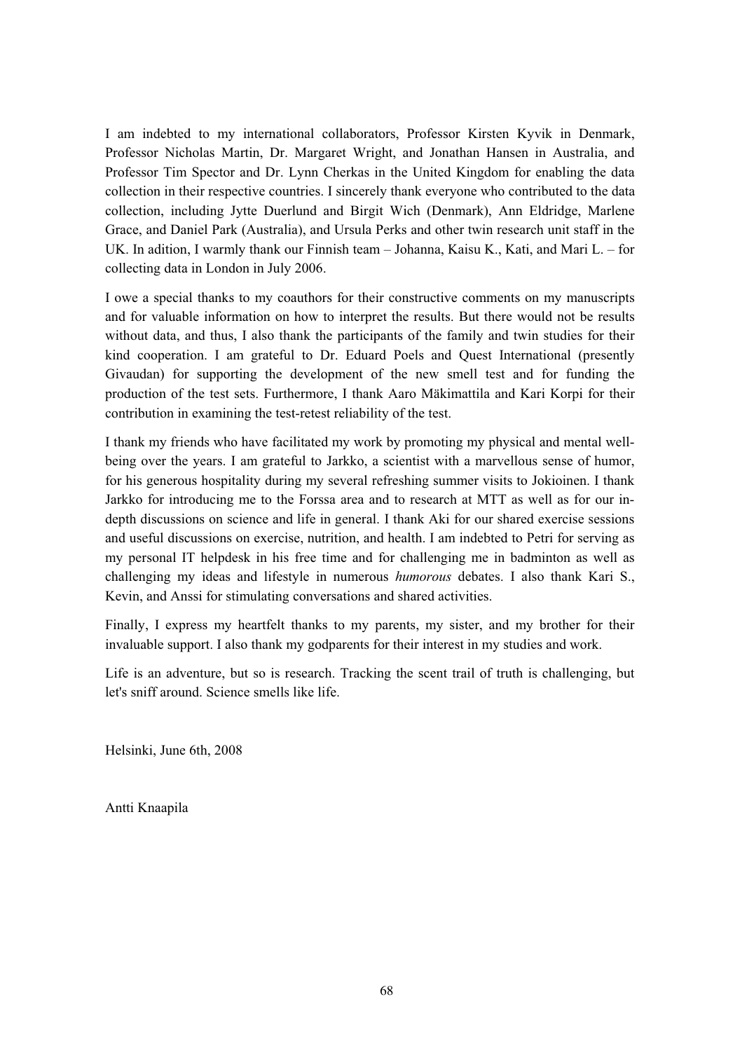I am indebted to my international collaborators, Professor Kirsten Kyvik in Denmark, Professor Nicholas Martin, Dr. Margaret Wright, and Jonathan Hansen in Australia, and Professor Tim Spector and Dr. Lynn Cherkas in the United Kingdom for enabling the data collection in their respective countries. I sincerely thank everyone who contributed to the data collection, including Jytte Duerlund and Birgit Wich (Denmark), Ann Eldridge, Marlene Grace, and Daniel Park (Australia), and Ursula Perks and other twin research unit staff in the UK. In adition, I warmly thank our Finnish team – Johanna, Kaisu K., Kati, and Mari L. – for collecting data in London in July 2006.

I owe a special thanks to my coauthors for their constructive comments on my manuscripts and for valuable information on how to interpret the results. But there would not be results without data, and thus, I also thank the participants of the family and twin studies for their kind cooperation. I am grateful to Dr. Eduard Poels and Quest International (presently Givaudan) for supporting the development of the new smell test and for funding the production of the test sets. Furthermore, I thank Aaro Mäkimattila and Kari Korpi for their contribution in examining the test-retest reliability of the test.

I thank my friends who have facilitated my work by promoting my physical and mental well-being over the years. I am grateful to Jarkko, a scientist with a marvellous sense of humor, for his generous hospitality during my several refreshing summer visits to Jokioinen. I thank Jarkko for introducing me to the Forssa area and to research at MTT as well as for our in-depth discussions on science and life in general. I thank Aki for our shared exercise sessions and useful discussions on exercise, nutrition, and health. I am indebted to Petri for serving as my personal IT helpdesk in his free time and for challenging me in badminton as well as challenging my ideas and lifestyle in numerous *humorous* debates. I also thank Kari S., Kevin, and Anssi for stimulating conversations and shared activities.

Finally, I express my heartfelt thanks to my parents, my sister, and my brother for their invaluable support. I also thank my godparents for their interest in my studies and work.

Life is an adventure, but so is research. Tracking the scent trail of truth is challenging, but let's sniff around. Science smells like life.

Helsinki, June 6th, 2008

Antti Knaapila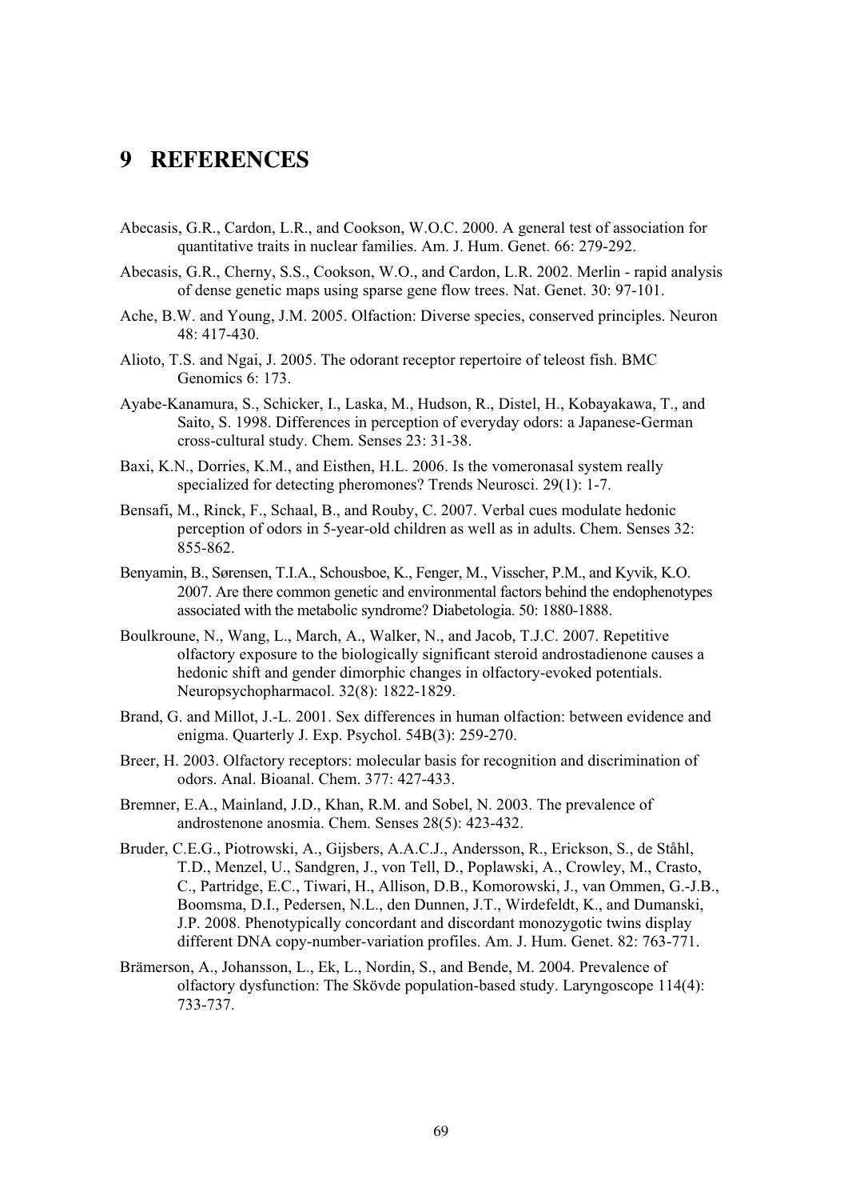# 9 REFERENCES

Abecasis, G.R., Cardon, L.R., and Cookson, W.O.C. 2000. A general test of association for quantitative traits in nuclear families. Am. J. Hum. Genet. 66: 279-292.

Abecasis, G.R., Cherny, S.S., Cookson, W.O., and Cardon, L.R. 2002. Merlin - rapid analysis of dense genetic maps using sparse gene flow trees. Nat. Genet. 30: 97-101.

Ache, B.W. and Young, J.M. 2005. Olfaction: Diverse species, conserved principles. Neuron 48: 417-430.

Alioto, T.S. and Ngai, J. 2005. The odorant receptor repertoire of teleost fish. BMC Genomics 6: 173.

Ayabe-Kanamura, S., Schicker, I., Laska, M., Hudson, R., Distel, H., Kobayakawa, T., and Saito, S. 1998. Differences in perception of everyday odors: a Japanese-German cross-cultural study. Chem. Senses 23: 31-38.

Baxi, K.N., Dorries, K.M., and Eisthen, H.L. 2006. Is the vomeronasal system really specialized for detecting pheromones? Trends Neurosci. 29(1): 1-7.

Bensafi, M., Rinck, F., Schaal, B., and Rouby, C. 2007. Verbal cues modulate hedonic perception of odors in 5-year-old children as well as in adults. Chem. Senses 32: 855-862.

Benyamin, B., Sørensen, T.I.A., Schousboe, K., Fenger, M., Visscher, P.M., and Kyvik, K.O. 2007. Are there common genetic and environmental factors behind the endophenotypes associated with the metabolic syndrome? Diabetologia. 50: 1880-1888.

Boulkroune, N., Wang, L., March, A., Walker, N., and Jacob, T.J.C. 2007. Repetitive olfactory exposure to the biologically significant steroid androstadienone causes a hedonic shift and gender dimorphic changes in olfactory-evoked potentials. Neuropsychopharmacol. 32(8): 1822-1829.

Brand, G. and Millot, J.-L. 2001. Sex differences in human olfaction: between evidence and enigma. Quarterly J. Exp. Psychol. 54B(3): 259-270.

Breer, H. 2003. Olfactory receptors: molecular basis for recognition and discrimination of odors. Anal. Bioanal. Chem. 377: 427-433.

Bremner, E.A., Mainland, J.D., Khan, R.M. and Sobel, N. 2003. The prevalence of androstenone anosmia. Chem. Senses 28(5): 423-432.

Bruder, C.E.G., Piotrowski, A., Gijsbers, A.A.C.J., Andersson, R., Erickson, S., de Ståhl, T.D., Menzel, U., Sandgren, J., von Tell, D., Poplawski, A., Crowley, M., Crasto, C., Partridge, E.C., Tiwari, H., Allison, D.B., Komorowski, J., van Ommen, G.-J.B., Boomsma, D.I., Pedersen, N.L., den Dunnen, J.T., Wirdefeldt, K., and Dumanski, J.P. 2008. Phenotypically concordant and discordant monozygotic twins display different DNA copy-number-variation profiles. Am. J. Hum. Genet. 82: 763-771.

Brämerson, A., Johansson, L., Ek, L., Nordin, S., and Bende, M. 2004. Prevalence of olfactory dysfunction: The Skövde population-based study. Laryngoscope 114(4): 733-737.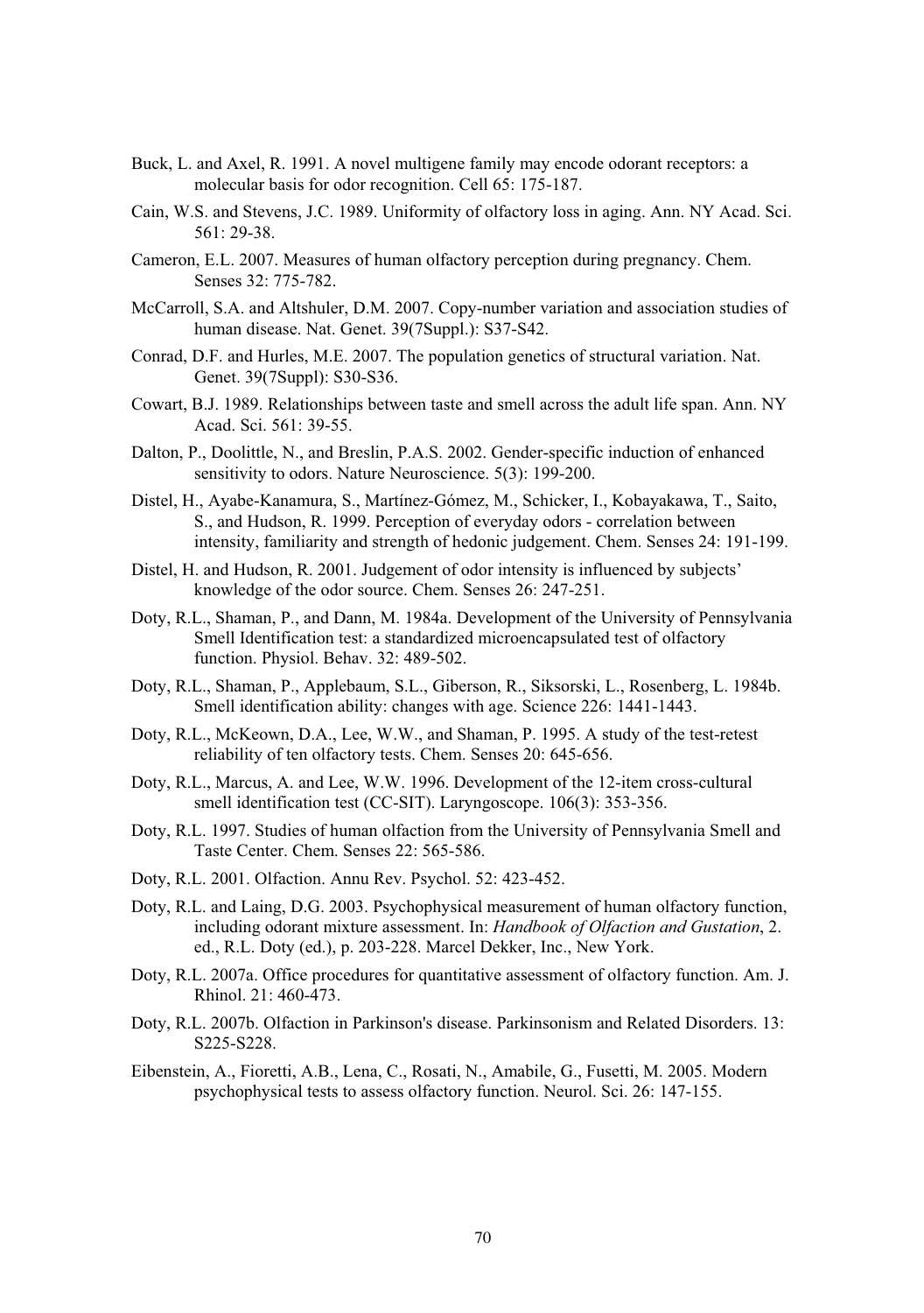Buck, L. and Axel, R. 1991. A novel multigene family may encode odorant receptors: a molecular basis for odor recognition. Cell 65: 175-187.

Cain, W.S. and Stevens, J.C. 1989. Uniformity of olfactory loss in aging. Ann. NY Acad. Sci. 561: 29-38.

Cameron, E.L. 2007. Measures of human olfactory perception during pregnancy. Chem. Senses 32: 775-782.

McCarroll, S.A. and Altshuler, D.M. 2007. Copy-number variation and association studies of human disease. Nat. Genet. 39(7Suppl.): S37-S42.

Conrad, D.F. and Hurles, M.E. 2007. The population genetics of structural variation. Nat. Genet. 39(7Suppl): S30-S36.

Cowart, B.J. 1989. Relationships between taste and smell across the adult life span. Ann. NY Acad. Sci. 561: 39-55.

Dalton, P., Doolittle, N., and Breslin, P.A.S. 2002. Gender-specific induction of enhanced sensitivity to odors. Nature Neuroscience. 5(3): 199-200.

Distel, H., Ayabe-Kanamura, S., Martínez-Gómez, M., Schicker, I., Kobayakawa, T., Saito, S., and Hudson, R. 1999. Perception of everyday odors - correlation between intensity, familiarity and strength of hedonic judgement. Chem. Senses 24: 191-199.

Distel, H. and Hudson, R. 2001. Judgement of odor intensity is influenced by subjects' knowledge of the odor source. Chem. Senses 26: 247-251.

Doty, R.L., Shaman, P., and Dann, M. 1984a. Development of the University of Pennsylvania Smell Identification test: a standardized microencapsulated test of olfactory function. Physiol. Behav. 32: 489-502.

Doty, R.L., Shaman, P., Applebaum, S.L., Giberson, R., Siksorski, L., Rosenberg, L. 1984b. Smell identification ability: changes with age. Science 226: 1441-1443.

Doty, R.L., McKeown, D.A., Lee, W.W., and Shaman, P. 1995. A study of the test-retest reliability of ten olfactory tests. Chem. Senses 20: 645-656.

Doty, R.L., Marcus, A. and Lee, W.W. 1996. Development of the 12-item cross-cultural smell identification test (CC-SIT). Laryngoscope. 106(3): 353-356.

Doty, R.L. 1997. Studies of human olfaction from the University of Pennsylvania Smell and Taste Center. Chem. Senses 22: 565-586.

Doty, R.L. 2001. Olfaction. Annu Rev. Psychol. 52: 423-452.

Doty, R.L. and Laing, D.G. 2003. Psychophysical measurement of human olfactory function, including odorant mixture assessment. In: *Handbook of Olfaction and Gustation*, 2. ed., R.L. Doty (ed.), p. 203-228. Marcel Dekker, Inc., New York.

Doty, R.L. 2007a. Office procedures for quantitative assessment of olfactory function. Am. J. Rhinol. 21: 460-473.

Doty, R.L. 2007b. Olfaction in Parkinson's disease. Parkinsonism and Related Disorders. 13: S225-S228.

Eibenstein, A., Fioretti, A.B., Lena, C., Rosati, N., Amabile, G., Fusetti, M. 2005. Modern psychophysical tests to assess olfactory function. Neurol. Sci. 26: 147-155.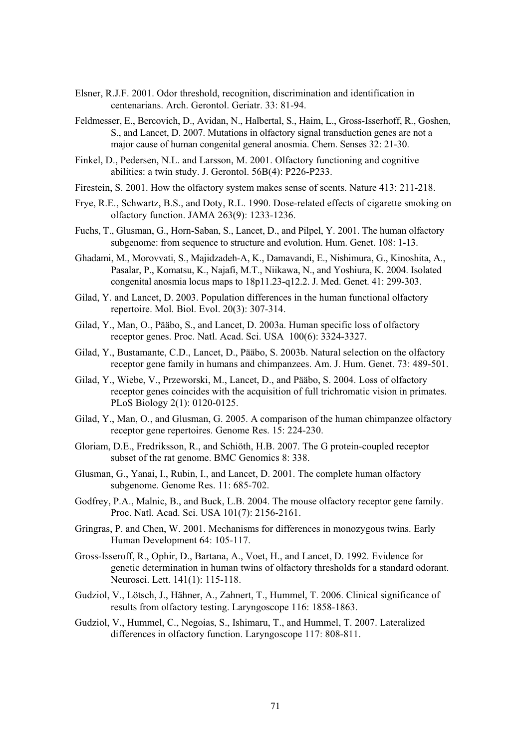Elsner, R.J.F. 2001. Odor threshold, recognition, discrimination and identification in centenarians. Arch. Gerontol. Geriatr. 33: 81-94.

Feldmesser, E., Bercovich, D., Avidan, N., Halbertal, S., Haim, L., Gross-Isserhoff, R., Goshen, S., and Lancet, D. 2007. Mutations in olfactory signal transduction genes are not a major cause of human congenital general anosmia. Chem. Senses 32: 21-30.

Finkel, D., Pedersen, N.L. and Larsson, M. 2001. Olfactory functioning and cognitive abilities: a twin study. J. Gerontol. 56B(4): P226-P233.

Firestein, S. 2001. How the olfactory system makes sense of scents. Nature 413: 211-218.

Frye, R.E., Schwartz, B.S., and Doty, R.L. 1990. Dose-related effects of cigarette smoking on olfactory function. JAMA 263(9): 1233-1236.

Fuchs, T., Glusman, G., Horn-Saban, S., Lancet, D., and Pilpel, Y. 2001. The human olfactory subgenome: from sequence to structure and evolution. Hum. Genet. 108: 1-13.

Ghadami, M., Morovvati, S., Majidzadeh-A, K., Damavandi, E., Nishimura, G., Kinoshita, A., Pasalar, P., Komatsu, K., Najafi, M.T., Niikawa, N., and Yoshiura, K. 2004. Isolated congenital anosmia locus maps to 18p11.23-q12.2. J. Med. Genet. 41: 299-303.

Gilad, Y. and Lancet, D. 2003. Population differences in the human functional olfactory repertoire. Mol. Biol. Evol. 20(3): 307-314.

Gilad, Y., Man, O., Pääbo, S., and Lancet, D. 2003a. Human specific loss of olfactory receptor genes. Proc. Natl. Acad. Sci. USA 100(6): 3324-3327.

Gilad, Y., Bustamante, C.D., Lancet, D., Pääbo, S. 2003b. Natural selection on the olfactory receptor gene family in humans and chimpanzees. Am. J. Hum. Genet. 73: 489-501.

Gilad, Y., Wiebe, V., Przeworski, M., Lancet, D., and Pääbo, S. 2004. Loss of olfactory receptor genes coincides with the acquisition of full trichromatic vision in primates. PLoS Biology 2(1): 0120-0125.

Gilad, Y., Man, O., and Glusman, G. 2005. A comparison of the human chimpanzee olfactory receptor gene repertoires. Genome Res. 15: 224-230.

Gloriam, D.E., Fredriksson, R., and Schiöth, H.B. 2007. The G protein-coupled receptor subset of the rat genome. BMC Genomics 8: 338.

Glusman, G., Yanai, I., Rubin, I., and Lancet, D. 2001. The complete human olfactory subgenome. Genome Res. 11: 685-702.

Godfrey, P.A., Malnic, B., and Buck, L.B. 2004. The mouse olfactory receptor gene family. Proc. Natl. Acad. Sci. USA 101(7): 2156-2161.

Gringras, P. and Chen, W. 2001. Mechanisms for differences in monozygous twins. Early Human Development 64: 105-117.

Gross-Isseroff, R., Ophir, D., Bartana, A., Voet, H., and Lancet, D. 1992. Evidence for genetic determination in human twins of olfactory thresholds for a standard odorant. Neurosci. Lett. 141(1): 115-118.

Gudziol, V., Lötsch, J., Hähner, A., Zahnert, T., Hummel, T. 2006. Clinical significance of results from olfactory testing. Laryngoscope 116: 1858-1863.

Gudziol, V., Hummel, C., Negoias, S., Ishimaru, T., and Hummel, T. 2007. Lateralized differences in olfactory function. Laryngoscope 117: 808-811.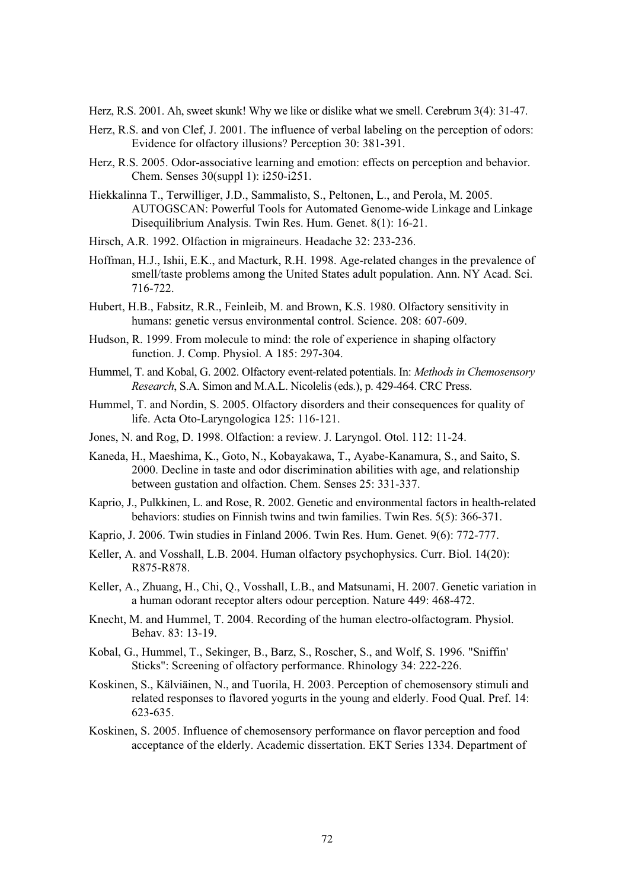Herz, R.S. 2001. Ah, sweet skunk! Why we like or dislike what we smell. Cerebrum 3(4): 31-47.

Herz, R.S. and von Clef, J. 2001. The influence of verbal labeling on the perception of odors: Evidence for olfactory illusions? Perception 30: 381-391.

Herz, R.S. 2005. Odor-associative learning and emotion: effects on perception and behavior. Chem. Senses 30(suppl 1): i250-i251.

Hiekkalinna T., Terwilliger, J.D., Sammalisto, S., Peltonen, L., and Perola, M. 2005. AUTOGSCAN: Powerful Tools for Automated Genome-wide Linkage and Linkage Disequilibrium Analysis. Twin Res. Hum. Genet. 8(1): 16-21.

Hirsch, A.R. 1992. Olfaction in migraineurs. Headache 32: 233-236.

Hoffman, H.J., Ishii, E.K., and Macturk, R.H. 1998. Age-related changes in the prevalence of smell/taste problems among the United States adult population. Ann. NY Acad. Sci. 716-722.

Hubert, H.B., Fabsitz, R.R., Feinleib, M. and Brown, K.S. 1980. Olfactory sensitivity in humans: genetic versus environmental control. Science. 208: 607-609.

Hudson, R. 1999. From molecule to mind: the role of experience in shaping olfactory function. J. Comp. Physiol. A 185: 297-304.

Hummel, T. and Kobal, G. 2002. Olfactory event-related potentials. In: *Methods in Chemosensory Research*, S.A. Simon and M.A.L. Nicolelis (eds.), p. 429-464. CRC Press.

Hummel, T. and Nordin, S. 2005. Olfactory disorders and their consequences for quality of life. Acta Oto-Laryngologica 125: 116-121.

Jones, N. and Rog, D. 1998. Olfaction: a review. J. Laryngol. Otol. 112: 11-24.

Kaneda, H., Maeshima, K., Goto, N., Kobayakawa, T., Ayabe-Kanamura, S., and Saito, S. 2000. Decline in taste and odor discrimination abilities with age, and relationship between gustation and olfaction. Chem. Senses 25: 331-337.

Kaprio, J., Pulkkinen, L. and Rose, R. 2002. Genetic and environmental factors in health-related behaviors: studies on Finnish twins and twin families. Twin Res. 5(5): 366-371.

Kaprio, J. 2006. Twin studies in Finland 2006. Twin Res. Hum. Genet. 9(6): 772-777.

Keller, A. and Vosshall, L.B. 2004. Human olfactory psychophysics. Curr. Biol. 14(20): R875-R878.

Keller, A., Zhuang, H., Chi, Q., Vosshall, L.B., and Matsunami, H. 2007. Genetic variation in a human odorant receptor alters odour perception. Nature 449: 468-472.

Knecht, M. and Hummel, T. 2004. Recording of the human electro-olfactogram. Physiol. Behav. 83: 13-19.

Kobal, G., Hummel, T., Sekinger, B., Barz, S., Roscher, S., and Wolf, S. 1996. "Sniffin' Sticks": Screening of olfactory performance. Rhinology 34: 222-226.

Koskinen, S., Kälviäinen, N., and Tuorila, H. 2003. Perception of chemosensory stimuli and related responses to flavored yogurts in the young and elderly. Food Qual. Pref. 14: 623-635.

Koskinen, S. 2005. Influence of chemosensory performance on flavor perception and food acceptance of the elderly. Academic dissertation. EKT Series 1334. Department of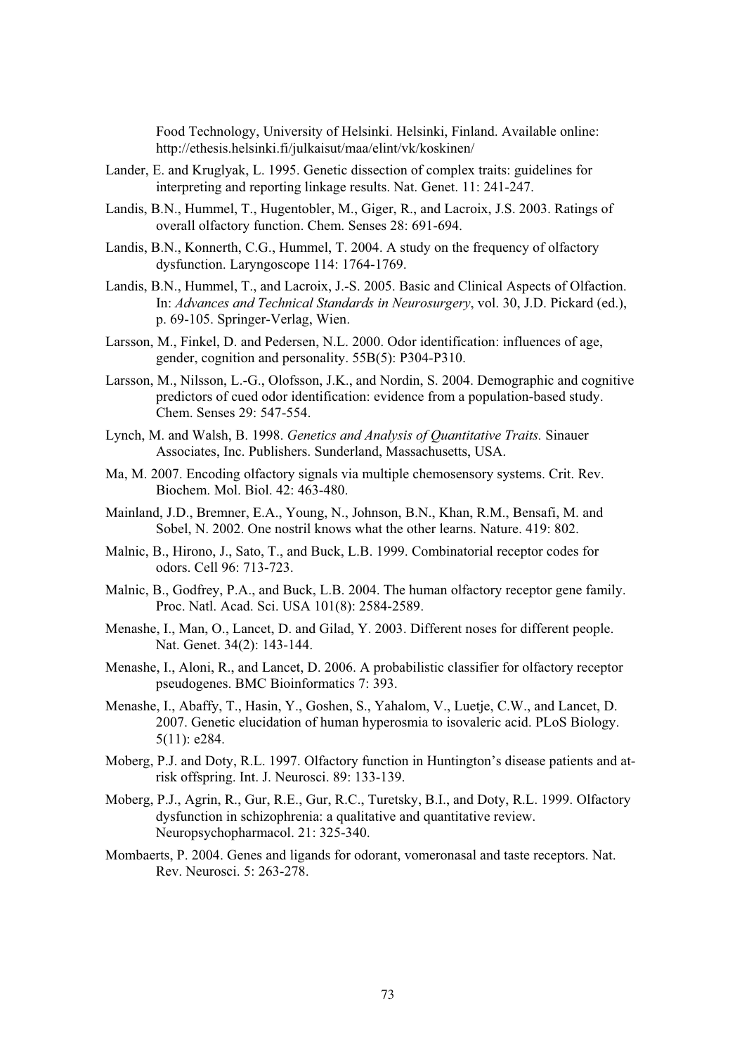Food Technology, University of Helsinki. Helsinki, Finland. Available online: http://ethesis.helsinki.fi/julkaisut/maa/elint/vk/koskinen/

Lander, E. and Kruglyak, L. 1995. Genetic dissection of complex traits: guidelines for interpreting and reporting linkage results. Nat. Genet. 11: 241-247.

Landis, B.N., Hummel, T., Hugentobler, M., Giger, R., and Lacroix, J.S. 2003. Ratings of overall olfactory function. Chem. Senses 28: 691-694.

Landis, B.N., Konnerth, C.G., Hummel, T. 2004. A study on the frequency of olfactory dysfunction. Laryngoscope 114: 1764-1769.

Landis, B.N., Hummel, T., and Lacroix, J.-S. 2005. Basic and Clinical Aspects of Olfaction. In: *Advances and Technical Standards in Neurosurgery*, vol. 30, J.D. Pickard (ed.), p. 69-105. Springer-Verlag, Wien.

Larsson, M., Finkel, D. and Pedersen, N.L. 2000. Odor identification: influences of age, gender, cognition and personality. 55B(5): P304-P310.

Larsson, M., Nilsson, L.-G., Olofsson, J.K., and Nordin, S. 2004. Demographic and cognitive predictors of cued odor identification: evidence from a population-based study. Chem. Senses 29: 547-554.

Lynch, M. and Walsh, B. 1998. *Genetics and Analysis of Quantitative Traits.* Sinauer Associates, Inc. Publishers. Sunderland, Massachusetts, USA.

Ma, M. 2007. Encoding olfactory signals via multiple chemosensory systems. Crit. Rev. Biochem. Mol. Biol. 42: 463-480.

Mainland, J.D., Bremner, E.A., Young, N., Johnson, B.N., Khan, R.M., Bensafi, M. and Sobel, N. 2002. One nostril knows what the other learns. Nature. 419: 802.

Malnic, B., Hirono, J., Sato, T., and Buck, L.B. 1999. Combinatorial receptor codes for odors. Cell 96: 713-723.

Malnic, B., Godfrey, P.A., and Buck, L.B. 2004. The human olfactory receptor gene family. Proc. Natl. Acad. Sci. USA 101(8): 2584-2589.

Menashe, I., Man, O., Lancet, D. and Gilad, Y. 2003. Different noses for different people. Nat. Genet. 34(2): 143-144.

Menashe, I., Aloni, R., and Lancet, D. 2006. A probabilistic classifier for olfactory receptor pseudogenes. BMC Bioinformatics 7: 393.

Menashe, I., Abaffy, T., Hasin, Y., Goshen, S., Yahalom, V., Luetje, C.W., and Lancet, D. 2007. Genetic elucidation of human hyperosmia to isovaleric acid. PLoS Biology. 5(11): e284.

Moberg, P.J. and Doty, R.L. 1997. Olfactory function in Huntington's disease patients and at-risk offspring. Int. J. Neurosci. 89: 133-139.

Moberg, P.J., Agrin, R., Gur, R.E., Gur, R.C., Turetsky, B.I., and Doty, R.L. 1999. Olfactory dysfunction in schizophrenia: a qualitative and quantitative review. Neuropsychopharmacol. 21: 325-340.

Mombaerts, P. 2004. Genes and ligands for odorant, vomeronasal and taste receptors. Nat. Rev. Neurosci. 5: 263-278.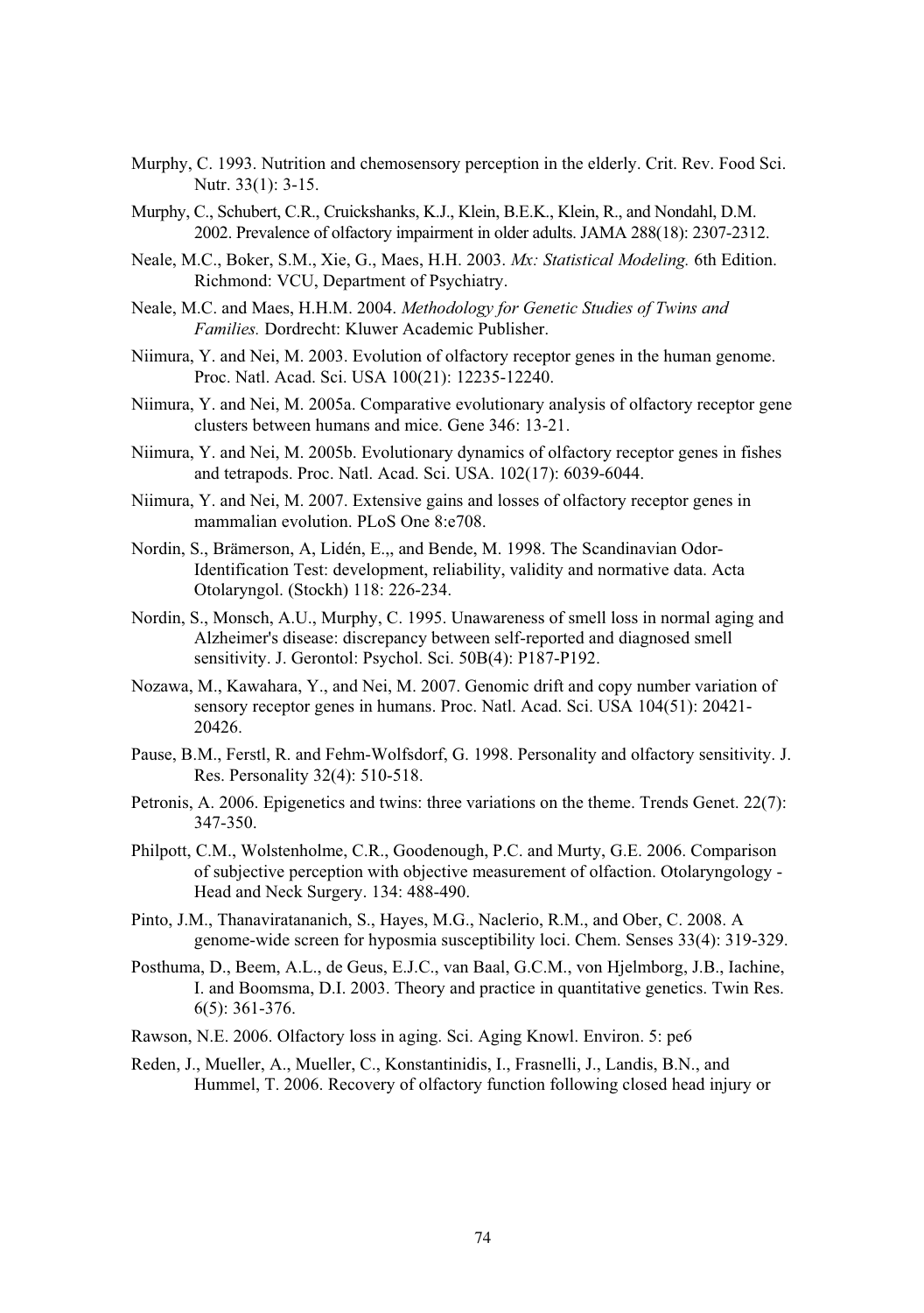Murphy, C. 1993. Nutrition and chemosensory perception in the elderly. Crit. Rev. Food Sci. Nutr. 33(1): 3-15.

Murphy, C., Schubert, C.R., Cruickshanks, K.J., Klein, B.E.K., Klein, R., and Nondahl, D.M. 2002. Prevalence of olfactory impairment in older adults. JAMA 288(18): 2307-2312.

Neale, M.C., Boker, S.M., Xie, G., Maes, H.H. 2003. *Mx: Statistical Modeling.* 6th Edition. Richmond: VCU, Department of Psychiatry.

Neale, M.C. and Maes, H.H.M. 2004. *Methodology for Genetic Studies of Twins and Families.* Dordrecht: Kluwer Academic Publisher.

Niimura, Y. and Nei, M. 2003. Evolution of olfactory receptor genes in the human genome. Proc. Natl. Acad. Sci. USA 100(21): 12235-12240.

Niimura, Y. and Nei, M. 2005a. Comparative evolutionary analysis of olfactory receptor gene clusters between humans and mice. Gene 346: 13-21.

Niimura, Y. and Nei, M. 2005b. Evolutionary dynamics of olfactory receptor genes in fishes and tetrapods. Proc. Natl. Acad. Sci. USA. 102(17): 6039-6044.

Niimura, Y. and Nei, M. 2007. Extensive gains and losses of olfactory receptor genes in mammalian evolution. PLoS One 8:e708.

Nordin, S., Brämerson, A, Lidén, E.,, and Bende, M. 1998. The Scandinavian Odor-Identification Test: development, reliability, validity and normative data. Acta Otolaryngol. (Stockh) 118: 226-234.

Nordin, S., Monsch, A.U., Murphy, C. 1995. Unawareness of smell loss in normal aging and Alzheimer's disease: discrepancy between self-reported and diagnosed smell sensitivity. J. Gerontol: Psychol. Sci. 50B(4): P187-P192.

Nozawa, M., Kawahara, Y., and Nei, M. 2007. Genomic drift and copy number variation of sensory receptor genes in humans. Proc. Natl. Acad. Sci. USA 104(51): 20421-20426.

Pause, B.M., Ferstl, R. and Fehm-Wolfsdorf, G. 1998. Personality and olfactory sensitivity. J. Res. Personality 32(4): 510-518.

Petronis, A. 2006. Epigenetics and twins: three variations on the theme. Trends Genet. 22(7): 347-350.

Philpott, C.M., Wolstenholme, C.R., Goodenough, P.C. and Murty, G.E. 2006. Comparison of subjective perception with objective measurement of olfaction. Otolaryngology - Head and Neck Surgery. 134: 488-490.

Pinto, J.M., Thanaviratananich, S., Hayes, M.G., Naclerio, R.M., and Ober, C. 2008. A genome-wide screen for hyposmia susceptibility loci. Chem. Senses 33(4): 319-329.

Posthuma, D., Beem, A.L., de Geus, E.J.C., van Baal, G.C.M., von Hjelmborg, J.B., Iachine, I. and Boomsma, D.I. 2003. Theory and practice in quantitative genetics. Twin Res. 6(5): 361-376.

Rawson, N.E. 2006. Olfactory loss in aging. Sci. Aging Knowl. Environ. 5: pe6

Reden, J., Mueller, A., Mueller, C., Konstantinidis, I., Frasnelli, J., Landis, B.N., and Hummel, T. 2006. Recovery of olfactory function following closed head injury or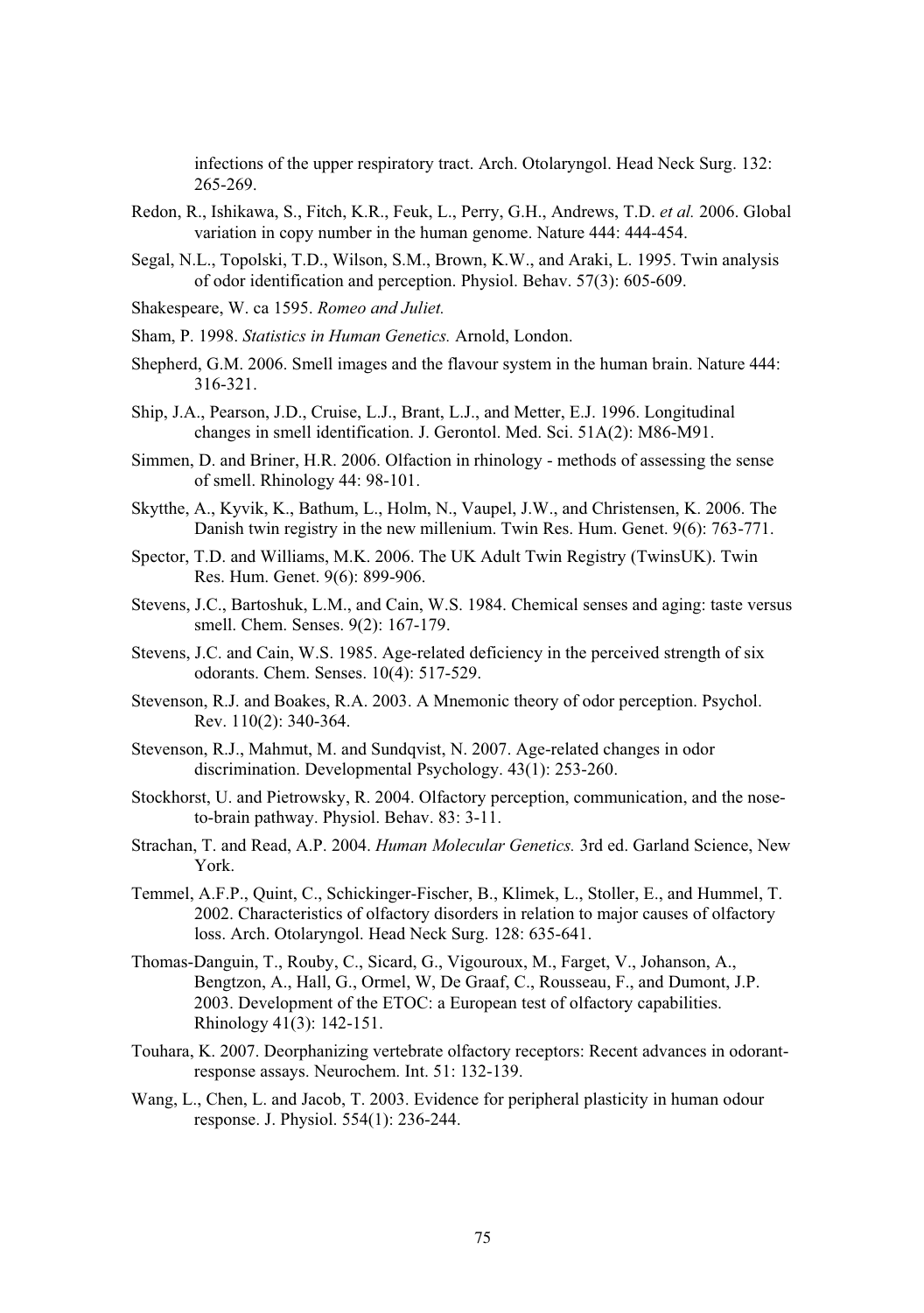infections of the upper respiratory tract. Arch. Otolaryngol. Head Neck Surg. 132: 265-269.

Redon, R., Ishikawa, S., Fitch, K.R., Feuk, L., Perry, G.H., Andrews, T.D. *et al.* 2006. Global variation in copy number in the human genome. Nature 444: 444-454.

Segal, N.L., Topolski, T.D., Wilson, S.M., Brown, K.W., and Araki, L. 1995. Twin analysis of odor identification and perception. Physiol. Behav. 57(3): 605-609.

Shakespeare, W. ca 1595. *Romeo and Juliet.*

Sham, P. 1998. *Statistics in Human Genetics.* Arnold, London.

Shepherd, G.M. 2006. Smell images and the flavour system in the human brain. Nature 444: 316-321.

Ship, J.A., Pearson, J.D., Cruise, L.J., Brant, L.J., and Metter, E.J. 1996. Longitudinal changes in smell identification. J. Gerontol. Med. Sci. 51A(2): M86-M91.

Simmen, D. and Briner, H.R. 2006. Olfaction in rhinology - methods of assessing the sense of smell. Rhinology 44: 98-101.

Skytthe, A., Kyvik, K., Bathum, L., Holm, N., Vaupel, J.W., and Christensen, K. 2006. The Danish twin registry in the new millenium. Twin Res. Hum. Genet. 9(6): 763-771.

Spector, T.D. and Williams, M.K. 2006. The UK Adult Twin Registry (TwinsUK). Twin Res. Hum. Genet. 9(6): 899-906.

Stevens, J.C., Bartoshuk, L.M., and Cain, W.S. 1984. Chemical senses and aging: taste versus smell. Chem. Senses. 9(2): 167-179.

Stevens, J.C. and Cain, W.S. 1985. Age-related deficiency in the perceived strength of six odorants. Chem. Senses. 10(4): 517-529.

Stevenson, R.J. and Boakes, R.A. 2003. A Mnemonic theory of odor perception. Psychol. Rev. 110(2): 340-364.

Stevenson, R.J., Mahmut, M. and Sundqvist, N. 2007. Age-related changes in odor discrimination. Developmental Psychology. 43(1): 253-260.

Stockhorst, U. and Pietrowsky, R. 2004. Olfactory perception, communication, and the nose-to-brain pathway. Physiol. Behav. 83: 3-11.

Strachan, T. and Read, A.P. 2004. *Human Molecular Genetics.* 3rd ed. Garland Science, New York.

Temmel, A.F.P., Quint, C., Schickinger-Fischer, B., Klimek, L., Stoller, E., and Hummel, T. 2002. Characteristics of olfactory disorders in relation to major causes of olfactory loss. Arch. Otolaryngol. Head Neck Surg. 128: 635-641.

Thomas-Danguin, T., Rouby, C., Sicard, G., Vigouroux, M., Farget, V., Johanson, A., Bengtzon, A., Hall, G., Ormel, W, De Graaf, C., Rousseau, F., and Dumont, J.P. 2003. Development of the ETOC: a European test of olfactory capabilities. Rhinology 41(3): 142-151.

Touhara, K. 2007. Deorphanizing vertebrate olfactory receptors: Recent advances in odorant-response assays. Neurochem. Int. 51: 132-139.

Wang, L., Chen, L. and Jacob, T. 2003. Evidence for peripheral plasticity in human odour response. J. Physiol. 554(1): 236-244.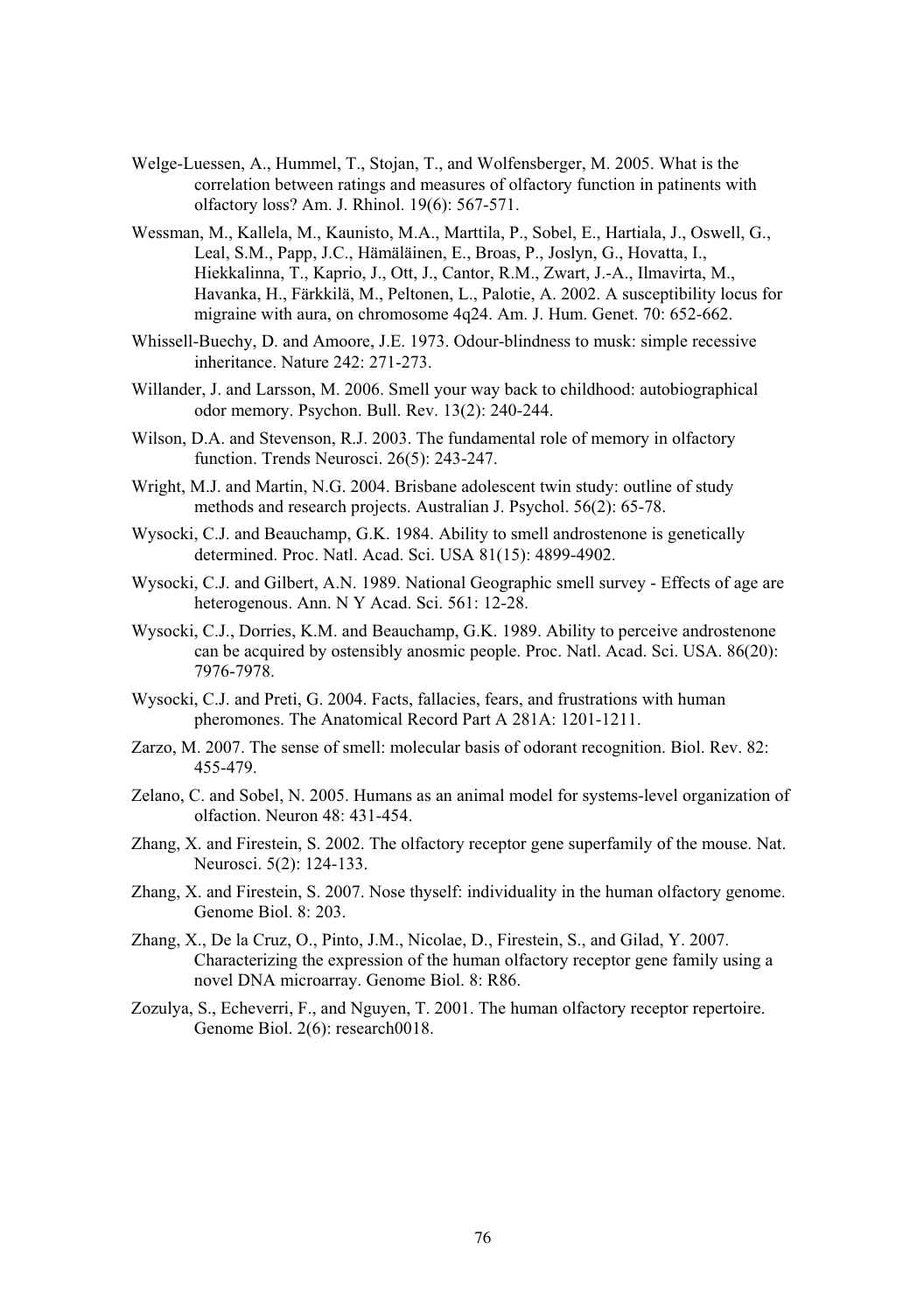Welge-Luessen, A., Hummel, T., Stojan, T., and Wolfensberger, M. 2005. What is the correlation between ratings and measures of olfactory function in patinents with olfactory loss? Am. J. Rhinol. 19(6): 567-571.

Wessman, M., Kallela, M., Kaunisto, M.A., Marttila, P., Sobel, E., Hartiala, J., Oswell, G., Leal, S.M., Papp, J.C., Hämäläinen, E., Broas, P., Joslyn, G., Hovatta, I., Hiekkalinna, T., Kaprio, J., Ott, J., Cantor, R.M., Zwart, J.-A., Ilmavirta, M., Havanka, H., Färkkilä, M., Peltonen, L., Palotie, A. 2002. A susceptibility locus for migraine with aura, on chromosome 4q24. Am. J. Hum. Genet. 70: 652-662.

Whissell-Buechy, D. and Amoore, J.E. 1973. Odour-blindness to musk: simple recessive inheritance. Nature 242: 271-273.

Willander, J. and Larsson, M. 2006. Smell your way back to childhood: autobiographical odor memory. Psychon. Bull. Rev. 13(2): 240-244.

Wilson, D.A. and Stevenson, R.J. 2003. The fundamental role of memory in olfactory function. Trends Neurosci. 26(5): 243-247.

Wright, M.J. and Martin, N.G. 2004. Brisbane adolescent twin study: outline of study methods and research projects. Australian J. Psychol. 56(2): 65-78.

Wysocki, C.J. and Beauchamp, G.K. 1984. Ability to smell androstenone is genetically determined. Proc. Natl. Acad. Sci. USA 81(15): 4899-4902.

Wysocki, C.J. and Gilbert, A.N. 1989. National Geographic smell survey - Effects of age are heterogenous. Ann. N Y Acad. Sci. 561: 12-28.

Wysocki, C.J., Dorries, K.M. and Beauchamp, G.K. 1989. Ability to perceive androstenone can be acquired by ostensibly anosmic people. Proc. Natl. Acad. Sci. USA. 86(20): 7976-7978.

Wysocki, C.J. and Preti, G. 2004. Facts, fallacies, fears, and frustrations with human pheromones. The Anatomical Record Part A 281A: 1201-1211.

Zarzo, M. 2007. The sense of smell: molecular basis of odorant recognition. Biol. Rev. 82: 455-479.

Zelano, C. and Sobel, N. 2005. Humans as an animal model for systems-level organization of olfaction. Neuron 48: 431-454.

Zhang, X. and Firestein, S. 2002. The olfactory receptor gene superfamily of the mouse. Nat. Neurosci. 5(2): 124-133.

Zhang, X. and Firestein, S. 2007. Nose thyself: individuality in the human olfactory genome. Genome Biol. 8: 203.

Zhang, X., De la Cruz, O., Pinto, J.M., Nicolae, D., Firestein, S., and Gilad, Y. 2007. Characterizing the expression of the human olfactory receptor gene family using a novel DNA microarray. Genome Biol. 8: R86.

Zozulya, S., Echeverri, F., and Nguyen, T. 2001. The human olfactory receptor repertoire. Genome Biol. 2(6): research0018.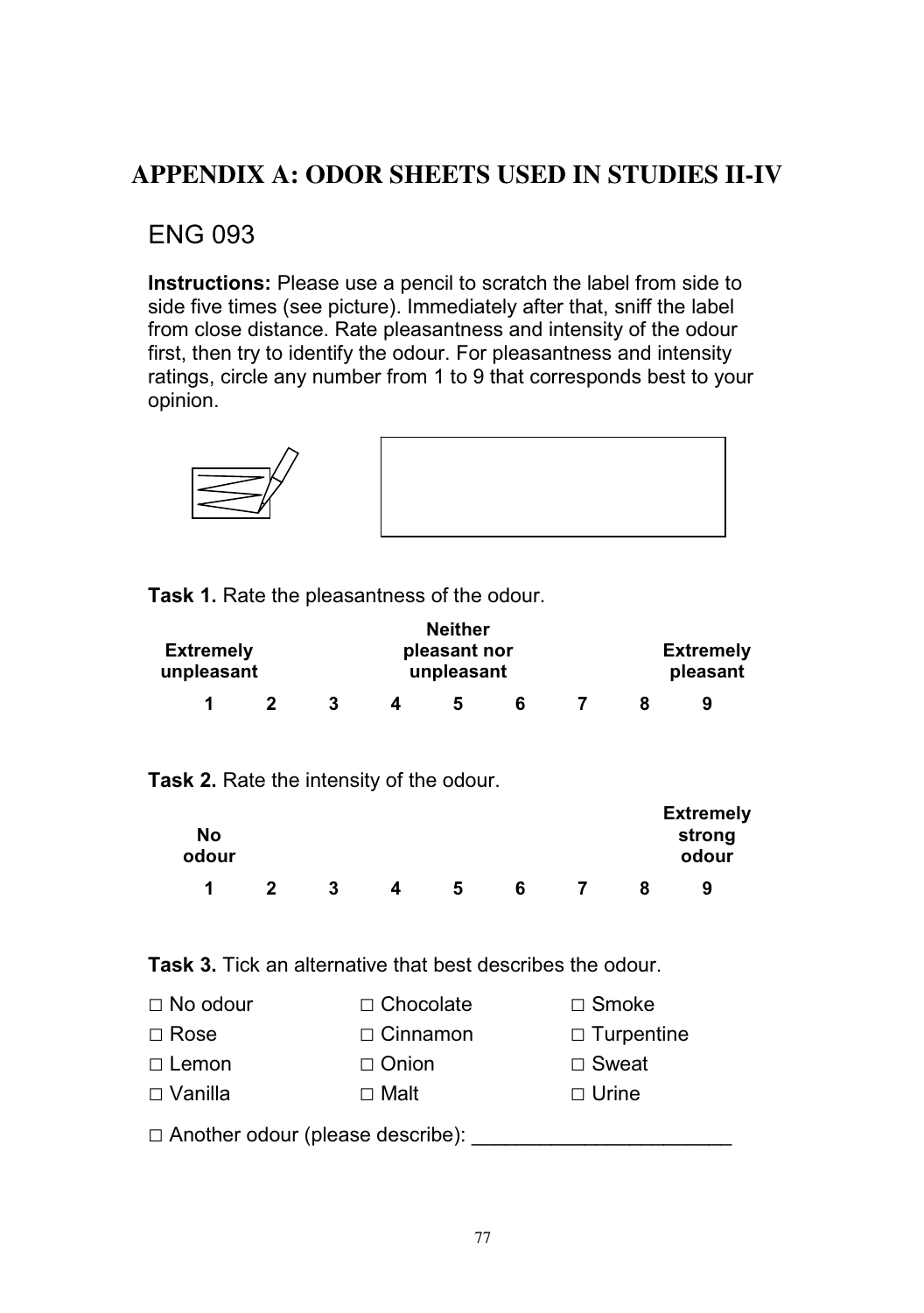# APPENDIX A: ODOR SHEETS USED IN STUDIES II-IV

## ENG 093

**Instructions:** Please use a pencil to scratch the label from side to side five times (see picture). Immediately after that, sniff the label from close distance. Rate pleasantness and intensity of the odour first, then try to identify the odour. For pleasantness and intensity ratings, circle any number from 1 to 9 that corresponds best to your opinion.

**Task 1.** Rate the pleasantness of the odour.

| Extremely unpleasant | | | | Neither pleasant nor unpleasant | | | | Extremely pleasant |
|---|---|---|---|---|---|---|---|---|
| 1 | 2 | 3 | 4 | 5 | 6 | 7 | 8 | 9 |

**Task 2.** Rate the intensity of the odour.

| No odour | | | | | | | | Extremely strong odour |
|---|---|---|---|---|---|---|---|---|
| 1 | 2 | 3 | 4 | 5 | 6 | 7 | 8 | 9 |

**Task 3.** Tick an alternative that best describes the odour.

| | | |
|---|---|---|
| □ No odour | □ Chocolate | □ Smoke |
| □ Rose | □ Cinnamon | □ Turpentine |
| □ Lemon | □ Onion | □ Sweat |
| □ Vanilla | □ Malt | □ Urine |

□ Another odour (please describe): _______________________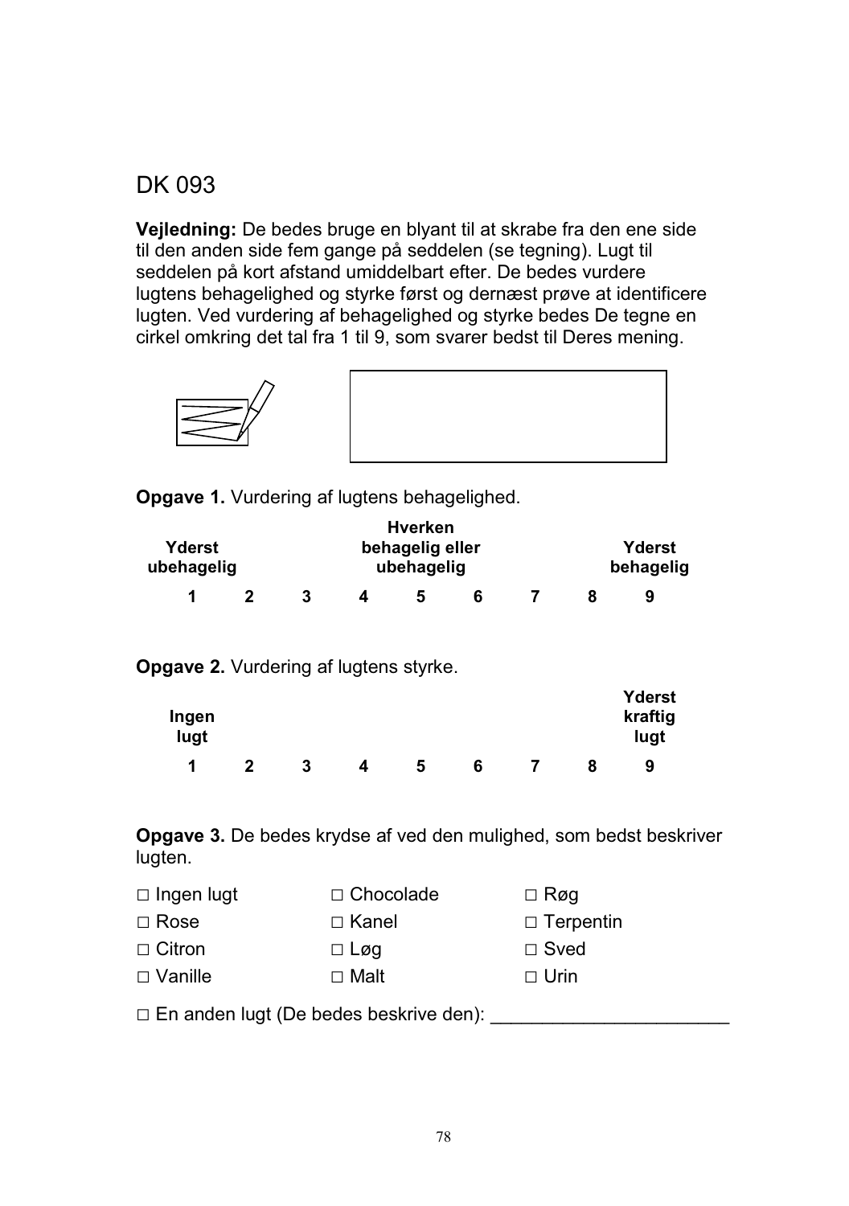# DK 093

**Vejledning:** De bedes bruge en blyant til at skrabe fra den ene side til den anden side fem gange på seddelen (se tegning). Lugt til seddelen på kort afstand umiddelbart efter. De bedes vurdere lugtens behagelighed og styrke først og dernæst prøve at identificere lugten. Ved vurdering af behagelighed og styrke bedes De tegne en cirkel omkring det tal fra 1 til 9, som svarer bedst til Deres mening.

**Opgave 1.** Vurdering af lugtens behagelighed.

| Yderst ubehagelig | | | | Hverken behagelig eller ubehagelig | | | | Yderst behagelig |
|---|---|---|---|---|---|---|---|---|
| **1** | **2** | **3** | **4** | **5** | **6** | **7** | **8** | **9** |

**Opgave 2.** Vurdering af lugtens styrke.

| Ingen lugt | | | | | | | | Yderst kraftig lugt |
|---|---|---|---|---|---|---|---|---|
| **1** | **2** | **3** | **4** | **5** | **6** | **7** | **8** | **9** |

**Opgave 3.** De bedes krydse af ved den mulighed, som bedst beskriver lugten.

| | | |
|---|---|---|
| □ Ingen lugt | □ Chocolade | □ Røg |
| □ Rose | □ Kanel | □ Terpentin |
| □ Citron | □ Løg | □ Sved |
| □ Vanille | □ Malt | □ Urin |

□ En anden lugt (De bedes beskrive den): _______________________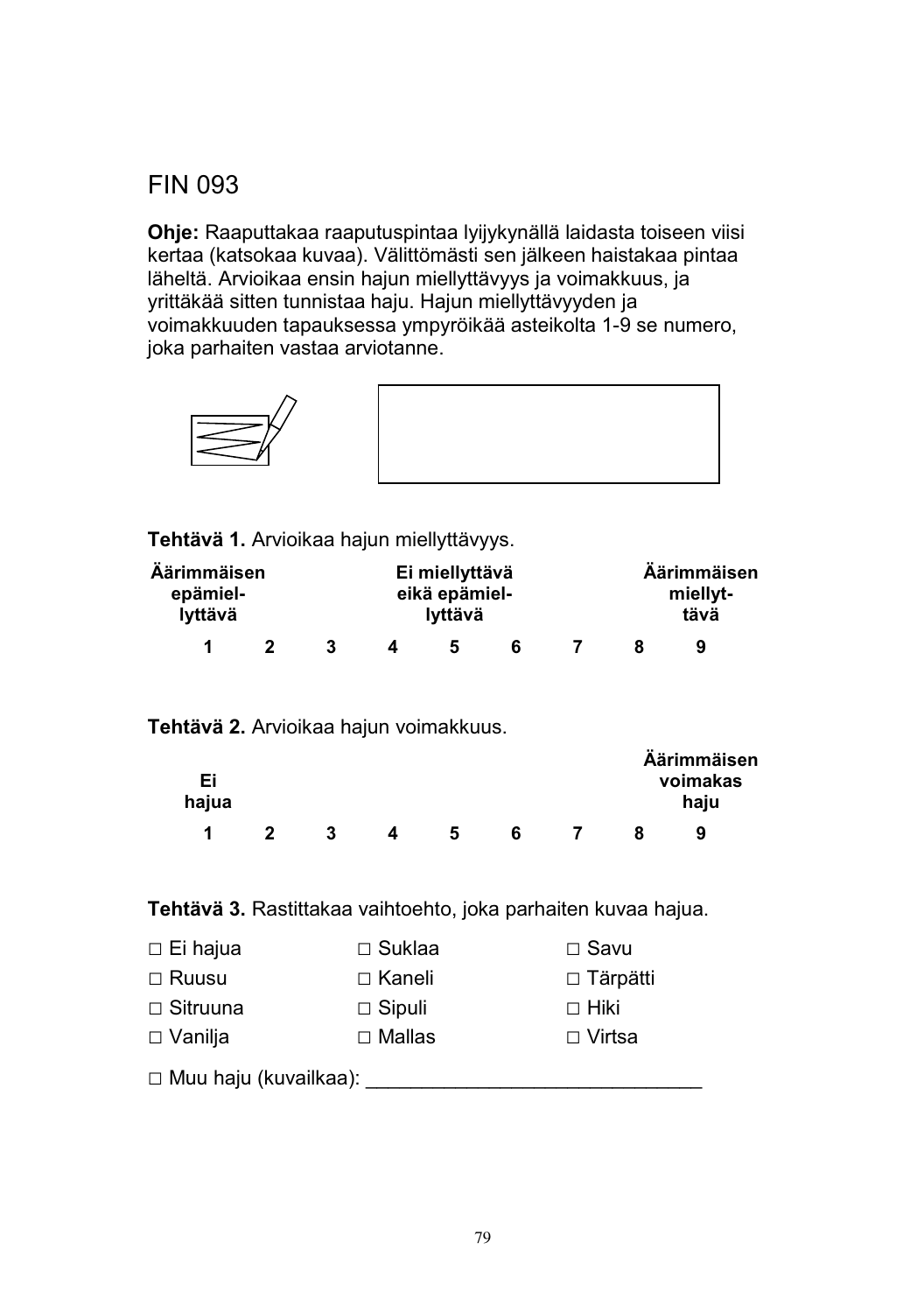FIN 093

**Ohje:** Raaputtakaa raaputuspintaa lyijykynällä laidasta toiseen viisi kertaa (katsokaa kuvaa). Välittömästi sen jälkeen haistakaa pintaa läheltä. Arvioikaa ensin hajun miellyttävyys ja voimakkuus, ja yrittäkää sitten tunnistaa haju. Hajun miellyttävyyden ja voimakkuuden tapauksessa ympyröikää asteikolta 1-9 se numero, joka parhaiten vastaa arviotanne.

**Tehtävä 1.** Arvioikaa hajun miellyttävyys.

| Äärimmäisen epämiellyttävä | | | | Ei miellyttävä eikä epämiellyttävä | | | | Äärimmäisen miellyttävä |
|---|---|---|---|---|---|---|---|---|
| 1 | 2 | 3 | 4 | 5 | 6 | 7 | 8 | 9 |

**Tehtävä 2.** Arvioikaa hajun voimakkuus.

| Ei hajua | | | | | | | | Äärimmäisen voimakas haju |
|---|---|---|---|---|---|---|---|---|
| 1 | 2 | 3 | 4 | 5 | 6 | 7 | 8 | 9 |

**Tehtävä 3.** Rastittakaa vaihtoehto, joka parhaiten kuvaa hajua.

| | | |
|---|---|---|
| □ Ei hajua | □ Suklaa | □ Savu |
| □ Ruusu | □ Kaneli | □ Tärpätti |
| □ Sitruuna | □ Sipuli | □ Hiki |
| □ Vanilja | □ Mallas | □ Virtsa |

□ Muu haju (kuvailkaa): ______________________________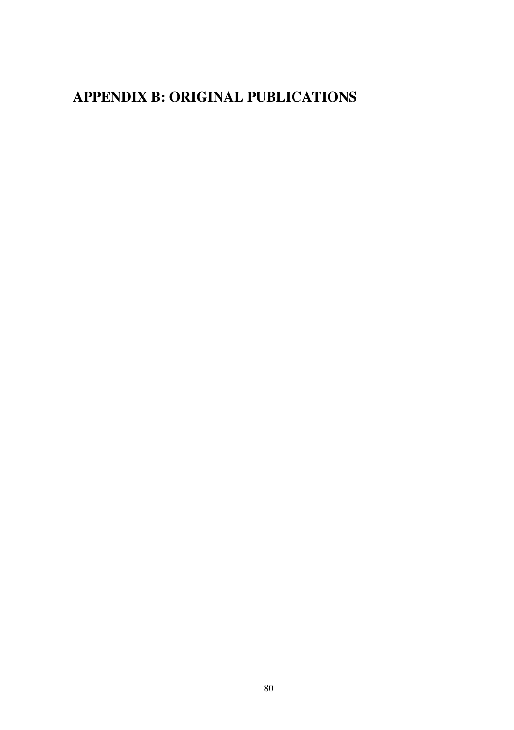# APPENDIX B: ORIGINAL PUBLICATIONS